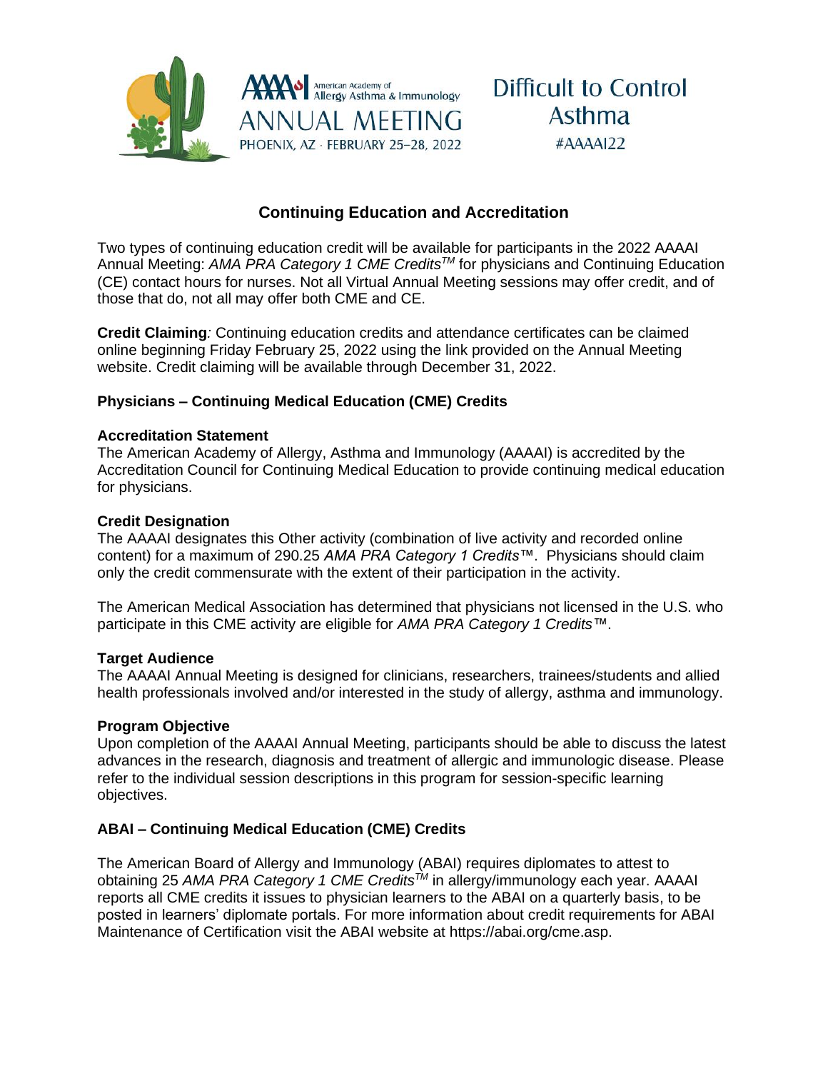AAAAI American Academy of Allergy Asthma & Immunology
ANNUAL MEETING
PHOENIX, AZ · FEBRUARY 25–28, 2022

Difficult to Control Asthma
#AAAAI22

## Continuing Education and Accreditation

Two types of continuing education credit will be available for participants in the 2022 AAAAI Annual Meeting: *AMA PRA Category 1 CME Credits™* for physicians and Continuing Education (CE) contact hours for nurses. Not all Virtual Annual Meeting sessions may offer credit, and of those that do, not all may offer both CME and CE.

**Credit Claiming***:* Continuing education credits and attendance certificates can be claimed online beginning Friday February 25, 2022 using the link provided on the Annual Meeting website. Credit claiming will be available through December 31, 2022.

### Physicians – Continuing Medical Education (CME) Credits

**Accreditation Statement**
The American Academy of Allergy, Asthma and Immunology (AAAAI) is accredited by the Accreditation Council for Continuing Medical Education to provide continuing medical education for physicians.

**Credit Designation**
The AAAAI designates this Other activity (combination of live activity and recorded online content) for a maximum of 290.25 *AMA PRA Category 1 Credits*™. Physicians should claim only the credit commensurate with the extent of their participation in the activity.

The American Medical Association has determined that physicians not licensed in the U.S. who participate in this CME activity are eligible for *AMA PRA Category 1 Credits*™.

**Target Audience**
The AAAAI Annual Meeting is designed for clinicians, researchers, trainees/students and allied health professionals involved and/or interested in the study of allergy, asthma and immunology.

**Program Objective**
Upon completion of the AAAAI Annual Meeting, participants should be able to discuss the latest advances in the research, diagnosis and treatment of allergic and immunologic disease. Please refer to the individual session descriptions in this program for session-specific learning objectives.

### ABAI – Continuing Medical Education (CME) Credits

The American Board of Allergy and Immunology (ABAI) requires diplomates to attest to obtaining 25 *AMA PRA Category 1 CME Credits™* in allergy/immunology each year. AAAAI reports all CME credits it issues to physician learners to the ABAI on a quarterly basis, to be posted in learners' diplomate portals. For more information about credit requirements for ABAI Maintenance of Certification visit the ABAI website at https://abai.org/cme.asp.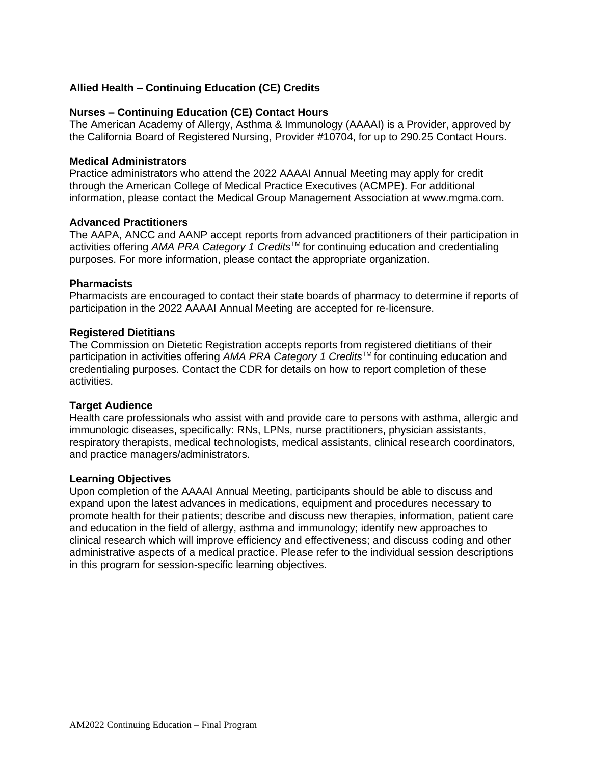## Allied Health – Continuing Education (CE) Credits

### Nurses – Continuing Education (CE) Contact Hours

The American Academy of Allergy, Asthma & Immunology (AAAAI) is a Provider, approved by the California Board of Registered Nursing, Provider #10704, for up to 290.25 Contact Hours.

### Medical Administrators

Practice administrators who attend the 2022 AAAAI Annual Meeting may apply for credit through the American College of Medical Practice Executives (ACMPE). For additional information, please contact the Medical Group Management Association at www.mgma.com.

### Advanced Practitioners

The AAPA, ANCC and AANP accept reports from advanced practitioners of their participation in activities offering *AMA PRA Category 1 Credits*™ for continuing education and credentialing purposes. For more information, please contact the appropriate organization.

### Pharmacists

Pharmacists are encouraged to contact their state boards of pharmacy to determine if reports of participation in the 2022 AAAAI Annual Meeting are accepted for re-licensure.

### Registered Dietitians

The Commission on Dietetic Registration accepts reports from registered dietitians of their participation in activities offering *AMA PRA Category 1 Credits*™ for continuing education and credentialing purposes. Contact the CDR for details on how to report completion of these activities.

### Target Audience

Health care professionals who assist with and provide care to persons with asthma, allergic and immunologic diseases, specifically: RNs, LPNs, nurse practitioners, physician assistants, respiratory therapists, medical technologists, medical assistants, clinical research coordinators, and practice managers/administrators.

### Learning Objectives

Upon completion of the AAAAI Annual Meeting, participants should be able to discuss and expand upon the latest advances in medications, equipment and procedures necessary to promote health for their patients; describe and discuss new therapies, information, patient care and education in the field of allergy, asthma and immunology; identify new approaches to clinical research which will improve efficiency and effectiveness; and discuss coding and other administrative aspects of a medical practice. Please refer to the individual session descriptions in this program for session-specific learning objectives.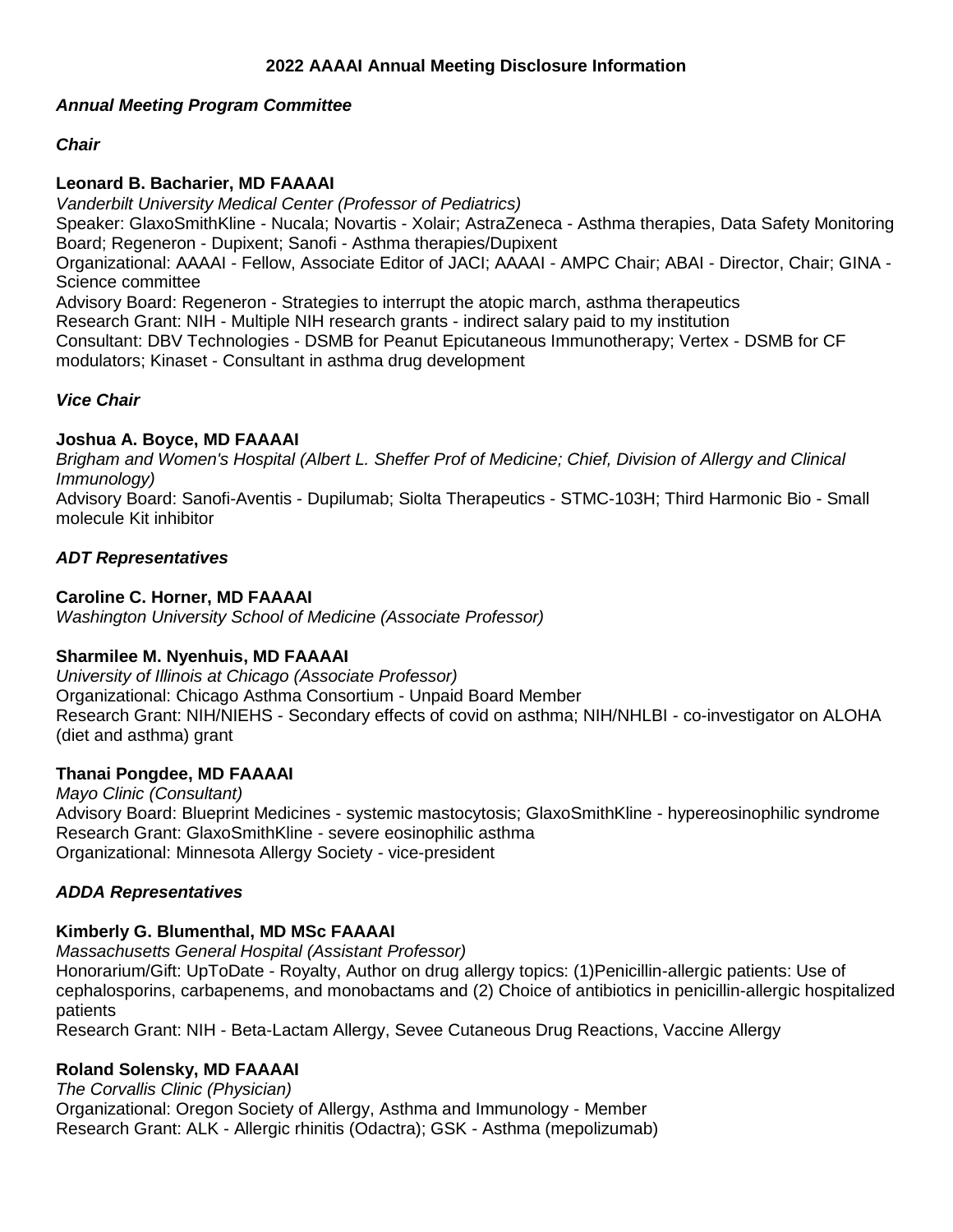# 2022 AAAAI Annual Meeting Disclosure Information

## *Annual Meeting Program Committee*

### *Chair*

**Leonard B. Bacharier, MD FAAAAI**
*Vanderbilt University Medical Center (Professor of Pediatrics)*
Speaker: GlaxoSmithKline - Nucala; Novartis - Xolair; AstraZeneca - Asthma therapies, Data Safety Monitoring Board; Regeneron - Dupixent; Sanofi - Asthma therapies/Dupixent
Organizational: AAAAI - Fellow, Associate Editor of JACI; AAAAI - AMPC Chair; ABAI - Director, Chair; GINA - Science committee
Advisory Board: Regeneron - Strategies to interrupt the atopic march, asthma therapeutics
Research Grant: NIH - Multiple NIH research grants - indirect salary paid to my institution
Consultant: DBV Technologies - DSMB for Peanut Epicutaneous Immunotherapy; Vertex - DSMB for CF modulators; Kinaset - Consultant in asthma drug development

### *Vice Chair*

**Joshua A. Boyce, MD FAAAAI**
*Brigham and Women's Hospital (Albert L. Sheffer Prof of Medicine; Chief, Division of Allergy and Clinical Immunology)*
Advisory Board: Sanofi-Aventis - Dupilumab; Siolta Therapeutics - STMC-103H; Third Harmonic Bio - Small molecule Kit inhibitor

### *ADT Representatives*

**Caroline C. Horner, MD FAAAAI**
*Washington University School of Medicine (Associate Professor)*

**Sharmilee M. Nyenhuis, MD FAAAAI**
*University of Illinois at Chicago (Associate Professor)*
Organizational: Chicago Asthma Consortium - Unpaid Board Member
Research Grant: NIH/NIEHS - Secondary effects of covid on asthma; NIH/NHLBI - co-investigator on ALOHA (diet and asthma) grant

**Thanai Pongdee, MD FAAAAI**
*Mayo Clinic (Consultant)*
Advisory Board: Blueprint Medicines - systemic mastocytosis; GlaxoSmithKline - hypereosinophilic syndrome
Research Grant: GlaxoSmithKline - severe eosinophilic asthma
Organizational: Minnesota Allergy Society - vice-president

### *ADDA Representatives*

**Kimberly G. Blumenthal, MD MSc FAAAAI**
*Massachusetts General Hospital (Assistant Professor)*
Honorarium/Gift: UpToDate - Royalty, Author on drug allergy topics: (1)Penicillin-allergic patients: Use of cephalosporins, carbapenems, and monobactams and (2) Choice of antibiotics in penicillin-allergic hospitalized patients
Research Grant: NIH - Beta-Lactam Allergy, Sevee Cutaneous Drug Reactions, Vaccine Allergy

**Roland Solensky, MD FAAAAI**
*The Corvallis Clinic (Physician)*
Organizational: Oregon Society of Allergy, Asthma and Immunology - Member
Research Grant: ALK - Allergic rhinitis (Odactra); GSK - Asthma (mepolizumab)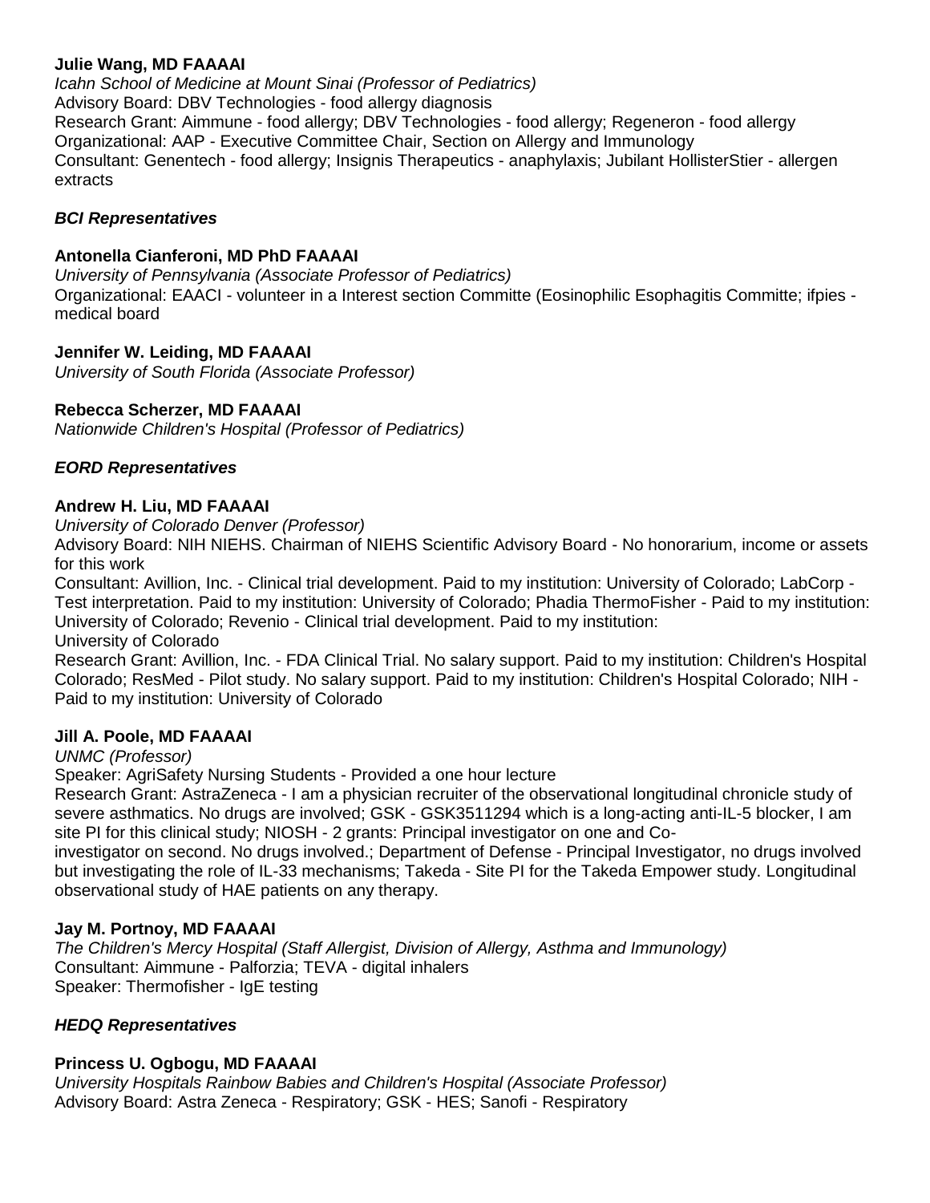**Julie Wang, MD FAAAAI**
*Icahn School of Medicine at Mount Sinai (Professor of Pediatrics)*
Advisory Board: DBV Technologies - food allergy diagnosis
Research Grant: Aimmune - food allergy; DBV Technologies - food allergy; Regeneron - food allergy
Organizational: AAP - Executive Committee Chair, Section on Allergy and Immunology
Consultant: Genentech - food allergy; Insignis Therapeutics - anaphylaxis; Jubilant HollisterStier - allergen extracts

***BCI Representatives***

**Antonella Cianferoni, MD PhD FAAAAI**
*University of Pennsylvania (Associate Professor of Pediatrics)*
Organizational: EAACI - volunteer in a Interest section Committe (Eosinophilic Esophagitis Committe; ifpies - medical board

**Jennifer W. Leiding, MD FAAAAI**
*University of South Florida (Associate Professor)*

**Rebecca Scherzer, MD FAAAAI**
*Nationwide Children's Hospital (Professor of Pediatrics)*

***EORD Representatives***

**Andrew H. Liu, MD FAAAAI**
*University of Colorado Denver (Professor)*
Advisory Board: NIH NIEHS. Chairman of NIEHS Scientific Advisory Board - No honorarium, income or assets for this work
Consultant: Avillion, Inc. - Clinical trial development. Paid to my institution: University of Colorado; LabCorp - Test interpretation. Paid to my institution: University of Colorado; Phadia ThermoFisher - Paid to my institution: University of Colorado; Revenio - Clinical trial development. Paid to my institution: University of Colorado
Research Grant: Avillion, Inc. - FDA Clinical Trial. No salary support. Paid to my institution: Children's Hospital Colorado; ResMed - Pilot study. No salary support. Paid to my institution: Children's Hospital Colorado; NIH - Paid to my institution: University of Colorado

**Jill A. Poole, MD FAAAAI**
*UNMC (Professor)*
Speaker: AgriSafety Nursing Students - Provided a one hour lecture
Research Grant: AstraZeneca - I am a physician recruiter of the observational longitudinal chronicle study of severe asthmatics. No drugs are involved; GSK - GSK3511294 which is a long-acting anti-IL-5 blocker, I am site PI for this clinical study; NIOSH - 2 grants: Principal investigator on one and Co-investigator on second. No drugs involved.; Department of Defense - Principal Investigator, no drugs involved but investigating the role of IL-33 mechanisms; Takeda - Site PI for the Takeda Empower study. Longitudinal observational study of HAE patients on any therapy.

**Jay M. Portnoy, MD FAAAAI**
*The Children's Mercy Hospital (Staff Allergist, Division of Allergy, Asthma and Immunology)*
Consultant: Aimmune - Palforzia; TEVA - digital inhalers
Speaker: Thermofisher - IgE testing

***HEDQ Representatives***

**Princess U. Ogbogu, MD FAAAAI**
*University Hospitals Rainbow Babies and Children's Hospital (Associate Professor)*
Advisory Board: Astra Zeneca - Respiratory; GSK - HES; Sanofi - Respiratory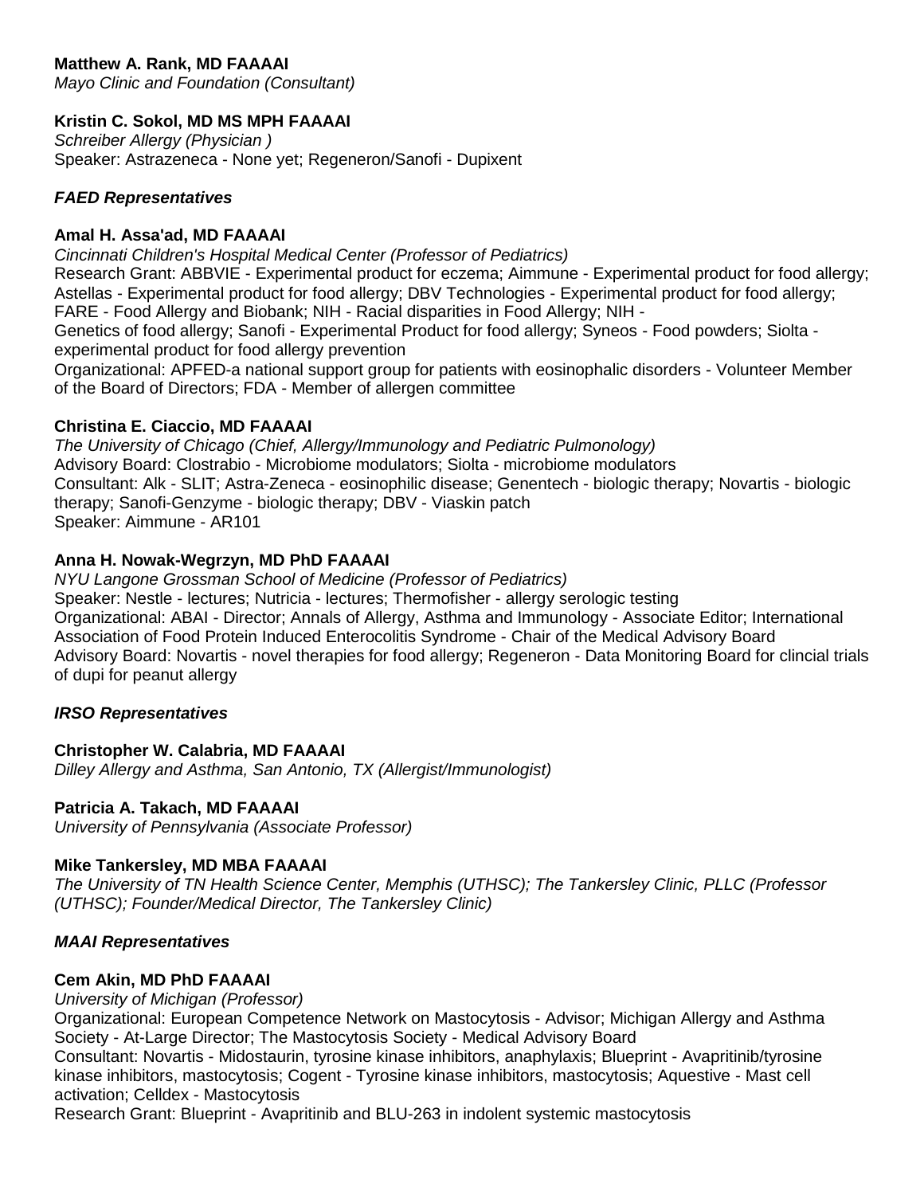**Matthew A. Rank, MD FAAAAI**
*Mayo Clinic and Foundation (Consultant)*

**Kristin C. Sokol, MD MS MPH FAAAAI**
*Schreiber Allergy (Physician )*
Speaker: Astrazeneca - None yet; Regeneron/Sanofi - Dupixent

***FAED Representatives***

**Amal H. Assa'ad, MD FAAAAI**
*Cincinnati Children's Hospital Medical Center (Professor of Pediatrics)*
Research Grant: ABBVIE - Experimental product for eczema; Aimmune - Experimental product for food allergy; Astellas - Experimental product for food allergy; DBV Technologies - Experimental product for food allergy; FARE - Food Allergy and Biobank; NIH - Racial disparities in Food Allergy; NIH - Genetics of food allergy; Sanofi - Experimental Product for food allergy; Syneos - Food powders; Siolta - experimental product for food allergy prevention
Organizational: APFED-a national support group for patients with eosinophalic disorders - Volunteer Member of the Board of Directors; FDA - Member of allergen committee

**Christina E. Ciaccio, MD FAAAAI**
*The University of Chicago (Chief, Allergy/Immunology and Pediatric Pulmonology)*
Advisory Board: Clostrabio - Microbiome modulators; Siolta - microbiome modulators
Consultant: Alk - SLIT; Astra-Zeneca - eosinophilic disease; Genentech - biologic therapy; Novartis - biologic therapy; Sanofi-Genzyme - biologic therapy; DBV - Viaskin patch
Speaker: Aimmune - AR101

**Anna H. Nowak-Wegrzyn, MD PhD FAAAAI**
*NYU Langone Grossman School of Medicine (Professor of Pediatrics)*
Speaker: Nestle - lectures; Nutricia - lectures; Thermofisher - allergy serologic testing
Organizational: ABAI - Director; Annals of Allergy, Asthma and Immunology - Associate Editor; International Association of Food Protein Induced Enterocolitis Syndrome - Chair of the Medical Advisory Board
Advisory Board: Novartis - novel therapies for food allergy; Regeneron - Data Monitoring Board for clincial trials of dupi for peanut allergy

***IRSO Representatives***

**Christopher W. Calabria, MD FAAAAI**
*Dilley Allergy and Asthma, San Antonio, TX (Allergist/Immunologist)*

**Patricia A. Takach, MD FAAAAI**
*University of Pennsylvania (Associate Professor)*

**Mike Tankersley, MD MBA FAAAAI**
*The University of TN Health Science Center, Memphis (UTHSC); The Tankersley Clinic, PLLC (Professor (UTHSC); Founder/Medical Director, The Tankersley Clinic)*

***MAAI Representatives***

**Cem Akin, MD PhD FAAAAI**
*University of Michigan (Professor)*
Organizational: European Competence Network on Mastocytosis - Advisor; Michigan Allergy and Asthma Society - At-Large Director; The Mastocytosis Society - Medical Advisory Board
Consultant: Novartis - Midostaurin, tyrosine kinase inhibitors, anaphylaxis; Blueprint - Avapritinib/tyrosine kinase inhibitors, mastocytosis; Cogent - Tyrosine kinase inhibitors, mastocytosis; Aquestive - Mast cell activation; Celldex - Mastocytosis
Research Grant: Blueprint - Avapritinib and BLU-263 in indolent systemic mastocytosis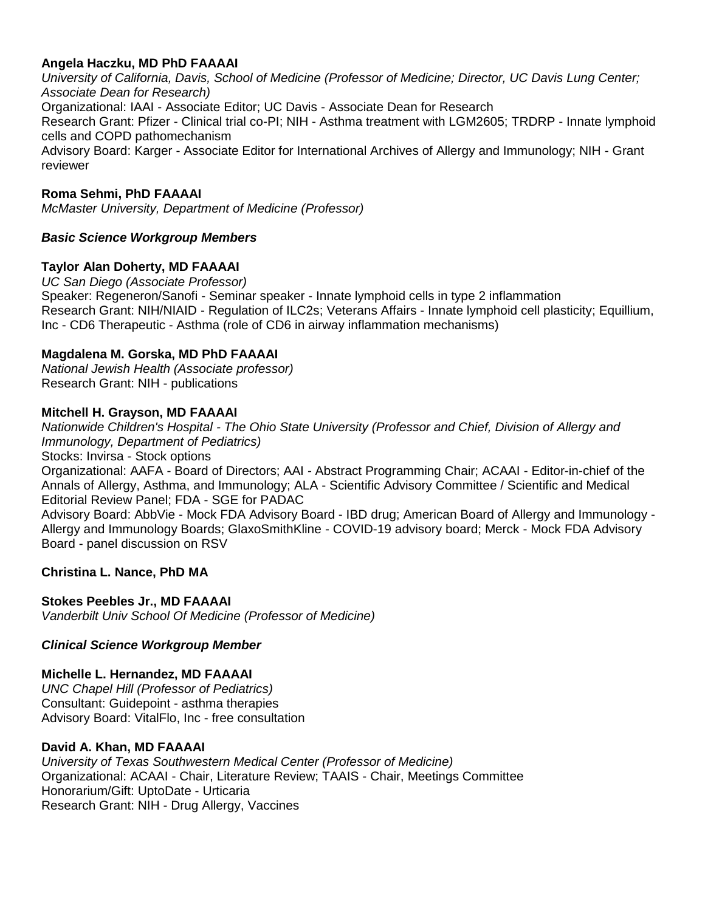**Angela Haczku, MD PhD FAAAAI**
*University of California, Davis, School of Medicine (Professor of Medicine; Director, UC Davis Lung Center; Associate Dean for Research)*
Organizational: IAAI - Associate Editor; UC Davis - Associate Dean for Research
Research Grant: Pfizer - Clinical trial co-PI; NIH - Asthma treatment with LGM2605; TRDRP - Innate lymphoid cells and COPD pathomechanism
Advisory Board: Karger - Associate Editor for International Archives of Allergy and Immunology; NIH - Grant reviewer

**Roma Sehmi, PhD FAAAAI**
*McMaster University, Department of Medicine (Professor)*

***Basic Science Workgroup Members***

**Taylor Alan Doherty, MD FAAAAI**
*UC San Diego (Associate Professor)*
Speaker: Regeneron/Sanofi - Seminar speaker - Innate lymphoid cells in type 2 inflammation
Research Grant: NIH/NIAID - Regulation of ILC2s; Veterans Affairs - Innate lymphoid cell plasticity; Equillium, Inc - CD6 Therapeutic - Asthma (role of CD6 in airway inflammation mechanisms)

**Magdalena M. Gorska, MD PhD FAAAAI**
*National Jewish Health (Associate professor)*
Research Grant: NIH - publications

**Mitchell H. Grayson, MD FAAAAI**
*Nationwide Children's Hospital - The Ohio State University (Professor and Chief, Division of Allergy and Immunology, Department of Pediatrics)*
Stocks: Invirsa - Stock options
Organizational: AAFA - Board of Directors; AAI - Abstract Programming Chair; ACAAI - Editor-in-chief of the Annals of Allergy, Asthma, and Immunology; ALA - Scientific Advisory Committee / Scientific and Medical Editorial Review Panel; FDA - SGE for PADAC
Advisory Board: AbbVie - Mock FDA Advisory Board - IBD drug; American Board of Allergy and Immunology - Allergy and Immunology Boards; GlaxoSmithKline - COVID-19 advisory board; Merck - Mock FDA Advisory Board - panel discussion on RSV

**Christina L. Nance, PhD MA**

**Stokes Peebles Jr., MD FAAAAI**
*Vanderbilt Univ School Of Medicine (Professor of Medicine)*

***Clinical Science Workgroup Member***

**Michelle L. Hernandez, MD FAAAAI**
*UNC Chapel Hill (Professor of Pediatrics)*
Consultant: Guidepoint - asthma therapies
Advisory Board: VitalFlo, Inc - free consultation

**David A. Khan, MD FAAAAI**
*University of Texas Southwestern Medical Center (Professor of Medicine)*
Organizational: ACAAI - Chair, Literature Review; TAAIS - Chair, Meetings Committee
Honorarium/Gift: UptoDate - Urticaria
Research Grant: NIH - Drug Allergy, Vaccines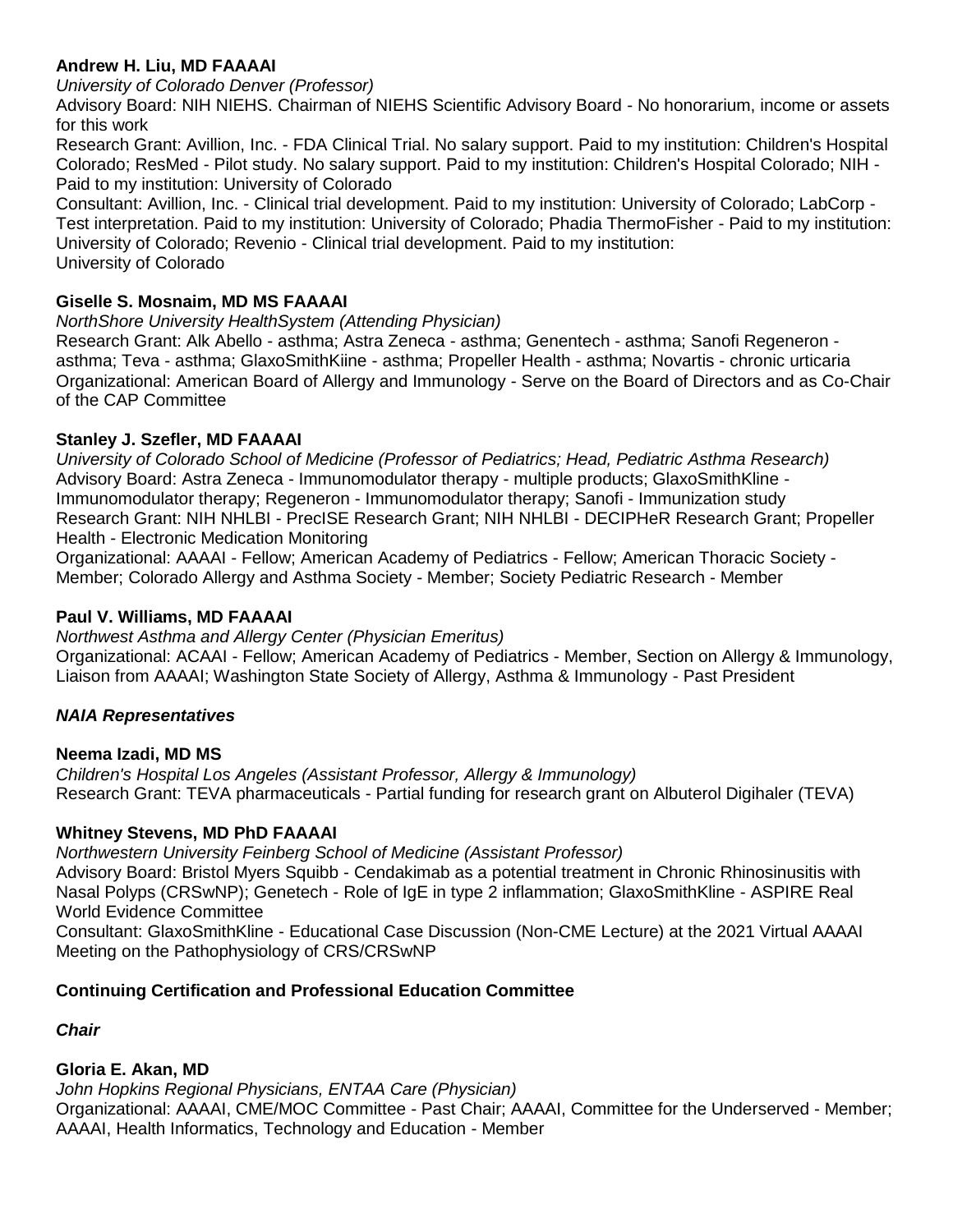**Andrew H. Liu, MD FAAAAI**

*University of Colorado Denver (Professor)*

Advisory Board: NIH NIEHS. Chairman of NIEHS Scientific Advisory Board - No honorarium, income or assets for this work

Research Grant: Avillion, Inc. - FDA Clinical Trial. No salary support. Paid to my institution: Children's Hospital Colorado; ResMed - Pilot study. No salary support. Paid to my institution: Children's Hospital Colorado; NIH - Paid to my institution: University of Colorado

Consultant: Avillion, Inc. - Clinical trial development. Paid to my institution: University of Colorado; LabCorp - Test interpretation. Paid to my institution: University of Colorado; Phadia ThermoFisher - Paid to my institution: University of Colorado; Revenio - Clinical trial development. Paid to my institution: University of Colorado

**Giselle S. Mosnaim, MD MS FAAAAI**

*NorthShore University HealthSystem (Attending Physician)*

Research Grant: Alk Abello - asthma; Astra Zeneca - asthma; Genentech - asthma; Sanofi Regeneron - asthma; Teva - asthma; GlaxoSmithKiine - asthma; Propeller Health - asthma; Novartis - chronic urticaria

Organizational: American Board of Allergy and Immunology - Serve on the Board of Directors and as Co-Chair of the CAP Committee

**Stanley J. Szefler, MD FAAAAI**

*University of Colorado School of Medicine (Professor of Pediatrics; Head, Pediatric Asthma Research)*

Advisory Board: Astra Zeneca - Immunomodulator therapy - multiple products; GlaxoSmithKline - Immunomodulator therapy; Regeneron - Immunomodulator therapy; Sanofi - Immunization study

Research Grant: NIH NHLBI - PrecISE Research Grant; NIH NHLBI - DECIPHeR Research Grant; Propeller Health - Electronic Medication Monitoring

Organizational: AAAAI - Fellow; American Academy of Pediatrics - Fellow; American Thoracic Society - Member; Colorado Allergy and Asthma Society - Member; Society Pediatric Research - Member

**Paul V. Williams, MD FAAAAI**

*Northwest Asthma and Allergy Center (Physician Emeritus)*

Organizational: ACAAI - Fellow; American Academy of Pediatrics - Member, Section on Allergy & Immunology, Liaison from AAAAI; Washington State Society of Allergy, Asthma & Immunology - Past President

***NAIA Representatives***

**Neema Izadi, MD MS**

*Children's Hospital Los Angeles (Assistant Professor, Allergy & Immunology)*

Research Grant: TEVA pharmaceuticals - Partial funding for research grant on Albuterol Digihaler (TEVA)

**Whitney Stevens, MD PhD FAAAAI**

*Northwestern University Feinberg School of Medicine (Assistant Professor)*

Advisory Board: Bristol Myers Squibb - Cendakimab as a potential treatment in Chronic Rhinosinusitis with Nasal Polyps (CRSwNP); Genetech - Role of IgE in type 2 inflammation; GlaxoSmithKline - ASPIRE Real World Evidence Committee

Consultant: GlaxoSmithKline - Educational Case Discussion (Non-CME Lecture) at the 2021 Virtual AAAAI Meeting on the Pathophysiology of CRS/CRSwNP

**Continuing Certification and Professional Education Committee**

***Chair***

**Gloria E. Akan, MD**

*John Hopkins Regional Physicians, ENTAA Care (Physician)*

Organizational: AAAAI, CME/MOC Committee - Past Chair; AAAAI, Committee for the Underserved - Member; AAAAI, Health Informatics, Technology and Education - Member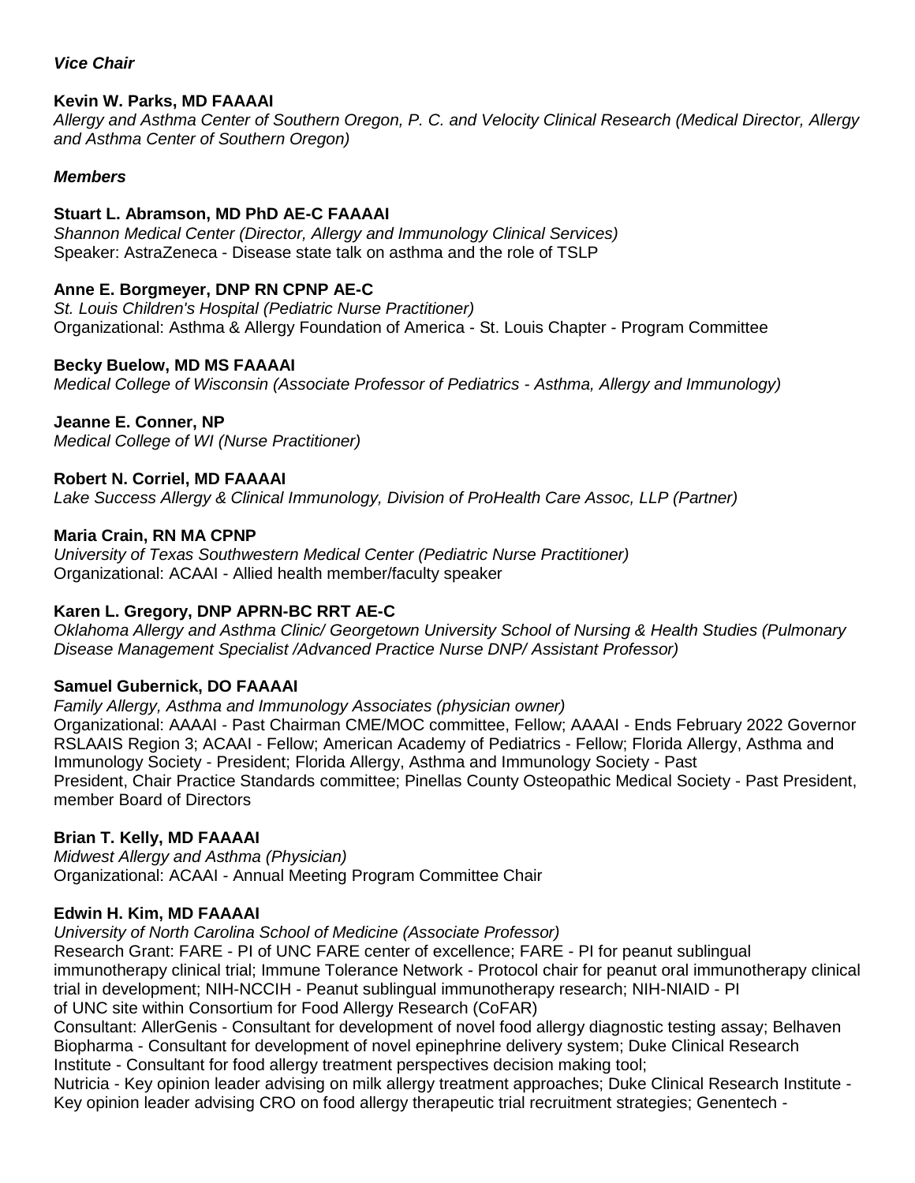***Vice Chair***

**Kevin W. Parks, MD FAAAAI**
*Allergy and Asthma Center of Southern Oregon, P. C. and Velocity Clinical Research (Medical Director, Allergy and Asthma Center of Southern Oregon)*

***Members***

**Stuart L. Abramson, MD PhD AE-C FAAAAI**
*Shannon Medical Center (Director, Allergy and Immunology Clinical Services)*
Speaker: AstraZeneca - Disease state talk on asthma and the role of TSLP

**Anne E. Borgmeyer, DNP RN CPNP AE-C**
*St. Louis Children's Hospital (Pediatric Nurse Practitioner)*
Organizational: Asthma & Allergy Foundation of America - St. Louis Chapter - Program Committee

**Becky Buelow, MD MS FAAAAI**
*Medical College of Wisconsin (Associate Professor of Pediatrics - Asthma, Allergy and Immunology)*

**Jeanne E. Conner, NP**
*Medical College of WI (Nurse Practitioner)*

**Robert N. Corriel, MD FAAAAI**
*Lake Success Allergy & Clinical Immunology, Division of ProHealth Care Assoc, LLP (Partner)*

**Maria Crain, RN MA CPNP**
*University of Texas Southwestern Medical Center (Pediatric Nurse Practitioner)*
Organizational: ACAAI - Allied health member/faculty speaker

**Karen L. Gregory, DNP APRN-BC RRT AE-C**
*Oklahoma Allergy and Asthma Clinic/ Georgetown University School of Nursing & Health Studies (Pulmonary Disease Management Specialist /Advanced Practice Nurse DNP/ Assistant Professor)*

**Samuel Gubernick, DO FAAAAI**
*Family Allergy, Asthma and Immunology Associates (physician owner)*
Organizational: AAAAI - Past Chairman CME/MOC committee, Fellow; AAAAI - Ends February 2022 Governor RSLAAIS Region 3; ACAAI - Fellow; American Academy of Pediatrics - Fellow; Florida Allergy, Asthma and Immunology Society - President; Florida Allergy, Asthma and Immunology Society - Past President, Chair Practice Standards committee; Pinellas County Osteopathic Medical Society - Past President, member Board of Directors

**Brian T. Kelly, MD FAAAAI**
*Midwest Allergy and Asthma (Physician)*
Organizational: ACAAI - Annual Meeting Program Committee Chair

**Edwin H. Kim, MD FAAAAI**
*University of North Carolina School of Medicine (Associate Professor)*
Research Grant: FARE - PI of UNC FARE center of excellence; FARE - PI for peanut sublingual immunotherapy clinical trial; Immune Tolerance Network - Protocol chair for peanut oral immunotherapy clinical trial in development; NIH-NCCIH - Peanut sublingual immunotherapy research; NIH-NIAID - PI of UNC site within Consortium for Food Allergy Research (CoFAR)
Consultant: AllerGenis - Consultant for development of novel food allergy diagnostic testing assay; Belhaven Biopharma - Consultant for development of novel epinephrine delivery system; Duke Clinical Research Institute - Consultant for food allergy treatment perspectives decision making tool; Nutricia - Key opinion leader advising on milk allergy treatment approaches; Duke Clinical Research Institute - Key opinion leader advising CRO on food allergy therapeutic trial recruitment strategies; Genentech -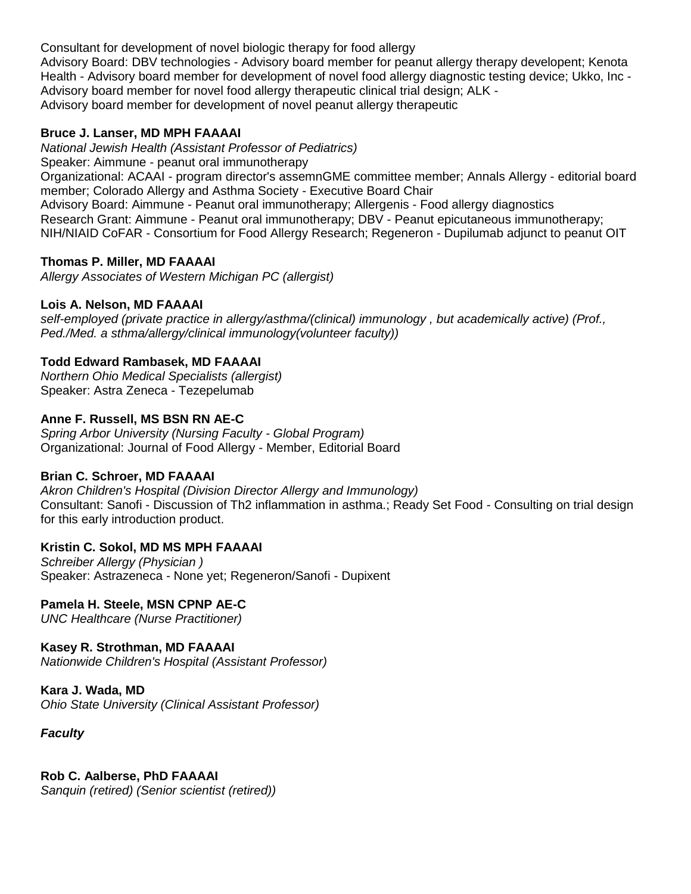Consultant for development of novel biologic therapy for food allergy
Advisory Board: DBV technologies - Advisory board member for peanut allergy therapy developent; Kenota Health - Advisory board member for development of novel food allergy diagnostic testing device; Ukko, Inc - Advisory board member for novel food allergy therapeutic clinical trial design; ALK - Advisory board member for development of novel peanut allergy therapeutic

**Bruce J. Lanser, MD MPH FAAAAI**
*National Jewish Health (Assistant Professor of Pediatrics)*
Speaker: Aimmune - peanut oral immunotherapy
Organizational: ACAAI - program director's assemnGME committee member; Annals Allergy - editorial board member; Colorado Allergy and Asthma Society - Executive Board Chair
Advisory Board: Aimmune - Peanut oral immunotherapy; Allergenis - Food allergy diagnostics
Research Grant: Aimmune - Peanut oral immunotherapy; DBV - Peanut epicutaneous immunotherapy; NIH/NIAID CoFAR - Consortium for Food Allergy Research; Regeneron - Dupilumab adjunct to peanut OIT

**Thomas P. Miller, MD FAAAAI**
*Allergy Associates of Western Michigan PC (allergist)*

**Lois A. Nelson, MD FAAAAI**
*self-employed (private practice in allergy/asthma/(clinical) immunology , but academically active) (Prof., Ped./Med. a sthma/allergy/clinical immunology(volunteer faculty))*

**Todd Edward Rambasek, MD FAAAAI**
*Northern Ohio Medical Specialists (allergist)*
Speaker: Astra Zeneca - Tezepelumab

**Anne F. Russell, MS BSN RN AE-C**
*Spring Arbor University (Nursing Faculty - Global Program)*
Organizational: Journal of Food Allergy - Member, Editorial Board

**Brian C. Schroer, MD FAAAAI**
*Akron Children's Hospital (Division Director Allergy and Immunology)*
Consultant: Sanofi - Discussion of Th2 inflammation in asthma.; Ready Set Food - Consulting on trial design for this early introduction product.

**Kristin C. Sokol, MD MS MPH FAAAAI**
*Schreiber Allergy (Physician )*
Speaker: Astrazeneca - None yet; Regeneron/Sanofi - Dupixent

**Pamela H. Steele, MSN CPNP AE-C**
*UNC Healthcare (Nurse Practitioner)*

**Kasey R. Strothman, MD FAAAAI**
*Nationwide Children's Hospital (Assistant Professor)*

**Kara J. Wada, MD**
*Ohio State University (Clinical Assistant Professor)*

***Faculty***

**Rob C. Aalberse, PhD FAAAAI**
*Sanquin (retired) (Senior scientist (retired))*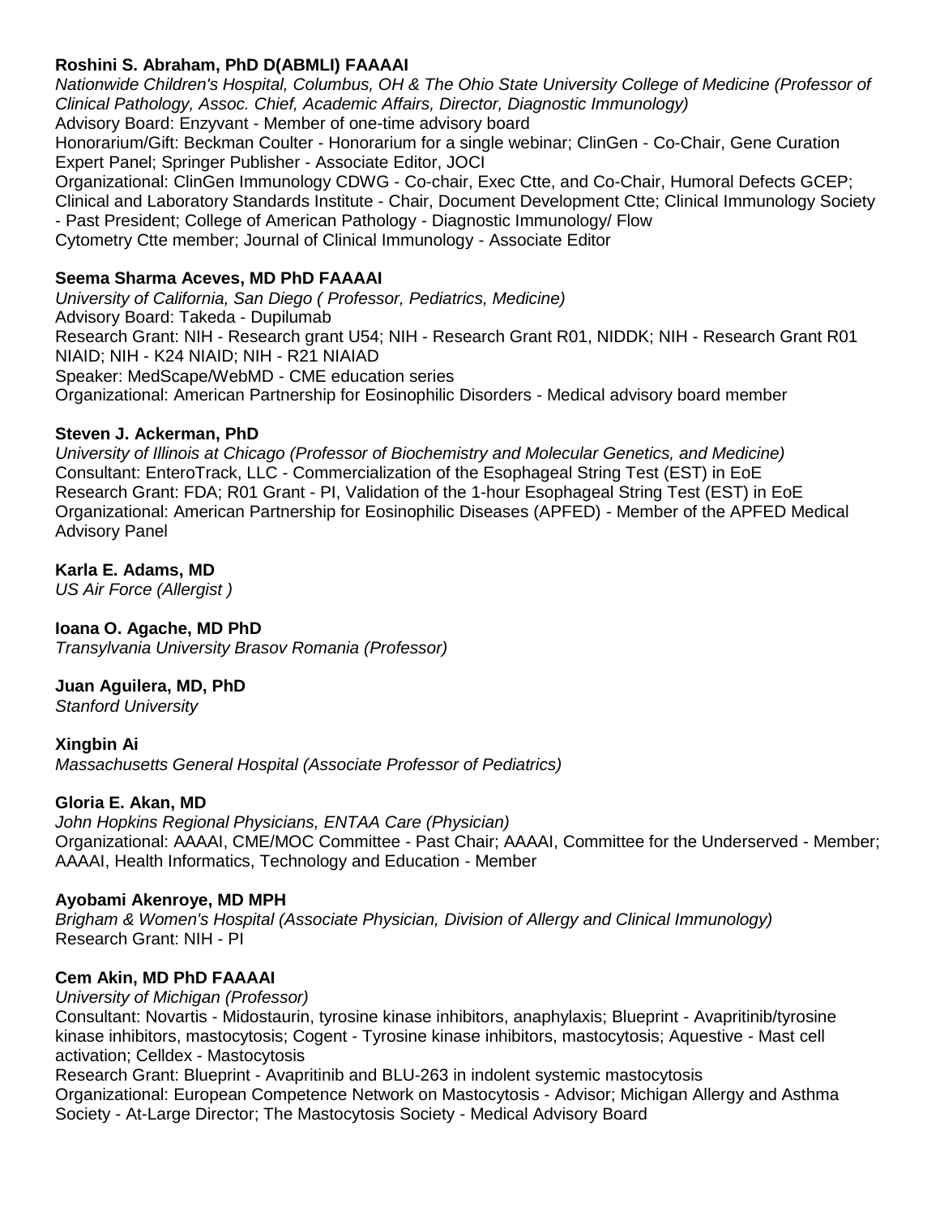**Roshini S. Abraham, PhD D(ABMLI) FAAAAI**
*Nationwide Children's Hospital, Columbus, OH & The Ohio State University College of Medicine (Professor of Clinical Pathology, Assoc. Chief, Academic Affairs, Director, Diagnostic Immunology)*
Advisory Board: Enzyvant - Member of one-time advisory board
Honorarium/Gift: Beckman Coulter - Honorarium for a single webinar; ClinGen - Co-Chair, Gene Curation Expert Panel; Springer Publisher - Associate Editor, JOCI
Organizational: ClinGen Immunology CDWG - Co-chair, Exec Ctte, and Co-Chair, Humoral Defects GCEP; Clinical and Laboratory Standards Institute - Chair, Document Development Ctte; Clinical Immunology Society - Past President; College of American Pathology - Diagnostic Immunology/ Flow Cytometry Ctte member; Journal of Clinical Immunology - Associate Editor

**Seema Sharma Aceves, MD PhD FAAAAI**
*University of California, San Diego ( Professor, Pediatrics, Medicine)*
Advisory Board: Takeda - Dupilumab
Research Grant: NIH - Research grant U54; NIH - Research Grant R01, NIDDK; NIH - Research Grant R01 NIAID; NIH - K24 NIAID; NIH - R21 NIAIAD
Speaker: MedScape/WebMD - CME education series
Organizational: American Partnership for Eosinophilic Disorders - Medical advisory board member

**Steven J. Ackerman, PhD**
*University of Illinois at Chicago (Professor of Biochemistry and Molecular Genetics, and Medicine)*
Consultant: EnteroTrack, LLC - Commercialization of the Esophageal String Test (EST) in EoE
Research Grant: FDA; R01 Grant - PI, Validation of the 1-hour Esophageal String Test (EST) in EoE
Organizational: American Partnership for Eosinophilic Diseases (APFED) - Member of the APFED Medical Advisory Panel

**Karla E. Adams, MD**
*US Air Force (Allergist )*

**Ioana O. Agache, MD PhD**
*Transylvania University Brasov Romania (Professor)*

**Juan Aguilera, MD, PhD**
*Stanford University*

**Xingbin Ai**
*Massachusetts General Hospital (Associate Professor of Pediatrics)*

**Gloria E. Akan, MD**
*John Hopkins Regional Physicians, ENTAA Care (Physician)*
Organizational: AAAAI, CME/MOC Committee - Past Chair; AAAAI, Committee for the Underserved - Member; AAAAI, Health Informatics, Technology and Education - Member

**Ayobami Akenroye, MD MPH**
*Brigham & Women's Hospital (Associate Physician, Division of Allergy and Clinical Immunology)*
Research Grant: NIH - PI

**Cem Akin, MD PhD FAAAAI**
*University of Michigan (Professor)*
Consultant: Novartis - Midostaurin, tyrosine kinase inhibitors, anaphylaxis; Blueprint - Avapritinib/tyrosine kinase inhibitors, mastocytosis; Cogent - Tyrosine kinase inhibitors, mastocytosis; Aquestive - Mast cell activation; Celldex - Mastocytosis
Research Grant: Blueprint - Avapritinib and BLU-263 in indolent systemic mastocytosis
Organizational: European Competence Network on Mastocytosis - Advisor; Michigan Allergy and Asthma Society - At-Large Director; The Mastocytosis Society - Medical Advisory Board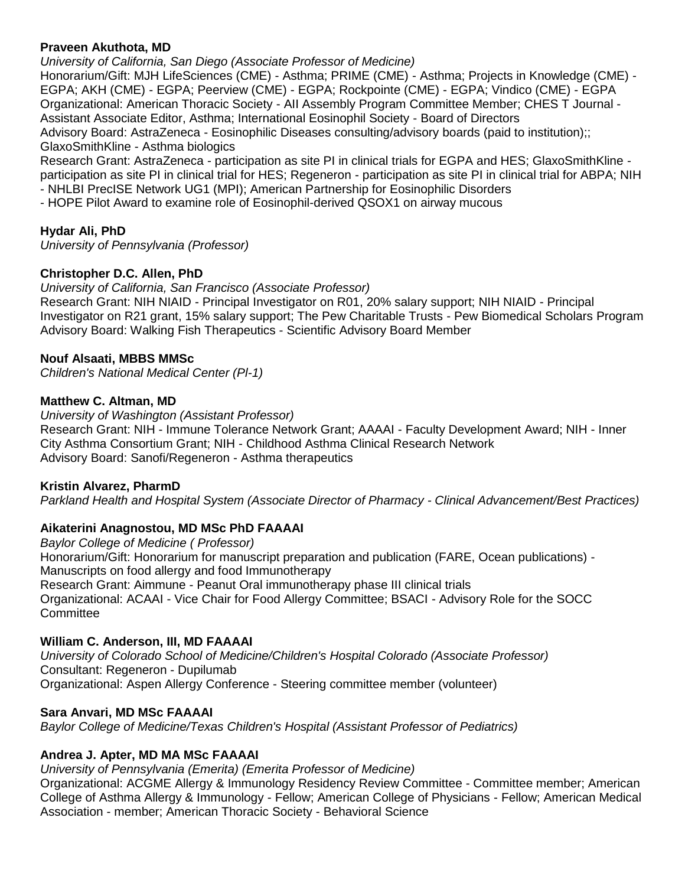**Praveen Akuthota, MD**
*University of California, San Diego (Associate Professor of Medicine)*
Honorarium/Gift: MJH LifeSciences (CME) - Asthma; PRIME (CME) - Asthma; Projects in Knowledge (CME) - EGPA; AKH (CME) - EGPA; Peerview (CME) - EGPA; Rockpointe (CME) - EGPA; Vindico (CME) - EGPA
Organizational: American Thoracic Society - AII Assembly Program Committee Member; CHES T Journal - Assistant Associate Editor, Asthma; International Eosinophil Society - Board of Directors
Advisory Board: AstraZeneca - Eosinophilic Diseases consulting/advisory boards (paid to institution);; GlaxoSmithKline - Asthma biologics
Research Grant: AstraZeneca - participation as site PI in clinical trials for EGPA and HES; GlaxoSmithKline - participation as site PI in clinical trial for HES; Regeneron - participation as site PI in clinical trial for ABPA; NIH - NHLBI PrecISE Network UG1 (MPI); American Partnership for Eosinophilic Disorders
- HOPE Pilot Award to examine role of Eosinophil-derived QSOX1 on airway mucous

**Hydar Ali, PhD**
*University of Pennsylvania (Professor)*

**Christopher D.C. Allen, PhD**
*University of California, San Francisco (Associate Professor)*
Research Grant: NIH NIAID - Principal Investigator on R01, 20% salary support; NIH NIAID - Principal Investigator on R21 grant, 15% salary support; The Pew Charitable Trusts - Pew Biomedical Scholars Program
Advisory Board: Walking Fish Therapeutics - Scientific Advisory Board Member

**Nouf Alsaati, MBBS MMSc**
*Children's National Medical Center (Pl-1)*

**Matthew C. Altman, MD**
*University of Washington (Assistant Professor)*
Research Grant: NIH - Immune Tolerance Network Grant; AAAAI - Faculty Development Award; NIH - Inner City Asthma Consortium Grant; NIH - Childhood Asthma Clinical Research Network
Advisory Board: Sanofi/Regeneron - Asthma therapeutics

**Kristin Alvarez, PharmD**
*Parkland Health and Hospital System (Associate Director of Pharmacy - Clinical Advancement/Best Practices)*

**Aikaterini Anagnostou, MD MSc PhD FAAAAI**
*Baylor College of Medicine ( Professor)*
Honorarium/Gift: Honorarium for manuscript preparation and publication (FARE, Ocean publications) - Manuscripts on food allergy and food Immunotherapy
Research Grant: Aimmune - Peanut Oral immunotherapy phase III clinical trials
Organizational: ACAAI - Vice Chair for Food Allergy Committee; BSACI - Advisory Role for the SOCC Committee

**William C. Anderson, III, MD FAAAAI**
*University of Colorado School of Medicine/Children's Hospital Colorado (Associate Professor)*
Consultant: Regeneron - Dupilumab
Organizational: Aspen Allergy Conference - Steering committee member (volunteer)

**Sara Anvari, MD MSc FAAAAI**
*Baylor College of Medicine/Texas Children's Hospital (Assistant Professor of Pediatrics)*

**Andrea J. Apter, MD MA MSc FAAAAI**
*University of Pennsylvania (Emerita) (Emerita Professor of Medicine)*
Organizational: ACGME Allergy & Immunology Residency Review Committee - Committee member; American College of Asthma Allergy & Immunology - Fellow; American College of Physicians - Fellow; American Medical Association - member; American Thoracic Society - Behavioral Science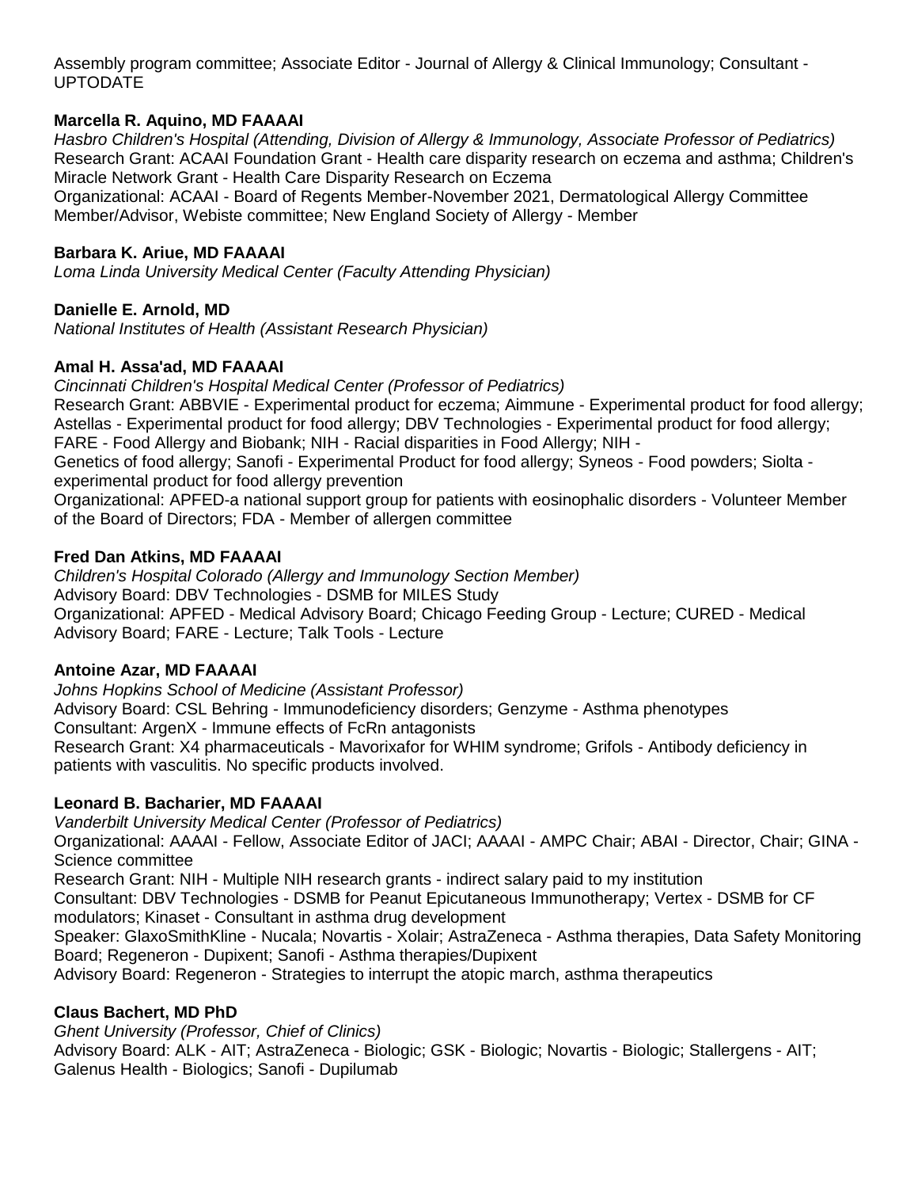Assembly program committee; Associate Editor - Journal of Allergy & Clinical Immunology; Consultant - UPTODATE

**Marcella R. Aquino, MD FAAAAI**
*Hasbro Children's Hospital (Attending, Division of Allergy & Immunology, Associate Professor of Pediatrics)*
Research Grant: ACAAI Foundation Grant - Health care disparity research on eczema and asthma; Children's Miracle Network Grant - Health Care Disparity Research on Eczema
Organizational: ACAAI - Board of Regents Member-November 2021, Dermatological Allergy Committee Member/Advisor, Webiste committee; New England Society of Allergy - Member

**Barbara K. Ariue, MD FAAAAI**
*Loma Linda University Medical Center (Faculty Attending Physician)*

**Danielle E. Arnold, MD**
*National Institutes of Health (Assistant Research Physician)*

**Amal H. Assa'ad, MD FAAAAI**
*Cincinnati Children's Hospital Medical Center (Professor of Pediatrics)*
Research Grant: ABBVIE - Experimental product for eczema; Aimmune - Experimental product for food allergy; Astellas - Experimental product for food allergy; DBV Technologies - Experimental product for food allergy; FARE - Food Allergy and Biobank; NIH - Racial disparities in Food Allergy; NIH - Genetics of food allergy; Sanofi - Experimental Product for food allergy; Syneos - Food powders; Siolta - experimental product for food allergy prevention
Organizational: APFED-a national support group for patients with eosinophalic disorders - Volunteer Member of the Board of Directors; FDA - Member of allergen committee

**Fred Dan Atkins, MD FAAAAI**
*Children's Hospital Colorado (Allergy and Immunology Section Member)*
Advisory Board: DBV Technologies - DSMB for MILES Study
Organizational: APFED - Medical Advisory Board; Chicago Feeding Group - Lecture; CURED - Medical Advisory Board; FARE - Lecture; Talk Tools - Lecture

**Antoine Azar, MD FAAAAI**
*Johns Hopkins School of Medicine (Assistant Professor)*
Advisory Board: CSL Behring - Immunodeficiency disorders; Genzyme - Asthma phenotypes
Consultant: ArgenX - Immune effects of FcRn antagonists
Research Grant: X4 pharmaceuticals - Mavorixafor for WHIM syndrome; Grifols - Antibody deficiency in patients with vasculitis. No specific products involved.

**Leonard B. Bacharier, MD FAAAAI**
*Vanderbilt University Medical Center (Professor of Pediatrics)*
Organizational: AAAAI - Fellow, Associate Editor of JACI; AAAAI - AMPC Chair; ABAI - Director, Chair; GINA - Science committee
Research Grant: NIH - Multiple NIH research grants - indirect salary paid to my institution
Consultant: DBV Technologies - DSMB for Peanut Epicutaneous Immunotherapy; Vertex - DSMB for CF modulators; Kinaset - Consultant in asthma drug development
Speaker: GlaxoSmithKline - Nucala; Novartis - Xolair; AstraZeneca - Asthma therapies, Data Safety Monitoring Board; Regeneron - Dupixent; Sanofi - Asthma therapies/Dupixent
Advisory Board: Regeneron - Strategies to interrupt the atopic march, asthma therapeutics

**Claus Bachert, MD PhD**
*Ghent University (Professor, Chief of Clinics)*
Advisory Board: ALK - AIT; AstraZeneca - Biologic; GSK - Biologic; Novartis - Biologic; Stallergens - AIT; Galenus Health - Biologics; Sanofi - Dupilumab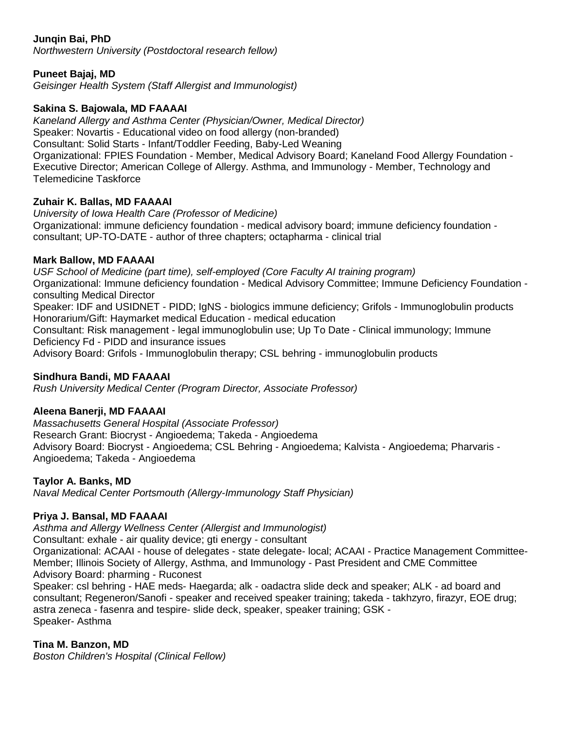**Junqin Bai, PhD**
*Northwestern University (Postdoctoral research fellow)*

**Puneet Bajaj, MD**
*Geisinger Health System (Staff Allergist and Immunologist)*

**Sakina S. Bajowala, MD FAAAAI**
*Kaneland Allergy and Asthma Center (Physician/Owner, Medical Director)*
Speaker: Novartis - Educational video on food allergy (non-branded)
Consultant: Solid Starts - Infant/Toddler Feeding, Baby-Led Weaning
Organizational: FPIES Foundation - Member, Medical Advisory Board; Kaneland Food Allergy Foundation - Executive Director; American College of Allergy. Asthma, and Immunology - Member, Technology and Telemedicine Taskforce

**Zuhair K. Ballas, MD FAAAAI**
*University of Iowa Health Care (Professor of Medicine)*
Organizational: immune deficiency foundation - medical advisory board; immune deficiency foundation - consultant; UP-TO-DATE - author of three chapters; octapharma - clinical trial

**Mark Ballow, MD FAAAAI**
*USF School of Medicine (part time), self-employed (Core Faculty AI training program)*
Organizational: Immune deficiency foundation - Medical Advisory Committee; Immune Deficiency Foundation - consulting Medical Director
Speaker: IDF and USIDNET - PIDD; IgNS - biologics immune deficiency; Grifols - Immunoglobulin products
Honorarium/Gift: Haymarket medical Education - medical education
Consultant: Risk management - legal immunoglobulin use; Up To Date - Clinical immunology; Immune Deficiency Fd - PIDD and insurance issues
Advisory Board: Grifols - Immunoglobulin therapy; CSL behring - immunoglobulin products

**Sindhura Bandi, MD FAAAAI**
*Rush University Medical Center (Program Director, Associate Professor)*

**Aleena Banerji, MD FAAAAI**
*Massachusetts General Hospital (Associate Professor)*
Research Grant: Biocryst - Angioedema; Takeda - Angioedema
Advisory Board: Biocryst - Angioedema; CSL Behring - Angioedema; Kalvista - Angioedema; Pharvaris - Angioedema; Takeda - Angioedema

**Taylor A. Banks, MD**
*Naval Medical Center Portsmouth (Allergy-Immunology Staff Physician)*

**Priya J. Bansal, MD FAAAAI**
*Asthma and Allergy Wellness Center (Allergist and Immunologist)*
Consultant: exhale - air quality device; gti energy - consultant
Organizational: ACAAI - house of delegates - state delegate- local; ACAAI - Practice Management Committee-Member; Illinois Society of Allergy, Asthma, and Immunology - Past President and CME Committee
Advisory Board: pharming - Ruconest
Speaker: csl behring - HAE meds- Haegarda; alk - oadactra slide deck and speaker; ALK - ad board and consultant; Regeneron/Sanofi - speaker and received speaker training; takeda - takhzyro, firazyr, EOE drug; astra zeneca - fasenra and tespire- slide deck, speaker, speaker training; GSK - Speaker- Asthma

**Tina M. Banzon, MD**
*Boston Children's Hospital (Clinical Fellow)*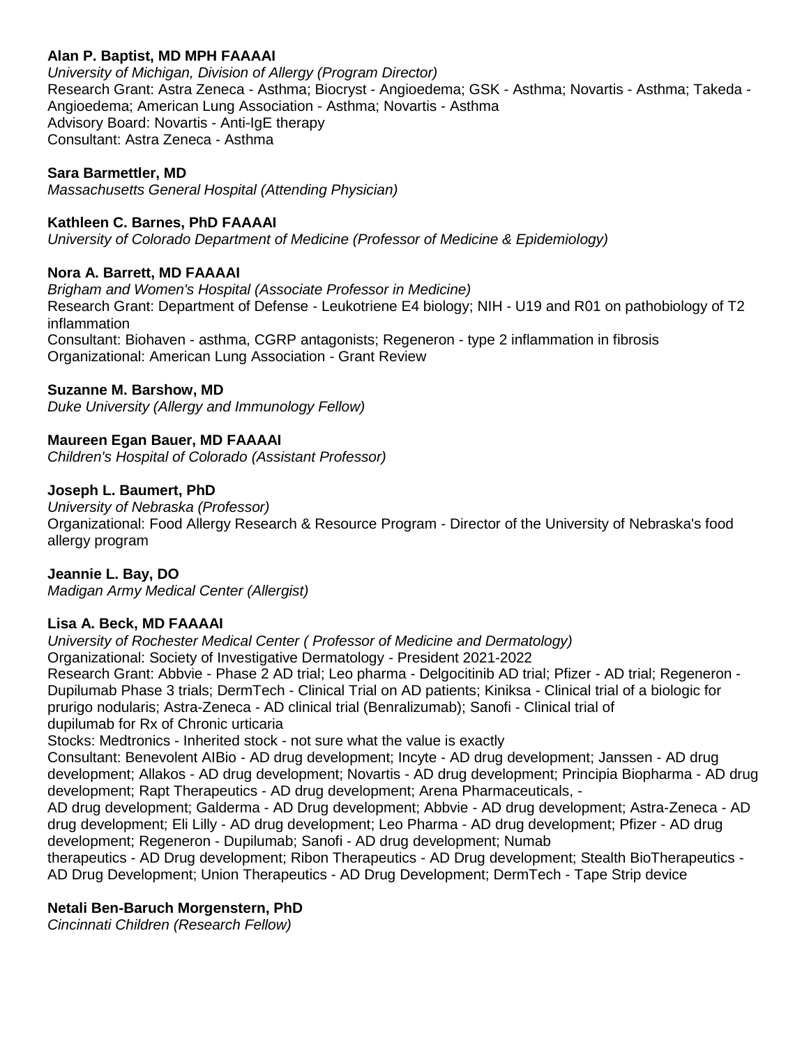**Alan P. Baptist, MD MPH FAAAAI**
*University of Michigan, Division of Allergy (Program Director)*
Research Grant: Astra Zeneca - Asthma; Biocryst - Angioedema; GSK - Asthma; Novartis - Asthma; Takeda - Angioedema; American Lung Association - Asthma; Novartis - Asthma
Advisory Board: Novartis - Anti-IgE therapy
Consultant: Astra Zeneca - Asthma

**Sara Barmettler, MD**
*Massachusetts General Hospital (Attending Physician)*

**Kathleen C. Barnes, PhD FAAAAI**
*University of Colorado Department of Medicine (Professor of Medicine & Epidemiology)*

**Nora A. Barrett, MD FAAAAI**
*Brigham and Women's Hospital (Associate Professor in Medicine)*
Research Grant: Department of Defense - Leukotriene E4 biology; NIH - U19 and R01 on pathobiology of T2 inflammation
Consultant: Biohaven - asthma, CGRP antagonists; Regeneron - type 2 inflammation in fibrosis
Organizational: American Lung Association - Grant Review

**Suzanne M. Barshow, MD**
*Duke University (Allergy and Immunology Fellow)*

**Maureen Egan Bauer, MD FAAAAI**
*Children's Hospital of Colorado (Assistant Professor)*

**Joseph L. Baumert, PhD**
*University of Nebraska (Professor)*
Organizational: Food Allergy Research & Resource Program - Director of the University of Nebraska's food allergy program

**Jeannie L. Bay, DO**
*Madigan Army Medical Center (Allergist)*

**Lisa A. Beck, MD FAAAAI**
*University of Rochester Medical Center ( Professor of Medicine and Dermatology)*
Organizational: Society of Investigative Dermatology - President 2021-2022
Research Grant: Abbvie - Phase 2 AD trial; Leo pharma - Delgocitinib AD trial; Pfizer - AD trial; Regeneron - Dupilumab Phase 3 trials; DermTech - Clinical Trial on AD patients; Kiniksa - Clinical trial of a biologic for prurigo nodularis; Astra-Zeneca - AD clinical trial (Benralizumab); Sanofi - Clinical trial of dupilumab for Rx of Chronic urticaria
Stocks: Medtronics - Inherited stock - not sure what the value is exactly
Consultant: Benevolent AIBio - AD drug development; Incyte - AD drug development; Janssen - AD drug development; Allakos - AD drug development; Novartis - AD drug development; Principia Biopharma - AD drug development; Rapt Therapeutics - AD drug development; Arena Pharmaceuticals, - AD drug development; Galderma - AD Drug development; Abbvie - AD drug development; Astra-Zeneca - AD drug development; Eli Lilly - AD drug development; Leo Pharma - AD drug development; Pfizer - AD drug development; Regeneron - Dupilumab; Sanofi - AD drug development; Numab therapeutics - AD Drug development; Ribon Therapeutics - AD Drug development; Stealth BioTherapeutics - AD Drug Development; Union Therapeutics - AD Drug Development; DermTech - Tape Strip device

**Netali Ben-Baruch Morgenstern, PhD**
*Cincinnati Children (Research Fellow)*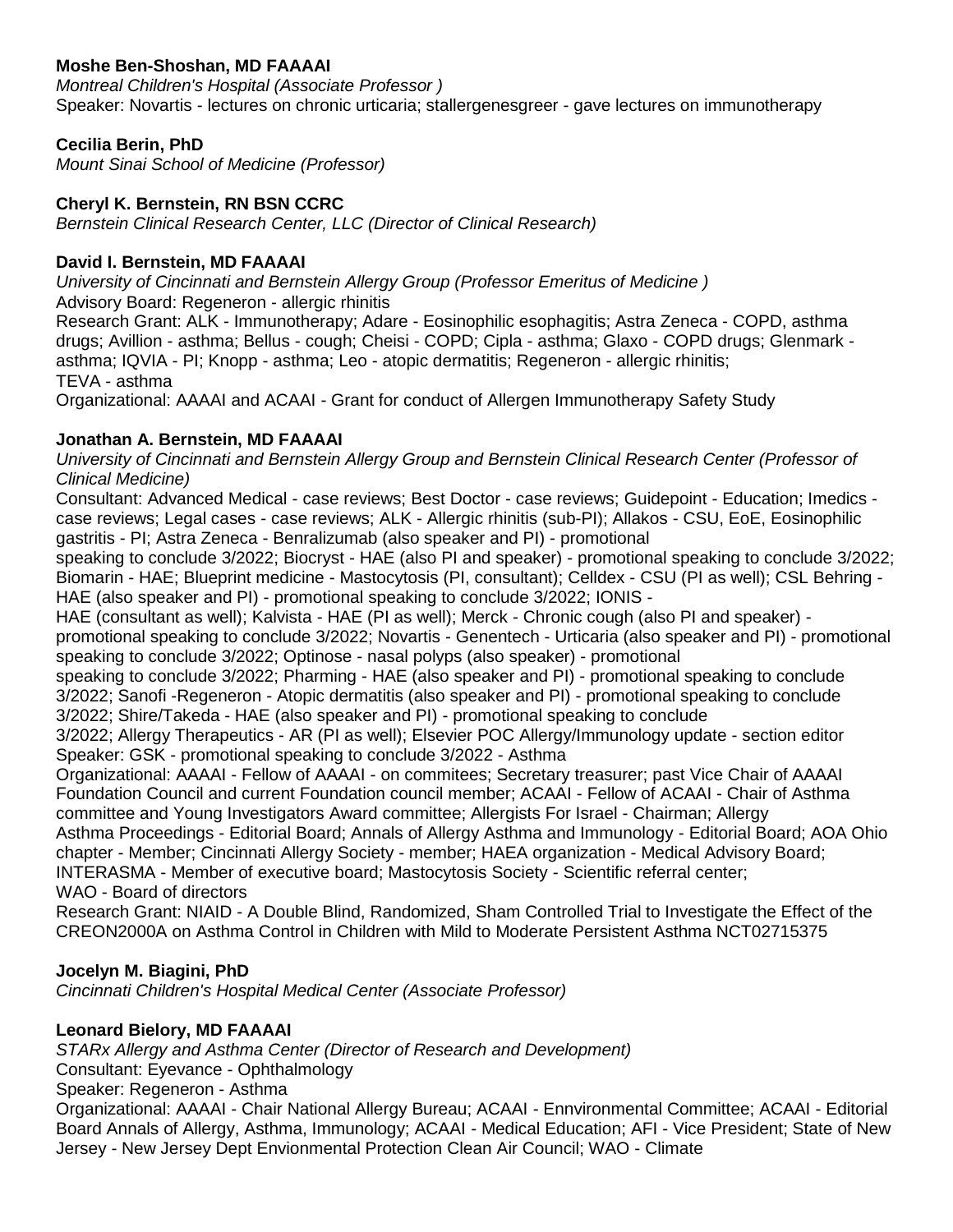**Moshe Ben-Shoshan, MD FAAAAI**
*Montreal Children's Hospital (Associate Professor )*
Speaker: Novartis - lectures on chronic urticaria; stallergenesgreer - gave lectures on immunotherapy

**Cecilia Berin, PhD**
*Mount Sinai School of Medicine (Professor)*

**Cheryl K. Bernstein, RN BSN CCRC**
*Bernstein Clinical Research Center, LLC (Director of Clinical Research)*

**David I. Bernstein, MD FAAAAI**
*University of Cincinnati and Bernstein Allergy Group (Professor Emeritus of Medicine )*
Advisory Board: Regeneron - allergic rhinitis
Research Grant: ALK - Immunotherapy; Adare - Eosinophilic esophagitis; Astra Zeneca - COPD, asthma drugs; Avillion - asthma; Bellus - cough; Cheisi - COPD; Cipla - asthma; Glaxo - COPD drugs; Glenmark - asthma; IQVIA - PI; Knopp - asthma; Leo - atopic dermatitis; Regeneron - allergic rhinitis; TEVA - asthma
Organizational: AAAAI and ACAAI - Grant for conduct of Allergen Immunotherapy Safety Study

**Jonathan A. Bernstein, MD FAAAAI**
*University of Cincinnati and Bernstein Allergy Group and Bernstein Clinical Research Center (Professor of Clinical Medicine)*
Consultant: Advanced Medical - case reviews; Best Doctor - case reviews; Guidepoint - Education; Imedics - case reviews; Legal cases - case reviews; ALK - Allergic rhinitis (sub-PI); Allakos - CSU, EoE, Eosinophilic gastritis - PI; Astra Zeneca - Benralizumab (also speaker and PI) - promotional speaking to conclude 3/2022; Biocryst - HAE (also PI and speaker) - promotional speaking to conclude 3/2022; Biomarin - HAE; Blueprint medicine - Mastocytosis (PI, consultant); Celldex - CSU (PI as well); CSL Behring - HAE (also speaker and PI) - promotional speaking to conclude 3/2022; IONIS - HAE (consultant as well); Kalvista - HAE (PI as well); Merck - Chronic cough (also PI and speaker) - promotional speaking to conclude 3/2022; Novartis - Genentech - Urticaria (also speaker and PI) - promotional speaking to conclude 3/2022; Optinose - nasal polyps (also speaker) - promotional speaking to conclude 3/2022; Pharming - HAE (also speaker and PI) - promotional speaking to conclude 3/2022; Sanofi -Regeneron - Atopic dermatitis (also speaker and PI) - promotional speaking to conclude 3/2022; Shire/Takeda - HAE (also speaker and PI) - promotional speaking to conclude 3/2022; Allergy Therapeutics - AR (PI as well); Elsevier POC Allergy/Immunology update - section editor
Speaker: GSK - promotional speaking to conclude 3/2022 - Asthma
Organizational: AAAAI - Fellow of AAAAI - on commitees; Secretary treasurer; past Vice Chair of AAAAI Foundation Council and current Foundation council member; ACAAI - Fellow of ACAAI - Chair of Asthma committee and Young Investigators Award committee; Allergists For Israel - Chairman; Allergy Asthma Proceedings - Editorial Board; Annals of Allergy Asthma and Immunology - Editorial Board; AOA Ohio chapter - Member; Cincinnati Allergy Society - member; HAEA organization - Medical Advisory Board; INTERASMA - Member of executive board; Mastocytosis Society - Scientific referral center; WAO - Board of directors
Research Grant: NIAID - A Double Blind, Randomized, Sham Controlled Trial to Investigate the Effect of the CREON2000A on Asthma Control in Children with Mild to Moderate Persistent Asthma NCT02715375

**Jocelyn M. Biagini, PhD**
*Cincinnati Children's Hospital Medical Center (Associate Professor)*

**Leonard Bielory, MD FAAAAI**
*STARx Allergy and Asthma Center (Director of Research and Development)*
Consultant: Eyevance - Ophthalmology
Speaker: Regeneron - Asthma
Organizational: AAAAI - Chair National Allergy Bureau; ACAAI - Ennvironmental Committee; ACAAI - Editorial Board Annals of Allergy, Asthma, Immunology; ACAAI - Medical Education; AFI - Vice President; State of New Jersey - New Jersey Dept Envionmental Protection Clean Air Council; WAO - Climate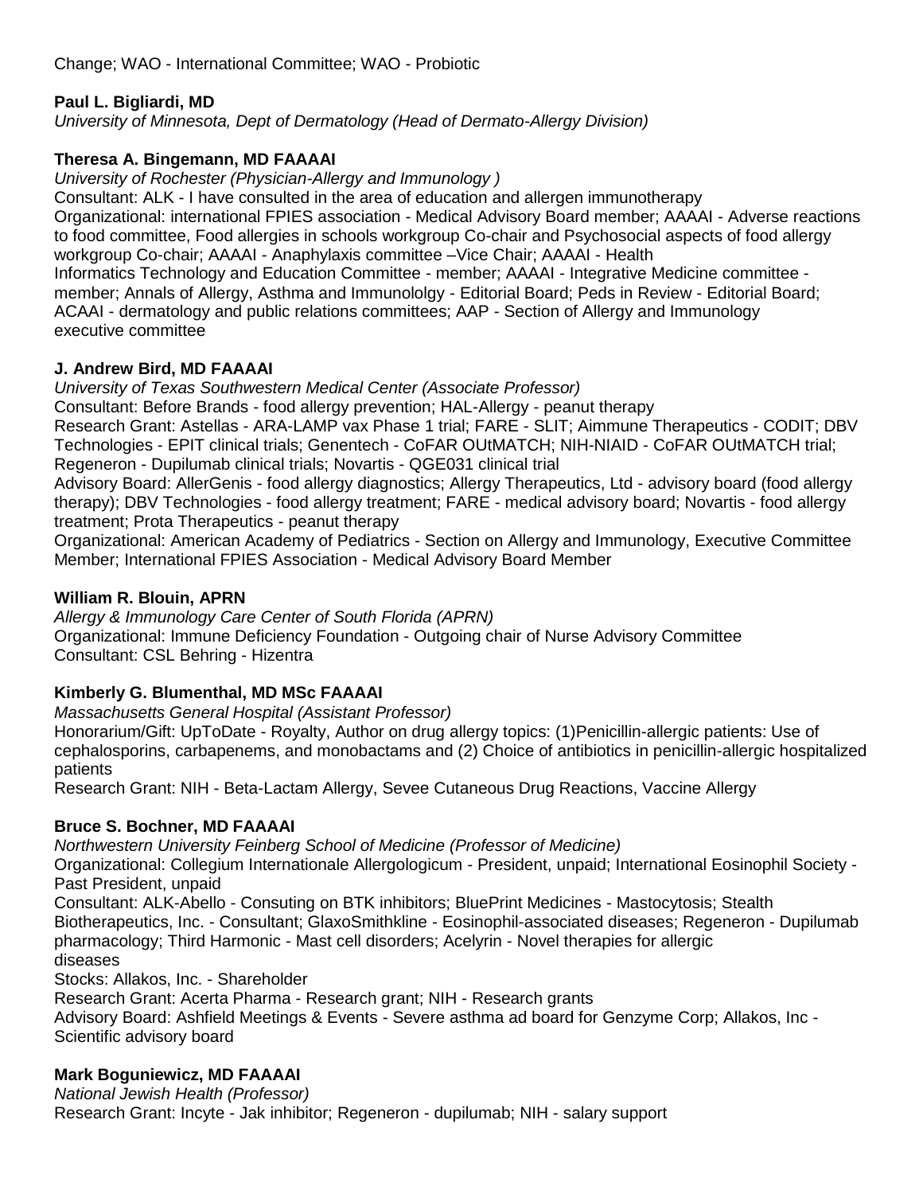Change; WAO - International Committee; WAO - Probiotic

**Paul L. Bigliardi, MD**
*University of Minnesota, Dept of Dermatology (Head of Dermato-Allergy Division)*

**Theresa A. Bingemann, MD FAAAAI**
*University of Rochester (Physician-Allergy and Immunology )*
Consultant: ALK - I have consulted in the area of education and allergen immunotherapy
Organizational: international FPIES association - Medical Advisory Board member; AAAAI - Adverse reactions to food committee, Food allergies in schools workgroup Co-chair and Psychosocial aspects of food allergy workgroup Co-chair; AAAAI - Anaphylaxis committee –Vice Chair; AAAAI - Health Informatics Technology and Education Committee - member; AAAAI - Integrative Medicine committee - member; Annals of Allergy, Asthma and Immunololgy - Editorial Board; Peds in Review - Editorial Board; ACAAI - dermatology and public relations committees; AAP - Section of Allergy and Immunology executive committee

**J. Andrew Bird, MD FAAAAI**
*University of Texas Southwestern Medical Center (Associate Professor)*
Consultant: Before Brands - food allergy prevention; HAL-Allergy - peanut therapy
Research Grant: Astellas - ARA-LAMP vax Phase 1 trial; FARE - SLIT; Aimmune Therapeutics - CODIT; DBV Technologies - EPIT clinical trials; Genentech - CoFAR OUtMATCH; NIH-NIAID - CoFAR OUtMATCH trial; Regeneron - Dupilumab clinical trials; Novartis - QGE031 clinical trial
Advisory Board: AllerGenis - food allergy diagnostics; Allergy Therapeutics, Ltd - advisory board (food allergy therapy); DBV Technologies - food allergy treatment; FARE - medical advisory board; Novartis - food allergy treatment; Prota Therapeutics - peanut therapy
Organizational: American Academy of Pediatrics - Section on Allergy and Immunology, Executive Committee Member; International FPIES Association - Medical Advisory Board Member

**William R. Blouin, APRN**
*Allergy & Immunology Care Center of South Florida (APRN)*
Organizational: Immune Deficiency Foundation - Outgoing chair of Nurse Advisory Committee
Consultant: CSL Behring - Hizentra

**Kimberly G. Blumenthal, MD MSc FAAAAI**
*Massachusetts General Hospital (Assistant Professor)*
Honorarium/Gift: UpToDate - Royalty, Author on drug allergy topics: (1)Penicillin-allergic patients: Use of cephalosporins, carbapenems, and monobactams and (2) Choice of antibiotics in penicillin-allergic hospitalized patients
Research Grant: NIH - Beta-Lactam Allergy, Sevee Cutaneous Drug Reactions, Vaccine Allergy

**Bruce S. Bochner, MD FAAAAI**
*Northwestern University Feinberg School of Medicine (Professor of Medicine)*
Organizational: Collegium Internationale Allergologicum - President, unpaid; International Eosinophil Society - Past President, unpaid
Consultant: ALK-Abello - Consuting on BTK inhibitors; BluePrint Medicines - Mastocytosis; Stealth Biotherapeutics, Inc. - Consultant; GlaxoSmithkline - Eosinophil-associated diseases; Regeneron - Dupilumab pharmacology; Third Harmonic - Mast cell disorders; Acelyrin - Novel therapies for allergic diseases
Stocks: Allakos, Inc. - Shareholder
Research Grant: Acerta Pharma - Research grant; NIH - Research grants
Advisory Board: Ashfield Meetings & Events - Severe asthma ad board for Genzyme Corp; Allakos, Inc - Scientific advisory board

**Mark Boguniewicz, MD FAAAAI**
*National Jewish Health (Professor)*
Research Grant: Incyte - Jak inhibitor; Regeneron - dupilumab; NIH - salary support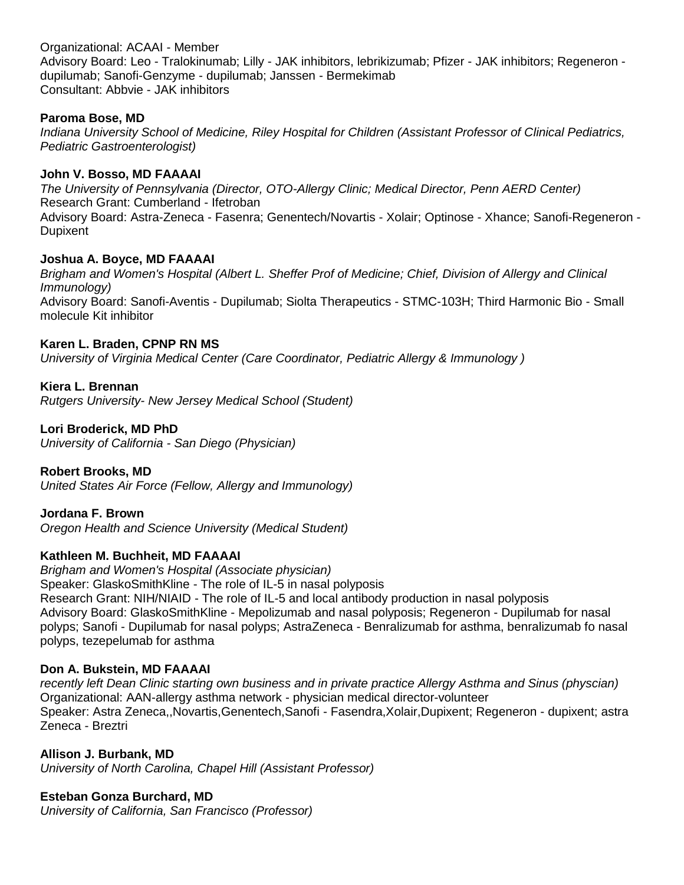Organizational: ACAAI - Member
Advisory Board: Leo - Tralokinumab; Lilly - JAK inhibitors, lebrikizumab; Pfizer - JAK inhibitors; Regeneron - dupilumab; Sanofi-Genzyme - dupilumab; Janssen - Bermekimab
Consultant: Abbvie - JAK inhibitors

**Paroma Bose, MD**
*Indiana University School of Medicine, Riley Hospital for Children (Assistant Professor of Clinical Pediatrics, Pediatric Gastroenterologist)*

**John V. Bosso, MD FAAAAI**
*The University of Pennsylvania (Director, OTO-Allergy Clinic; Medical Director, Penn AERD Center)*
Research Grant: Cumberland - Ifetroban
Advisory Board: Astra-Zeneca - Fasenra; Genentech/Novartis - Xolair; Optinose - Xhance; Sanofi-Regeneron - Dupixent

**Joshua A. Boyce, MD FAAAAI**
*Brigham and Women's Hospital (Albert L. Sheffer Prof of Medicine; Chief, Division of Allergy and Clinical Immunology)*
Advisory Board: Sanofi-Aventis - Dupilumab; Siolta Therapeutics - STMC-103H; Third Harmonic Bio - Small molecule Kit inhibitor

**Karen L. Braden, CPNP RN MS**
*University of Virginia Medical Center (Care Coordinator, Pediatric Allergy & Immunology )*

**Kiera L. Brennan**
*Rutgers University- New Jersey Medical School (Student)*

**Lori Broderick, MD PhD**
*University of California - San Diego (Physician)*

**Robert Brooks, MD**
*United States Air Force (Fellow, Allergy and Immunology)*

**Jordana F. Brown**
*Oregon Health and Science University (Medical Student)*

**Kathleen M. Buchheit, MD FAAAAI**
*Brigham and Women's Hospital (Associate physician)*
Speaker: GlaskoSmithKline - The role of IL-5 in nasal polyposis
Research Grant: NIH/NIAID - The role of IL-5 and local antibody production in nasal polyposis
Advisory Board: GlaskoSmithKline - Mepolizumab and nasal polyposis; Regeneron - Dupilumab for nasal polyps; Sanofi - Dupilumab for nasal polyps; AstraZeneca - Benralizumab for asthma, benralizumab fo nasal polyps, tezepelumab for asthma

**Don A. Bukstein, MD FAAAAI**
*recently left Dean Clinic starting own business and in private practice Allergy Asthma and Sinus (physcian)*
Organizational: AAN-allergy asthma network - physician medical director-volunteer
Speaker: Astra Zeneca,,Novartis,Genentech,Sanofi - Fasendra,Xolair,Dupixent; Regeneron - dupixent; astra Zeneca - Breztri

**Allison J. Burbank, MD**
*University of North Carolina, Chapel Hill (Assistant Professor)*

**Esteban Gonza Burchard, MD**
*University of California, San Francisco (Professor)*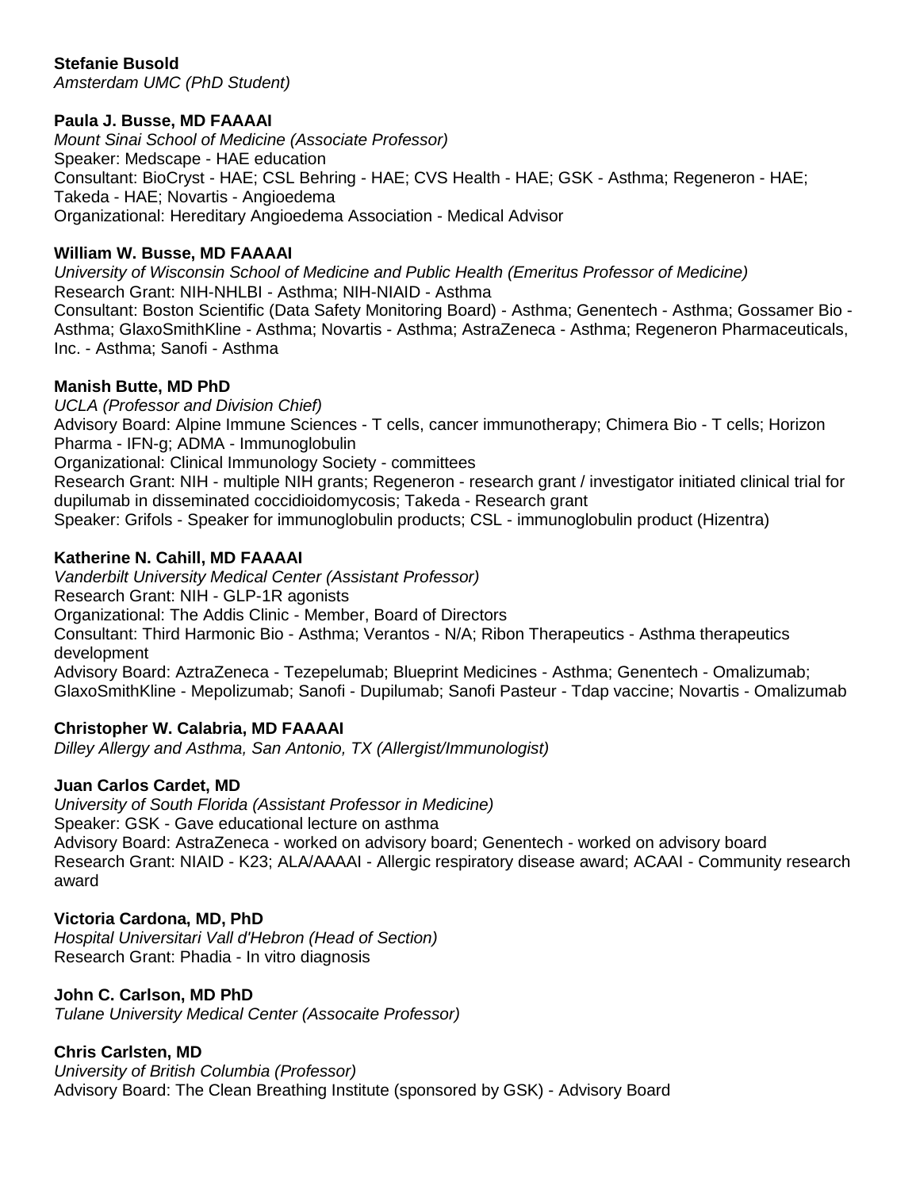**Stefanie Busold**
*Amsterdam UMC (PhD Student)*

**Paula J. Busse, MD FAAAAI**
*Mount Sinai School of Medicine (Associate Professor)*
Speaker: Medscape - HAE education
Consultant: BioCryst - HAE; CSL Behring - HAE; CVS Health - HAE; GSK - Asthma; Regeneron - HAE; Takeda - HAE; Novartis - Angioedema
Organizational: Hereditary Angioedema Association - Medical Advisor

**William W. Busse, MD FAAAAI**
*University of Wisconsin School of Medicine and Public Health (Emeritus Professor of Medicine)*
Research Grant: NIH-NHLBI - Asthma; NIH-NIAID - Asthma
Consultant: Boston Scientific (Data Safety Monitoring Board) - Asthma; Genentech - Asthma; Gossamer Bio - Asthma; GlaxoSmithKline - Asthma; Novartis - Asthma; AstraZeneca - Asthma; Regeneron Pharmaceuticals, Inc. - Asthma; Sanofi - Asthma

**Manish Butte, MD PhD**
*UCLA (Professor and Division Chief)*
Advisory Board: Alpine Immune Sciences - T cells, cancer immunotherapy; Chimera Bio - T cells; Horizon Pharma - IFN-g; ADMA - Immunoglobulin
Organizational: Clinical Immunology Society - committees
Research Grant: NIH - multiple NIH grants; Regeneron - research grant / investigator initiated clinical trial for dupilumab in disseminated coccidioidomycosis; Takeda - Research grant
Speaker: Grifols - Speaker for immunoglobulin products; CSL - immunoglobulin product (Hizentra)

**Katherine N. Cahill, MD FAAAAI**
*Vanderbilt University Medical Center (Assistant Professor)*
Research Grant: NIH - GLP-1R agonists
Organizational: The Addis Clinic - Member, Board of Directors
Consultant: Third Harmonic Bio - Asthma; Verantos - N/A; Ribon Therapeutics - Asthma therapeutics development
Advisory Board: AztraZeneca - Tezepelumab; Blueprint Medicines - Asthma; Genentech - Omalizumab; GlaxoSmithKline - Mepolizumab; Sanofi - Dupilumab; Sanofi Pasteur - Tdap vaccine; Novartis - Omalizumab

**Christopher W. Calabria, MD FAAAAI**
*Dilley Allergy and Asthma, San Antonio, TX (Allergist/Immunologist)*

**Juan Carlos Cardet, MD**
*University of South Florida (Assistant Professor in Medicine)*
Speaker: GSK - Gave educational lecture on asthma
Advisory Board: AstraZeneca - worked on advisory board; Genentech - worked on advisory board
Research Grant: NIAID - K23; ALA/AAAAI - Allergic respiratory disease award; ACAAI - Community research award

**Victoria Cardona, MD, PhD**
*Hospital Universitari Vall d'Hebron (Head of Section)*
Research Grant: Phadia - In vitro diagnosis

**John C. Carlson, MD PhD**
*Tulane University Medical Center (Assocaite Professor)*

**Chris Carlsten, MD**
*University of British Columbia (Professor)*
Advisory Board: The Clean Breathing Institute (sponsored by GSK) - Advisory Board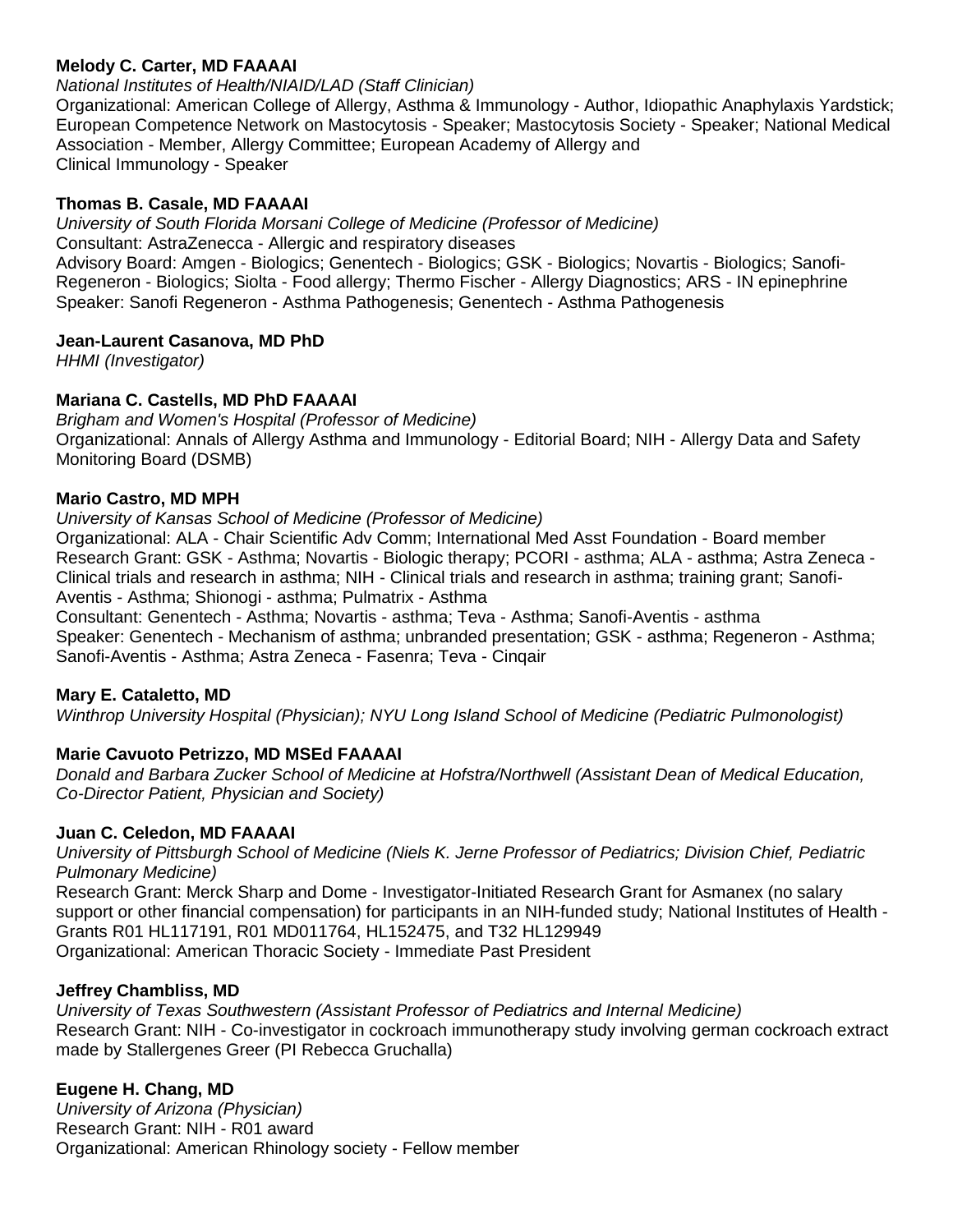**Melody C. Carter, MD FAAAAI**
*National Institutes of Health/NIAID/LAD (Staff Clinician)*
Organizational: American College of Allergy, Asthma & Immunology - Author, Idiopathic Anaphylaxis Yardstick; European Competence Network on Mastocytosis - Speaker; Mastocytosis Society - Speaker; National Medical Association - Member, Allergy Committee; European Academy of Allergy and Clinical Immunology - Speaker

**Thomas B. Casale, MD FAAAAI**
*University of South Florida Morsani College of Medicine (Professor of Medicine)*
Consultant: AstraZenecca - Allergic and respiratory diseases
Advisory Board: Amgen - Biologics; Genentech - Biologics; GSK - Biologics; Novartis - Biologics; Sanofi-Regeneron - Biologics; Siolta - Food allergy; Thermo Fischer - Allergy Diagnostics; ARS - IN epinephrine
Speaker: Sanofi Regeneron - Asthma Pathogenesis; Genentech - Asthma Pathogenesis

**Jean-Laurent Casanova, MD PhD**
*HHMI (Investigator)*

**Mariana C. Castells, MD PhD FAAAAI**
*Brigham and Women's Hospital (Professor of Medicine)*
Organizational: Annals of Allergy Asthma and Immunology - Editorial Board; NIH - Allergy Data and Safety Monitoring Board (DSMB)

**Mario Castro, MD MPH**
*University of Kansas School of Medicine (Professor of Medicine)*
Organizational: ALA - Chair Scientific Adv Comm; International Med Asst Foundation - Board member
Research Grant: GSK - Asthma; Novartis - Biologic therapy; PCORI - asthma; ALA - asthma; Astra Zeneca - Clinical trials and research in asthma; NIH - Clinical trials and research in asthma; training grant; Sanofi-Aventis - Asthma; Shionogi - asthma; Pulmatrix - Asthma
Consultant: Genentech - Asthma; Novartis - asthma; Teva - Asthma; Sanofi-Aventis - asthma
Speaker: Genentech - Mechanism of asthma; unbranded presentation; GSK - asthma; Regeneron - Asthma; Sanofi-Aventis - Asthma; Astra Zeneca - Fasenra; Teva - Cinqair

**Mary E. Cataletto, MD**
*Winthrop University Hospital (Physician); NYU Long Island School of Medicine (Pediatric Pulmonologist)*

**Marie Cavuoto Petrizzo, MD MSEd FAAAAI**
*Donald and Barbara Zucker School of Medicine at Hofstra/Northwell (Assistant Dean of Medical Education, Co-Director Patient, Physician and Society)*

**Juan C. Celedon, MD FAAAAI**
*University of Pittsburgh School of Medicine (Niels K. Jerne Professor of Pediatrics; Division Chief, Pediatric Pulmonary Medicine)*
Research Grant: Merck Sharp and Dome - Investigator-Initiated Research Grant for Asmanex (no salary support or other financial compensation) for participants in an NIH-funded study; National Institutes of Health - Grants R01 HL117191, R01 MD011764, HL152475, and T32 HL129949
Organizational: American Thoracic Society - Immediate Past President

**Jeffrey Chambliss, MD**
*University of Texas Southwestern (Assistant Professor of Pediatrics and Internal Medicine)*
Research Grant: NIH - Co-investigator in cockroach immunotherapy study involving german cockroach extract made by Stallergenes Greer (PI Rebecca Gruchalla)

**Eugene H. Chang, MD**
*University of Arizona (Physician)*
Research Grant: NIH - R01 award
Organizational: American Rhinology society - Fellow member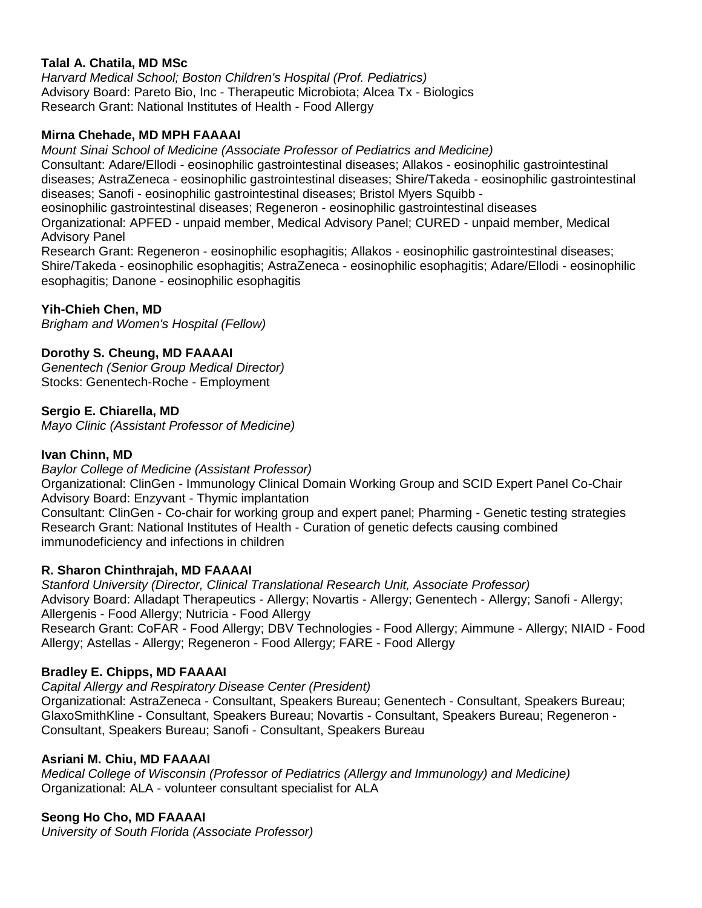**Talal A. Chatila, MD MSc**
*Harvard Medical School; Boston Children's Hospital (Prof. Pediatrics)*
Advisory Board: Pareto Bio, Inc - Therapeutic Microbiota; Alcea Tx - Biologics
Research Grant: National Institutes of Health - Food Allergy

**Mirna Chehade, MD MPH FAAAAI**
*Mount Sinai School of Medicine (Associate Professor of Pediatrics and Medicine)*
Consultant: Adare/Ellodi - eosinophilic gastrointestinal diseases; Allakos - eosinophilic gastrointestinal diseases; AstraZeneca - eosinophilic gastrointestinal diseases; Shire/Takeda - eosinophilic gastrointestinal diseases; Sanofi - eosinophilic gastrointestinal diseases; Bristol Myers Squibb - eosinophilic gastrointestinal diseases; Regeneron - eosinophilic gastrointestinal diseases
Organizational: APFED - unpaid member, Medical Advisory Panel; CURED - unpaid member, Medical Advisory Panel
Research Grant: Regeneron - eosinophilic esophagitis; Allakos - eosinophilic gastrointestinal diseases; Shire/Takeda - eosinophilic esophagitis; AstraZeneca - eosinophilic esophagitis; Adare/Ellodi - eosinophilic esophagitis; Danone - eosinophilic esophagitis

**Yih-Chieh Chen, MD**
*Brigham and Women's Hospital (Fellow)*

**Dorothy S. Cheung, MD FAAAAI**
*Genentech (Senior Group Medical Director)*
Stocks: Genentech-Roche - Employment

**Sergio E. Chiarella, MD**
*Mayo Clinic (Assistant Professor of Medicine)*

**Ivan Chinn, MD**
*Baylor College of Medicine (Assistant Professor)*
Organizational: ClinGen - Immunology Clinical Domain Working Group and SCID Expert Panel Co-Chair
Advisory Board: Enzyvant - Thymic implantation
Consultant: ClinGen - Co-chair for working group and expert panel; Pharming - Genetic testing strategies
Research Grant: National Institutes of Health - Curation of genetic defects causing combined immunodeficiency and infections in children

**R. Sharon Chinthrajah, MD FAAAAI**
*Stanford University (Director, Clinical Translational Research Unit, Associate Professor)*
Advisory Board: Alladapt Therapeutics - Allergy; Novartis - Allergy; Genentech - Allergy; Sanofi - Allergy; Allergenis - Food Allergy; Nutricia - Food Allergy
Research Grant: CoFAR - Food Allergy; DBV Technologies - Food Allergy; Aimmune - Allergy; NIAID - Food Allergy; Astellas - Allergy; Regeneron - Food Allergy; FARE - Food Allergy

**Bradley E. Chipps, MD FAAAAI**
*Capital Allergy and Respiratory Disease Center (President)*
Organizational: AstraZeneca - Consultant, Speakers Bureau; Genentech - Consultant, Speakers Bureau; GlaxoSmithKline - Consultant, Speakers Bureau; Novartis - Consultant, Speakers Bureau; Regeneron - Consultant, Speakers Bureau; Sanofi - Consultant, Speakers Bureau

**Asriani M. Chiu, MD FAAAAI**
*Medical College of Wisconsin (Professor of Pediatrics (Allergy and Immunology) and Medicine)*
Organizational: ALA - volunteer consultant specialist for ALA

**Seong Ho Cho, MD FAAAAI**
*University of South Florida (Associate Professor)*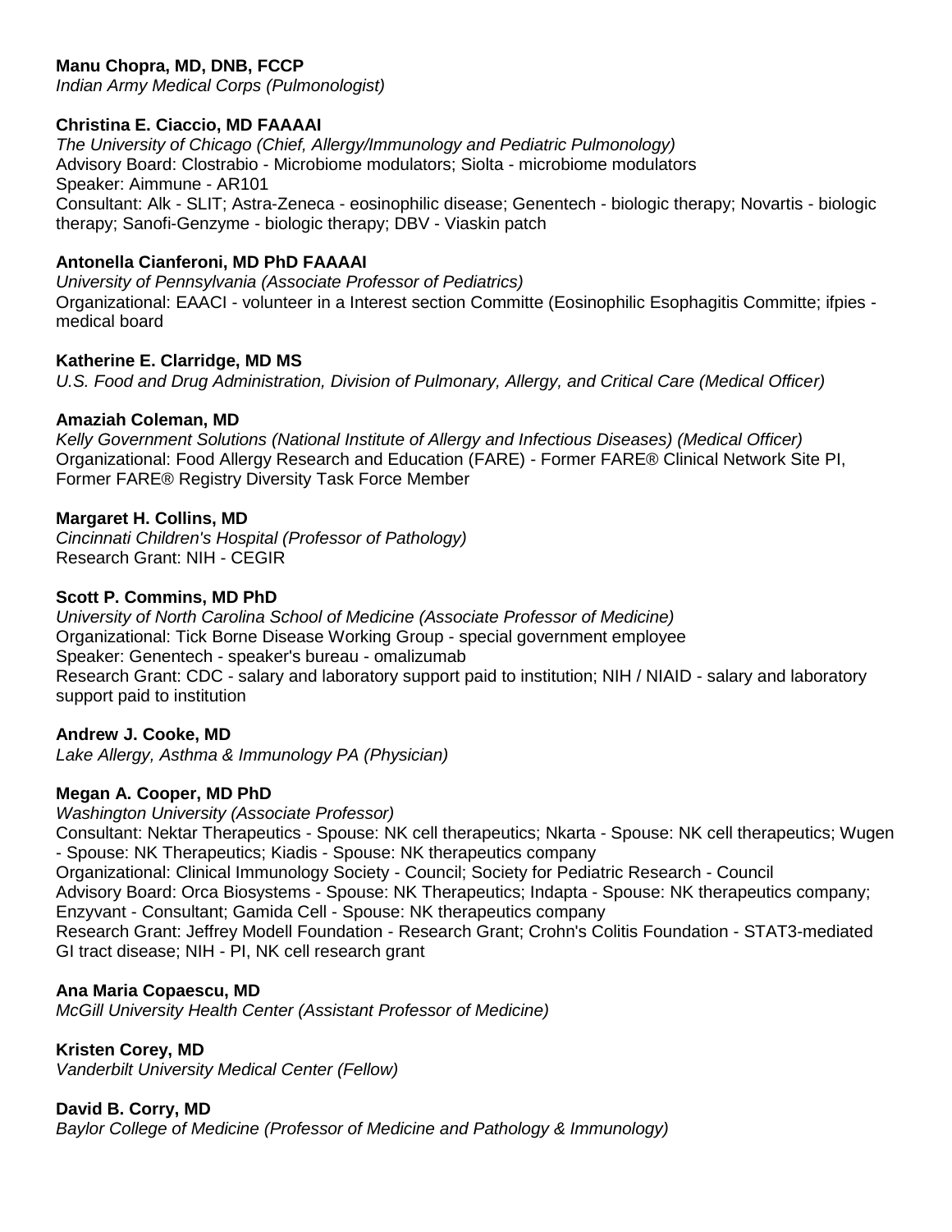**Manu Chopra, MD, DNB, FCCP**
*Indian Army Medical Corps (Pulmonologist)*

**Christina E. Ciaccio, MD FAAAAI**
*The University of Chicago (Chief, Allergy/Immunology and Pediatric Pulmonology)*
Advisory Board: Clostrabio - Microbiome modulators; Siolta - microbiome modulators
Speaker: Aimmune - AR101
Consultant: Alk - SLIT; Astra-Zeneca - eosinophilic disease; Genentech - biologic therapy; Novartis - biologic therapy; Sanofi-Genzyme - biologic therapy; DBV - Viaskin patch

**Antonella Cianferoni, MD PhD FAAAAI**
*University of Pennsylvania (Associate Professor of Pediatrics)*
Organizational: EAACI - volunteer in a Interest section Committe (Eosinophilic Esophagitis Committe; ifpies - medical board

**Katherine E. Clarridge, MD MS**
*U.S. Food and Drug Administration, Division of Pulmonary, Allergy, and Critical Care (Medical Officer)*

**Amaziah Coleman, MD**
*Kelly Government Solutions (National Institute of Allergy and Infectious Diseases) (Medical Officer)*
Organizational: Food Allergy Research and Education (FARE) - Former FARE® Clinical Network Site PI, Former FARE® Registry Diversity Task Force Member

**Margaret H. Collins, MD**
*Cincinnati Children's Hospital (Professor of Pathology)*
Research Grant: NIH - CEGIR

**Scott P. Commins, MD PhD**
*University of North Carolina School of Medicine (Associate Professor of Medicine)*
Organizational: Tick Borne Disease Working Group - special government employee
Speaker: Genentech - speaker's bureau - omalizumab
Research Grant: CDC - salary and laboratory support paid to institution; NIH / NIAID - salary and laboratory support paid to institution

**Andrew J. Cooke, MD**
*Lake Allergy, Asthma & Immunology PA (Physician)*

**Megan A. Cooper, MD PhD**
*Washington University (Associate Professor)*
Consultant: Nektar Therapeutics - Spouse: NK cell therapeutics; Nkarta - Spouse: NK cell therapeutics; Wugen - Spouse: NK Therapeutics; Kiadis - Spouse: NK therapeutics company
Organizational: Clinical Immunology Society - Council; Society for Pediatric Research - Council
Advisory Board: Orca Biosystems - Spouse: NK Therapeutics; Indapta - Spouse: NK therapeutics company; Enzyvant - Consultant; Gamida Cell - Spouse: NK therapeutics company
Research Grant: Jeffrey Modell Foundation - Research Grant; Crohn's Colitis Foundation - STAT3-mediated GI tract disease; NIH - PI, NK cell research grant

**Ana Maria Copaescu, MD**
*McGill University Health Center (Assistant Professor of Medicine)*

**Kristen Corey, MD**
*Vanderbilt University Medical Center (Fellow)*

**David B. Corry, MD**
*Baylor College of Medicine (Professor of Medicine and Pathology & Immunology)*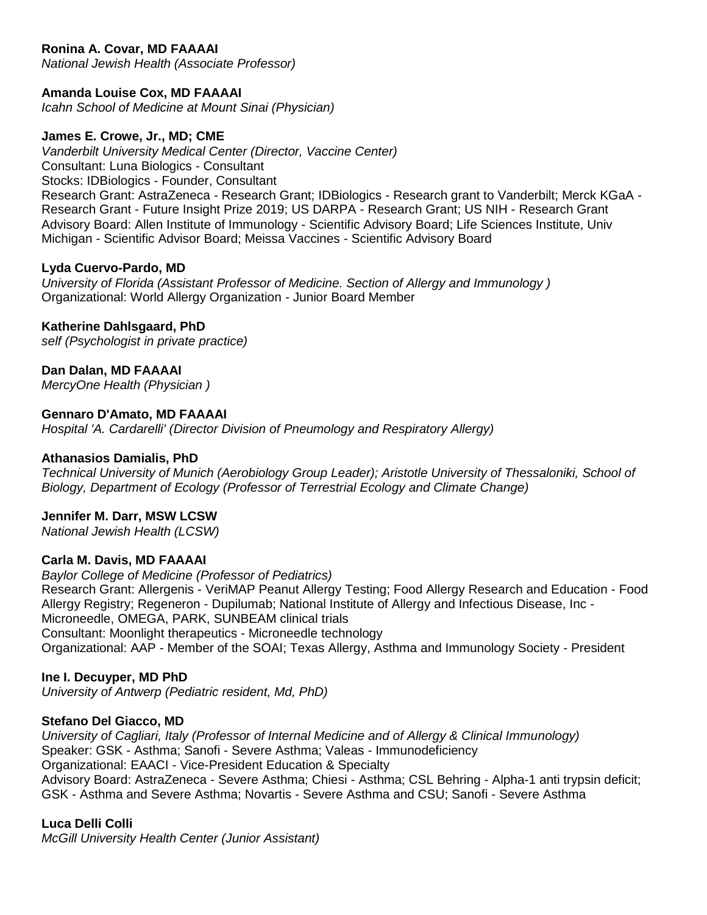**Ronina A. Covar, MD FAAAAI**
*National Jewish Health (Associate Professor)*

**Amanda Louise Cox, MD FAAAAI**
*Icahn School of Medicine at Mount Sinai (Physician)*

**James E. Crowe, Jr., MD; CME**
*Vanderbilt University Medical Center (Director, Vaccine Center)*
Consultant: Luna Biologics - Consultant
Stocks: IDBiologics - Founder, Consultant
Research Grant: AstraZeneca - Research Grant; IDBiologics - Research grant to Vanderbilt; Merck KGaA - Research Grant - Future Insight Prize 2019; US DARPA - Research Grant; US NIH - Research Grant
Advisory Board: Allen Institute of Immunology - Scientific Advisory Board; Life Sciences Institute, Univ Michigan - Scientific Advisor Board; Meissa Vaccines - Scientific Advisory Board

**Lyda Cuervo-Pardo, MD**
*University of Florida (Assistant Professor of Medicine. Section of Allergy and Immunology )*
Organizational: World Allergy Organization - Junior Board Member

**Katherine Dahlsgaard, PhD**
*self (Psychologist in private practice)*

**Dan Dalan, MD FAAAAI**
*MercyOne Health (Physician )*

**Gennaro D'Amato, MD FAAAAI**
*Hospital 'A. Cardarelli' (Director Division of Pneumology and Respiratory Allergy)*

**Athanasios Damialis, PhD**
*Technical University of Munich (Aerobiology Group Leader); Aristotle University of Thessaloniki, School of Biology, Department of Ecology (Professor of Terrestrial Ecology and Climate Change)*

**Jennifer M. Darr, MSW LCSW**
*National Jewish Health (LCSW)*

**Carla M. Davis, MD FAAAAI**
*Baylor College of Medicine (Professor of Pediatrics)*
Research Grant: Allergenis - VeriMAP Peanut Allergy Testing; Food Allergy Research and Education - Food Allergy Registry; Regeneron - Dupilumab; National Institute of Allergy and Infectious Disease, Inc - Microneedle, OMEGA, PARK, SUNBEAM clinical trials
Consultant: Moonlight therapeutics - Microneedle technology
Organizational: AAP - Member of the SOAI; Texas Allergy, Asthma and Immunology Society - President

**Ine I. Decuyper, MD PhD**
*University of Antwerp (Pediatric resident, Md, PhD)*

**Stefano Del Giacco, MD**
*University of Cagliari, Italy (Professor of Internal Medicine and of Allergy & Clinical Immunology)*
Speaker: GSK - Asthma; Sanofi - Severe Asthma; Valeas - Immunodeficiency
Organizational: EAACI - Vice-President Education & Specialty
Advisory Board: AstraZeneca - Severe Asthma; Chiesi - Asthma; CSL Behring - Alpha-1 anti trypsin deficit; GSK - Asthma and Severe Asthma; Novartis - Severe Asthma and CSU; Sanofi - Severe Asthma

**Luca Delli Colli**
*McGill University Health Center (Junior Assistant)*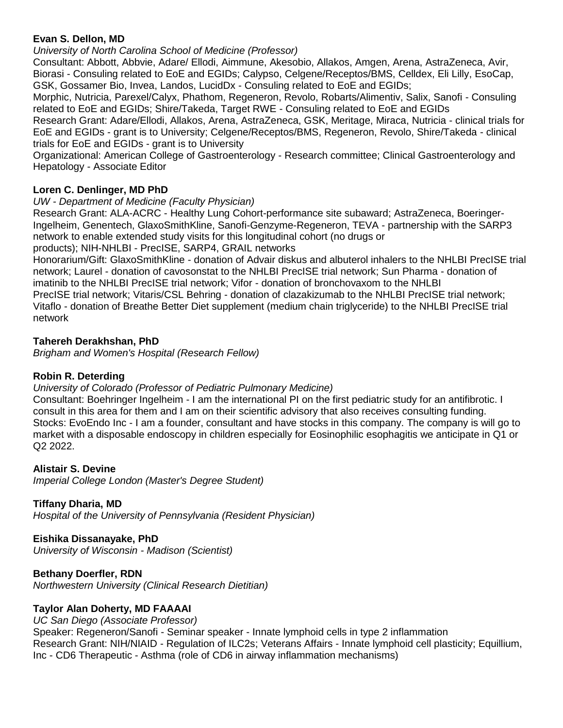**Evan S. Dellon, MD**

*University of North Carolina School of Medicine (Professor)*

Consultant: Abbott, Abbvie, Adare/ Ellodi, Aimmune, Akesobio, Allakos, Amgen, Arena, AstraZeneca, Avir, Biorasi - Consuling related to EoE and EGIDs; Calypso, Celgene/Receptos/BMS, Celldex, Eli Lilly, EsoCap, GSK, Gossamer Bio, Invea, Landos, LucidDx - Consuling related to EoE and EGIDs;
Morphic, Nutricia, Parexel/Calyx, Phathom, Regeneron, Revolo, Robarts/Alimentiv, Salix, Sanofi - Consuling related to EoE and EGIDs; Shire/Takeda, Target RWE - Consuling related to EoE and EGIDs
Research Grant: Adare/Ellodi, Allakos, Arena, AstraZeneca, GSK, Meritage, Miraca, Nutricia - clinical trials for EoE and EGIDs - grant is to University; Celgene/Receptos/BMS, Regeneron, Revolo, Shire/Takeda - clinical trials for EoE and EGIDs - grant is to University
Organizational: American College of Gastroenterology - Research committee; Clinical Gastroenterology and Hepatology - Associate Editor

**Loren C. Denlinger, MD PhD**

*UW - Department of Medicine (Faculty Physician)*

Research Grant: ALA-ACRC - Healthy Lung Cohort-performance site subaward; AstraZeneca, Boeringer-Ingelheim, Genentech, GlaxoSmithKline, Sanofi-Genzyme-Regeneron, TEVA - partnership with the SARP3 network to enable extended study visits for this longitudinal cohort (no drugs or products); NIH-NHLBI - PrecISE, SARP4, GRAIL networks
Honorarium/Gift: GlaxoSmithKline - donation of Advair diskus and albuterol inhalers to the NHLBI PrecISE trial network; Laurel - donation of cavosonstat to the NHLBI PrecISE trial network; Sun Pharma - donation of imatinib to the NHLBI PrecISE trial network; Vifor - donation of bronchovaxom to the NHLBI PrecISE trial network; Vitaris/CSL Behring - donation of clazakizumab to the NHLBI PrecISE trial network; Vitaflo - donation of Breathe Better Diet supplement (medium chain triglyceride) to the NHLBI PrecISE trial network

**Tahereh Derakhshan, PhD**

*Brigham and Women's Hospital (Research Fellow)*

**Robin R. Deterding**

*University of Colorado (Professor of Pediatric Pulmonary Medicine)*

Consultant: Boehringer Ingelheim - I am the international PI on the first pediatric study for an antifibrotic. I consult in this area for them and I am on their scientific advisory that also receives consulting funding.
Stocks: EvoEndo Inc - I am a founder, consultant and have stocks in this company. The company is will go to market with a disposable endoscopy in children especially for Eosinophilic esophagitis we anticipate in Q1 or Q2 2022.

**Alistair S. Devine**

*Imperial College London (Master's Degree Student)*

**Tiffany Dharia, MD**

*Hospital of the University of Pennsylvania (Resident Physician)*

**Eishika Dissanayake, PhD**

*University of Wisconsin - Madison (Scientist)*

**Bethany Doerfler, RDN**

*Northwestern University (Clinical Research Dietitian)*

**Taylor Alan Doherty, MD FAAAAI**

*UC San Diego (Associate Professor)*

Speaker: Regeneron/Sanofi - Seminar speaker - Innate lymphoid cells in type 2 inflammation
Research Grant: NIH/NIAID - Regulation of ILC2s; Veterans Affairs - Innate lymphoid cell plasticity; Equillium, Inc - CD6 Therapeutic - Asthma (role of CD6 in airway inflammation mechanisms)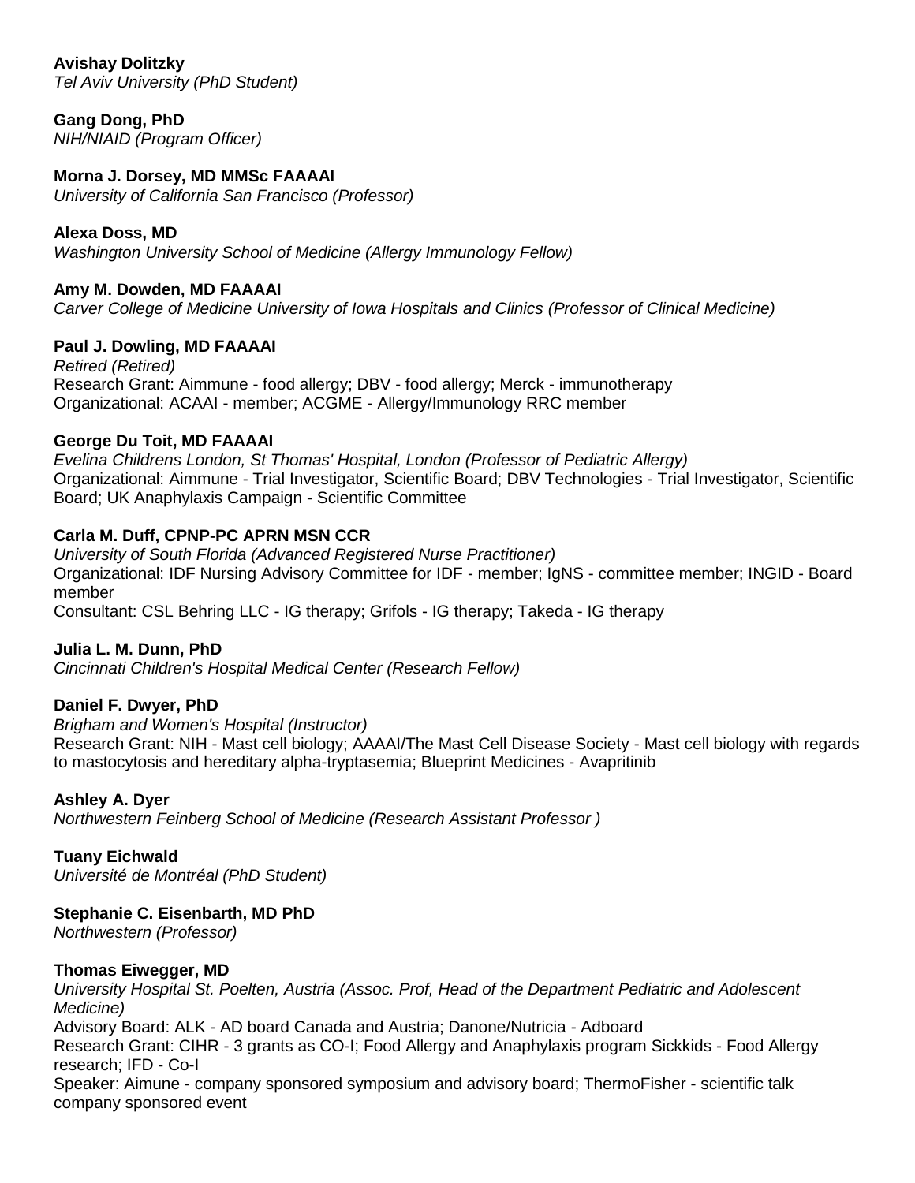**Avishay Dolitzky**
*Tel Aviv University (PhD Student)*

**Gang Dong, PhD**
*NIH/NIAID (Program Officer)*

**Morna J. Dorsey, MD MMSc FAAAAI**
*University of California San Francisco (Professor)*

**Alexa Doss, MD**
*Washington University School of Medicine (Allergy Immunology Fellow)*

**Amy M. Dowden, MD FAAAAI**
*Carver College of Medicine University of Iowa Hospitals and Clinics (Professor of Clinical Medicine)*

**Paul J. Dowling, MD FAAAAI**
*Retired (Retired)*
Research Grant: Aimmune - food allergy; DBV - food allergy; Merck - immunotherapy
Organizational: ACAAI - member; ACGME - Allergy/Immunology RRC member

**George Du Toit, MD FAAAAI**
*Evelina Childrens London, St Thomas' Hospital, London (Professor of Pediatric Allergy)*
Organizational: Aimmune - Trial Investigator, Scientific Board; DBV Technologies - Trial Investigator, Scientific Board; UK Anaphylaxis Campaign - Scientific Committee

**Carla M. Duff, CPNP-PC APRN MSN CCR**
*University of South Florida (Advanced Registered Nurse Practitioner)*
Organizational: IDF Nursing Advisory Committee for IDF - member; IgNS - committee member; INGID - Board member
Consultant: CSL Behring LLC - IG therapy; Grifols - IG therapy; Takeda - IG therapy

**Julia L. M. Dunn, PhD**
*Cincinnati Children's Hospital Medical Center (Research Fellow)*

**Daniel F. Dwyer, PhD**
*Brigham and Women's Hospital (Instructor)*
Research Grant: NIH - Mast cell biology; AAAAI/The Mast Cell Disease Society - Mast cell biology with regards to mastocytosis and hereditary alpha-tryptasemia; Blueprint Medicines - Avapritinib

**Ashley A. Dyer**
*Northwestern Feinberg School of Medicine (Research Assistant Professor )*

**Tuany Eichwald**
*Université de Montréal (PhD Student)*

**Stephanie C. Eisenbarth, MD PhD**
*Northwestern (Professor)*

**Thomas Eiwegger, MD**
*University Hospital St. Poelten, Austria (Assoc. Prof, Head of the Department Pediatric and Adolescent Medicine)*
Advisory Board: ALK - AD board Canada and Austria; Danone/Nutricia - Adboard
Research Grant: CIHR - 3 grants as CO-I; Food Allergy and Anaphylaxis program Sickkids - Food Allergy research; IFD - Co-I
Speaker: Aimune - company sponsored symposium and advisory board; ThermoFisher - scientific talk company sponsored event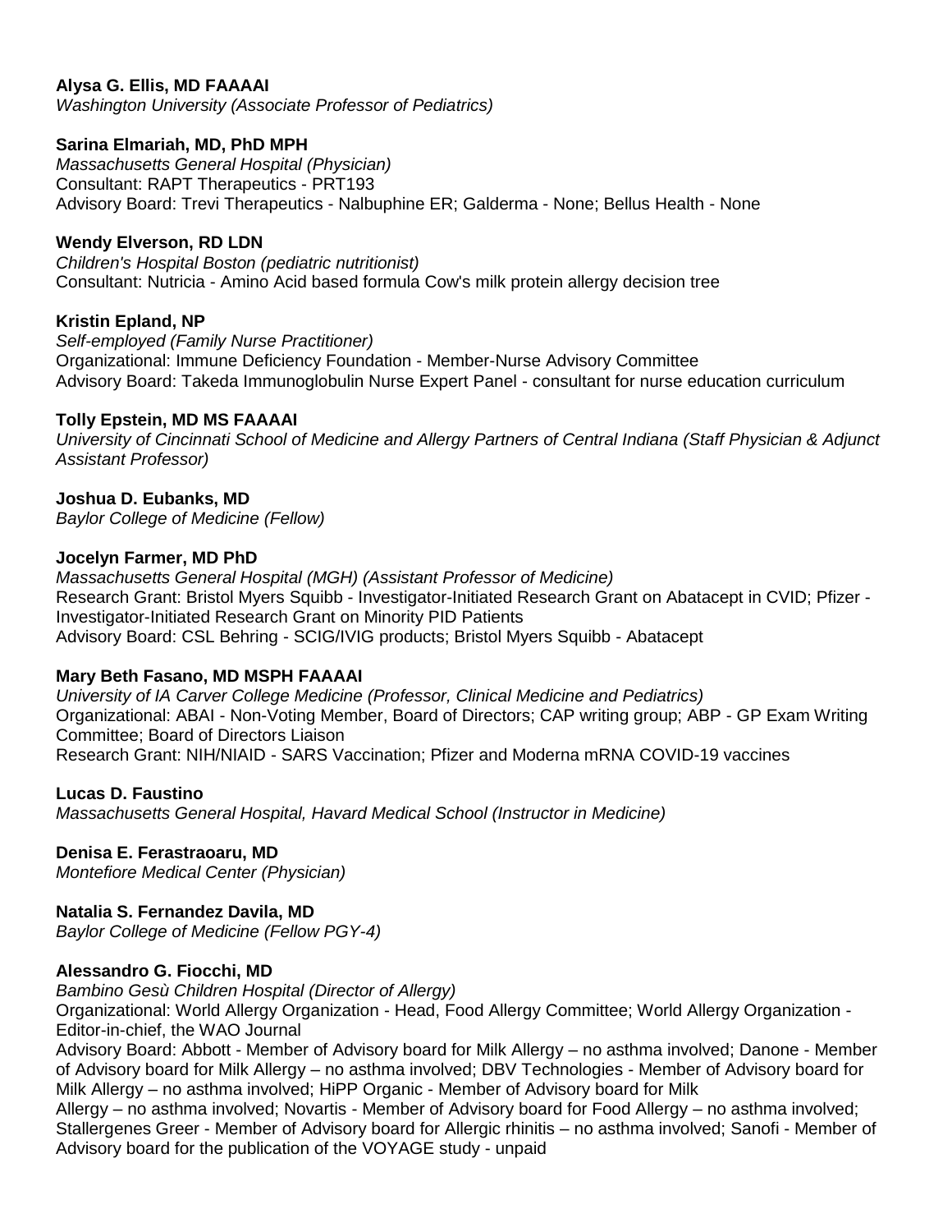**Alysa G. Ellis, MD FAAAAI**
*Washington University (Associate Professor of Pediatrics)*

**Sarina Elmariah, MD, PhD MPH**
*Massachusetts General Hospital (Physician)*
Consultant: RAPT Therapeutics - PRT193
Advisory Board: Trevi Therapeutics - Nalbuphine ER; Galderma - None; Bellus Health - None

**Wendy Elverson, RD LDN**
*Children's Hospital Boston (pediatric nutritionist)*
Consultant: Nutricia - Amino Acid based formula Cow's milk protein allergy decision tree

**Kristin Epland, NP**
*Self-employed (Family Nurse Practitioner)*
Organizational: Immune Deficiency Foundation - Member-Nurse Advisory Committee
Advisory Board: Takeda Immunoglobulin Nurse Expert Panel - consultant for nurse education curriculum

**Tolly Epstein, MD MS FAAAAI**
*University of Cincinnati School of Medicine and Allergy Partners of Central Indiana (Staff Physician & Adjunct Assistant Professor)*

**Joshua D. Eubanks, MD**
*Baylor College of Medicine (Fellow)*

**Jocelyn Farmer, MD PhD**
*Massachusetts General Hospital (MGH) (Assistant Professor of Medicine)*
Research Grant: Bristol Myers Squibb - Investigator-Initiated Research Grant on Abatacept in CVID; Pfizer - Investigator-Initiated Research Grant on Minority PID Patients
Advisory Board: CSL Behring - SCIG/IVIG products; Bristol Myers Squibb - Abatacept

**Mary Beth Fasano, MD MSPH FAAAAI**
*University of IA Carver College Medicine (Professor, Clinical Medicine and Pediatrics)*
Organizational: ABAI - Non-Voting Member, Board of Directors; CAP writing group; ABP - GP Exam Writing Committee; Board of Directors Liaison
Research Grant: NIH/NIAID - SARS Vaccination; Pfizer and Moderna mRNA COVID-19 vaccines

**Lucas D. Faustino**
*Massachusetts General Hospital, Havard Medical School (Instructor in Medicine)*

**Denisa E. Ferastraoaru, MD**
*Montefiore Medical Center (Physician)*

**Natalia S. Fernandez Davila, MD**
*Baylor College of Medicine (Fellow PGY-4)*

**Alessandro G. Fiocchi, MD**
*Bambino Gesù Children Hospital (Director of Allergy)*
Organizational: World Allergy Organization - Head, Food Allergy Committee; World Allergy Organization - Editor-in-chief, the WAO Journal
Advisory Board: Abbott - Member of Advisory board for Milk Allergy – no asthma involved; Danone - Member of Advisory board for Milk Allergy – no asthma involved; DBV Technologies - Member of Advisory board for Milk Allergy – no asthma involved; HiPP Organic - Member of Advisory board for Milk Allergy – no asthma involved; Novartis - Member of Advisory board for Food Allergy – no asthma involved; Stallergenes Greer - Member of Advisory board for Allergic rhinitis – no asthma involved; Sanofi - Member of Advisory board for the publication of the VOYAGE study - unpaid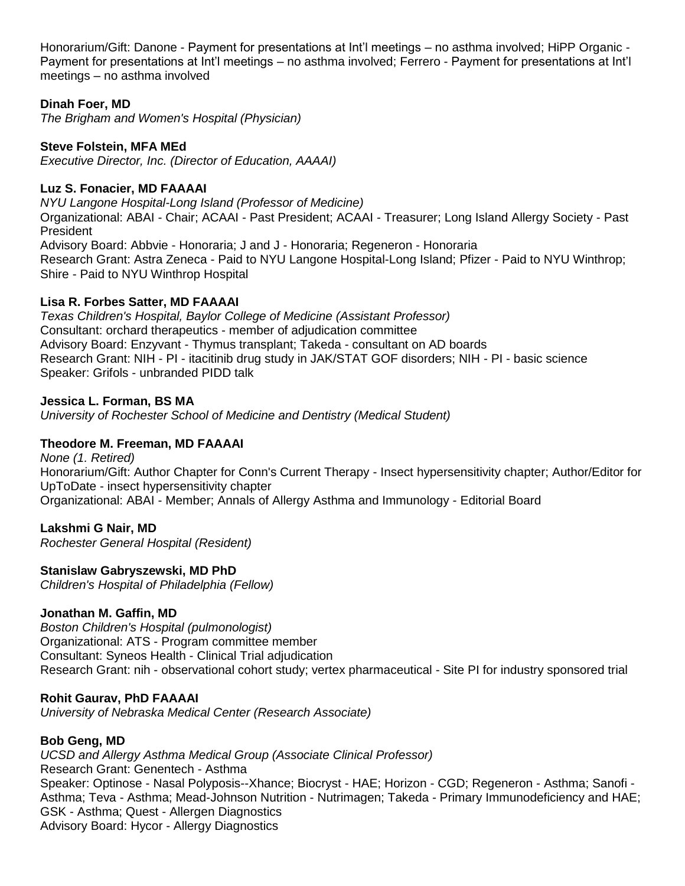Honorarium/Gift: Danone - Payment for presentations at Int'l meetings – no asthma involved; HiPP Organic - Payment for presentations at Int'l meetings – no asthma involved; Ferrero - Payment for presentations at Int'l meetings – no asthma involved

**Dinah Foer, MD**
*The Brigham and Women's Hospital (Physician)*

**Steve Folstein, MFA MEd**
*Executive Director, Inc. (Director of Education, AAAAI)*

**Luz S. Fonacier, MD FAAAAI**
*NYU Langone Hospital-Long Island (Professor of Medicine)*
Organizational: ABAI - Chair; ACAAI - Past President; ACAAI - Treasurer; Long Island Allergy Society - Past President
Advisory Board: Abbvie - Honoraria; J and J - Honoraria; Regeneron - Honoraria
Research Grant: Astra Zeneca - Paid to NYU Langone Hospital-Long Island; Pfizer - Paid to NYU Winthrop; Shire - Paid to NYU Winthrop Hospital

**Lisa R. Forbes Satter, MD FAAAAI**
*Texas Children's Hospital, Baylor College of Medicine (Assistant Professor)*
Consultant: orchard therapeutics - member of adjudication committee
Advisory Board: Enzyvant - Thymus transplant; Takeda - consultant on AD boards
Research Grant: NIH - PI - itacitinib drug study in JAK/STAT GOF disorders; NIH - PI - basic science
Speaker: Grifols - unbranded PIDD talk

**Jessica L. Forman, BS MA**
*University of Rochester School of Medicine and Dentistry (Medical Student)*

**Theodore M. Freeman, MD FAAAAI**
*None (1. Retired)*
Honorarium/Gift: Author Chapter for Conn's Current Therapy - Insect hypersensitivity chapter; Author/Editor for UpToDate - insect hypersensitivity chapter
Organizational: ABAI - Member; Annals of Allergy Asthma and Immunology - Editorial Board

**Lakshmi G Nair, MD**
*Rochester General Hospital (Resident)*

**Stanislaw Gabryszewski, MD PhD**
*Children's Hospital of Philadelphia (Fellow)*

**Jonathan M. Gaffin, MD**
*Boston Children's Hospital (pulmonologist)*
Organizational: ATS - Program committee member
Consultant: Syneos Health - Clinical Trial adjudication
Research Grant: nih - observational cohort study; vertex pharmaceutical - Site PI for industry sponsored trial

**Rohit Gaurav, PhD FAAAAI**
*University of Nebraska Medical Center (Research Associate)*

**Bob Geng, MD**
*UCSD and Allergy Asthma Medical Group (Associate Clinical Professor)*
Research Grant: Genentech - Asthma
Speaker: Optinose - Nasal Polyposis--Xhance; Biocryst - HAE; Horizon - CGD; Regeneron - Asthma; Sanofi - Asthma; Teva - Asthma; Mead-Johnson Nutrition - Nutrimagen; Takeda - Primary Immunodeficiency and HAE; GSK - Asthma; Quest - Allergen Diagnostics
Advisory Board: Hycor - Allergy Diagnostics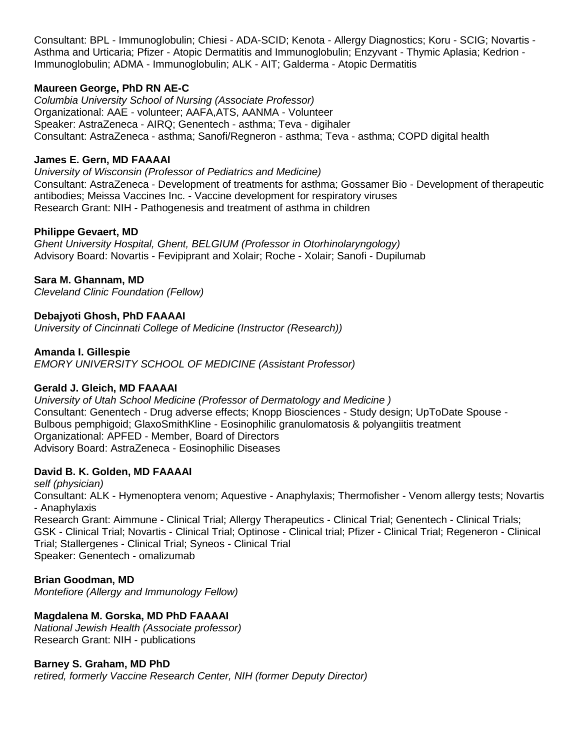Consultant: BPL - Immunoglobulin; Chiesi - ADA-SCID; Kenota - Allergy Diagnostics; Koru - SCIG; Novartis - Asthma and Urticaria; Pfizer - Atopic Dermatitis and Immunoglobulin; Enzyvant - Thymic Aplasia; Kedrion - Immunoglobulin; ADMA - Immunoglobulin; ALK - AIT; Galderma - Atopic Dermatitis

**Maureen George, PhD RN AE-C**
*Columbia University School of Nursing (Associate Professor)*
Organizational: AAE - volunteer; AAFA,ATS, AANMA - Volunteer
Speaker: AstraZeneca - AIRQ; Genentech - asthma; Teva - digihaler
Consultant: AstraZeneca - asthma; Sanofi/Regneron - asthma; Teva - asthma; COPD digital health

**James E. Gern, MD FAAAAI**
*University of Wisconsin (Professor of Pediatrics and Medicine)*
Consultant: AstraZeneca - Development of treatments for asthma; Gossamer Bio - Development of therapeutic antibodies; Meissa Vaccines Inc. - Vaccine development for respiratory viruses
Research Grant: NIH - Pathogenesis and treatment of asthma in children

**Philippe Gevaert, MD**
*Ghent University Hospital, Ghent, BELGIUM (Professor in Otorhinolaryngology)*
Advisory Board: Novartis - Fevipiprant and Xolair; Roche - Xolair; Sanofi - Dupilumab

**Sara M. Ghannam, MD**
*Cleveland Clinic Foundation (Fellow)*

**Debajyoti Ghosh, PhD FAAAAI**
*University of Cincinnati College of Medicine (Instructor (Research))*

**Amanda I. Gillespie**
*EMORY UNIVERSITY SCHOOL OF MEDICINE (Assistant Professor)*

**Gerald J. Gleich, MD FAAAAI**
*University of Utah School Medicine (Professor of Dermatology and Medicine )*
Consultant: Genentech - Drug adverse effects; Knopp Biosciences - Study design; UpToDate Spouse - Bulbous pemphigoid; GlaxoSmithKline - Eosinophilic granulomatosis & polyangiitis treatment
Organizational: APFED - Member, Board of Directors
Advisory Board: AstraZeneca - Eosinophilic Diseases

**David B. K. Golden, MD FAAAAI**
*self (physician)*
Consultant: ALK - Hymenoptera venom; Aquestive - Anaphylaxis; Thermofisher - Venom allergy tests; Novartis - Anaphylaxis
Research Grant: Aimmune - Clinical Trial; Allergy Therapeutics - Clinical Trial; Genentech - Clinical Trials; GSK - Clinical Trial; Novartis - Clinical Trial; Optinose - Clinical trial; Pfizer - Clinical Trial; Regeneron - Clinical Trial; Stallergenes - Clinical Trial; Syneos - Clinical Trial
Speaker: Genentech - omalizumab

**Brian Goodman, MD**
*Montefiore (Allergy and Immunology Fellow)*

**Magdalena M. Gorska, MD PhD FAAAAI**
*National Jewish Health (Associate professor)*
Research Grant: NIH - publications

**Barney S. Graham, MD PhD**
*retired, formerly Vaccine Research Center, NIH (former Deputy Director)*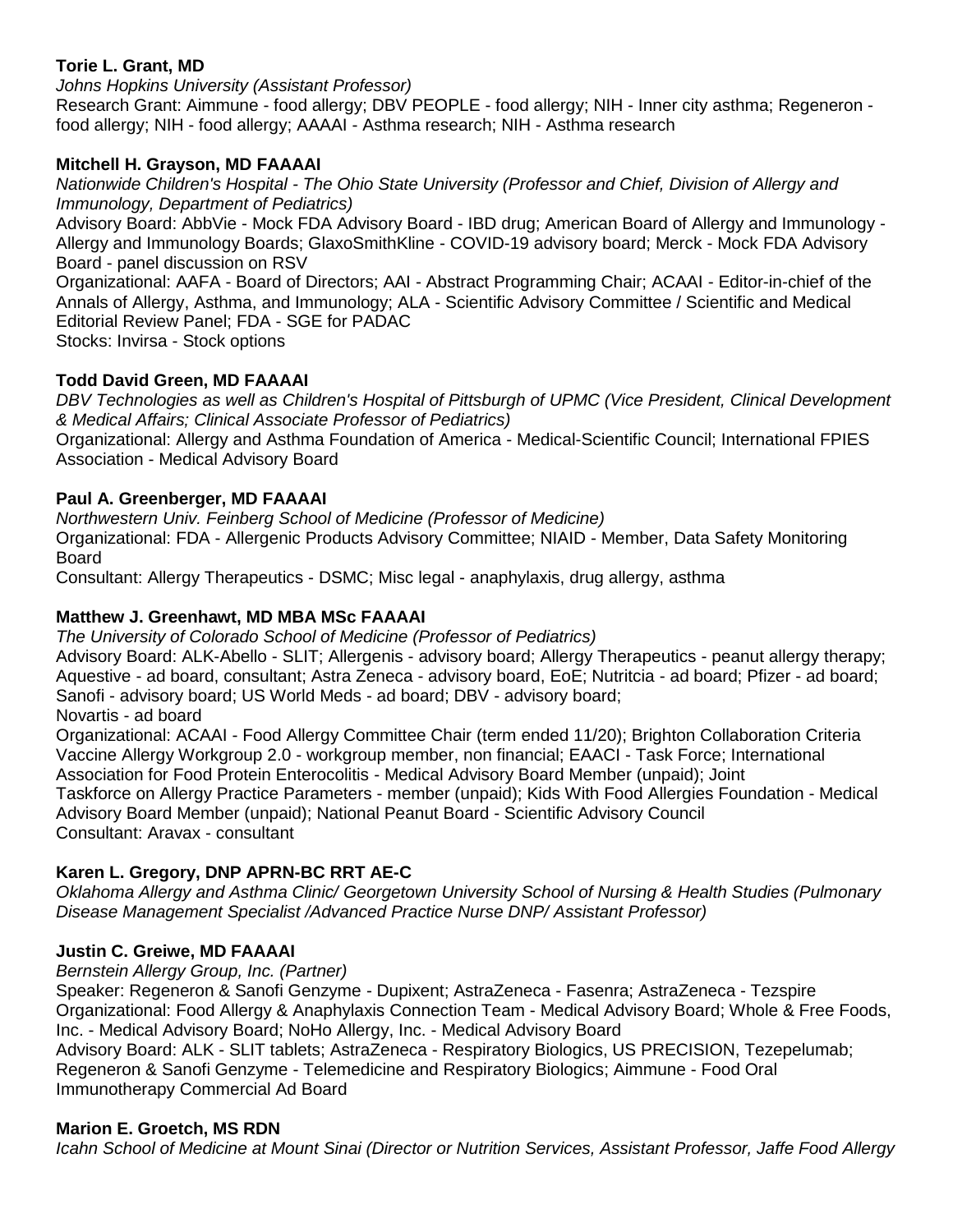**Torie L. Grant, MD**

*Johns Hopkins University (Assistant Professor)*

Research Grant: Aimmune - food allergy; DBV PEOPLE - food allergy; NIH - Inner city asthma; Regeneron - food allergy; NIH - food allergy; AAAAI - Asthma research; NIH - Asthma research

**Mitchell H. Grayson, MD FAAAAI**

*Nationwide Children's Hospital - The Ohio State University (Professor and Chief, Division of Allergy and Immunology, Department of Pediatrics)*

Advisory Board: AbbVie - Mock FDA Advisory Board - IBD drug; American Board of Allergy and Immunology - Allergy and Immunology Boards; GlaxoSmithKline - COVID-19 advisory board; Merck - Mock FDA Advisory Board - panel discussion on RSV

Organizational: AAFA - Board of Directors; AAI - Abstract Programming Chair; ACAAI - Editor-in-chief of the Annals of Allergy, Asthma, and Immunology; ALA - Scientific Advisory Committee / Scientific and Medical Editorial Review Panel; FDA - SGE for PADAC

Stocks: Invirsa - Stock options

**Todd David Green, MD FAAAAI**

*DBV Technologies as well as Children's Hospital of Pittsburgh of UPMC (Vice President, Clinical Development & Medical Affairs; Clinical Associate Professor of Pediatrics)*

Organizational: Allergy and Asthma Foundation of America - Medical-Scientific Council; International FPIES Association - Medical Advisory Board

**Paul A. Greenberger, MD FAAAAI**

*Northwestern Univ. Feinberg School of Medicine (Professor of Medicine)*

Organizational: FDA - Allergenic Products Advisory Committee; NIAID - Member, Data Safety Monitoring Board

Consultant: Allergy Therapeutics - DSMC; Misc legal - anaphylaxis, drug allergy, asthma

**Matthew J. Greenhawt, MD MBA MSc FAAAAI**

*The University of Colorado School of Medicine (Professor of Pediatrics)*

Advisory Board: ALK-Abello - SLIT; Allergenis - advisory board; Allergy Therapeutics - peanut allergy therapy; Aquestive - ad board, consultant; Astra Zeneca - advisory board, EoE; Nutritcia - ad board; Pfizer - ad board; Sanofi - advisory board; US World Meds - ad board; DBV - advisory board;
Novartis - ad board

Organizational: ACAAI - Food Allergy Committee Chair (term ended 11/20); Brighton Collaboration Criteria Vaccine Allergy Workgroup 2.0 - workgroup member, non financial; EAACI - Task Force; International Association for Food Protein Enterocolitis - Medical Advisory Board Member (unpaid); Joint Taskforce on Allergy Practice Parameters - member (unpaid); Kids With Food Allergies Foundation - Medical Advisory Board Member (unpaid); National Peanut Board - Scientific Advisory Council

Consultant: Aravax - consultant

**Karen L. Gregory, DNP APRN-BC RRT AE-C**

*Oklahoma Allergy and Asthma Clinic/ Georgetown University School of Nursing & Health Studies (Pulmonary Disease Management Specialist /Advanced Practice Nurse DNP/ Assistant Professor)*

**Justin C. Greiwe, MD FAAAAI**

*Bernstein Allergy Group, Inc. (Partner)*

Speaker: Regeneron & Sanofi Genzyme - Dupixent; AstraZeneca - Fasenra; AstraZeneca - Tezspire

Organizational: Food Allergy & Anaphylaxis Connection Team - Medical Advisory Board; Whole & Free Foods, Inc. - Medical Advisory Board; NoHo Allergy, Inc. - Medical Advisory Board

Advisory Board: ALK - SLIT tablets; AstraZeneca - Respiratory Biologics, US PRECISION, Tezepelumab; Regeneron & Sanofi Genzyme - Telemedicine and Respiratory Biologics; Aimmune - Food Oral Immunotherapy Commercial Ad Board

**Marion E. Groetch, MS RDN**

*Icahn School of Medicine at Mount Sinai (Director or Nutrition Services, Assistant Professor, Jaffe Food Allergy*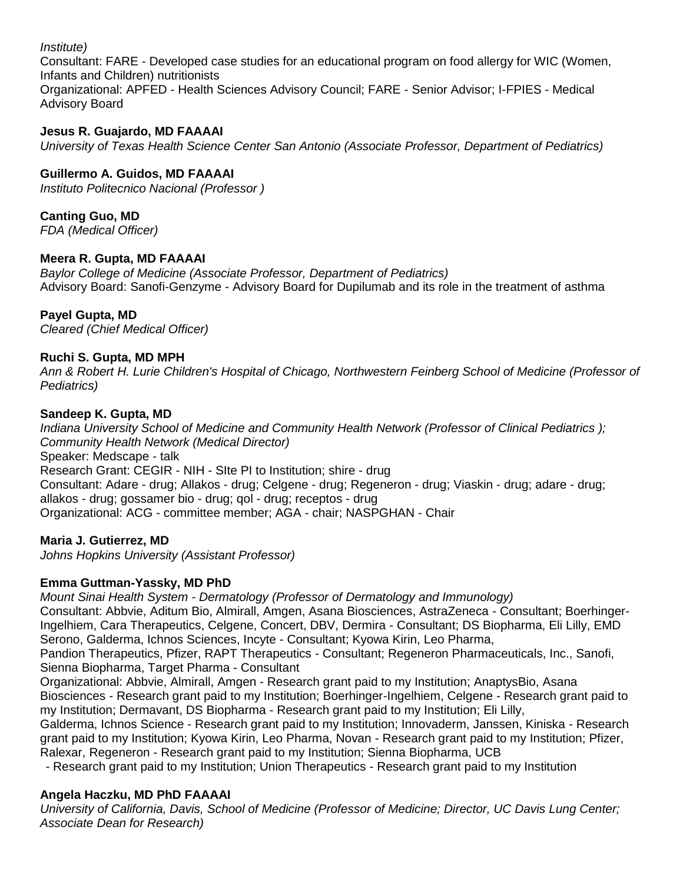*Institute)*
Consultant: FARE - Developed case studies for an educational program on food allergy for WIC (Women, Infants and Children) nutritionists
Organizational: APFED - Health Sciences Advisory Council; FARE - Senior Advisor; I-FPIES - Medical Advisory Board

**Jesus R. Guajardo, MD FAAAAI**
*University of Texas Health Science Center San Antonio (Associate Professor, Department of Pediatrics)*

**Guillermo A. Guidos, MD FAAAAI**
*Instituto Politecnico Nacional (Professor )*

**Canting Guo, MD**
*FDA (Medical Officer)*

**Meera R. Gupta, MD FAAAAI**
*Baylor College of Medicine (Associate Professor, Department of Pediatrics)*
Advisory Board: Sanofi-Genzyme - Advisory Board for Dupilumab and its role in the treatment of asthma

**Payel Gupta, MD**
*Cleared (Chief Medical Officer)*

**Ruchi S. Gupta, MD MPH**
*Ann & Robert H. Lurie Children's Hospital of Chicago, Northwestern Feinberg School of Medicine (Professor of Pediatrics)*

**Sandeep K. Gupta, MD**
*Indiana University School of Medicine and Community Health Network (Professor of Clinical Pediatrics ); Community Health Network (Medical Director)*
Speaker: Medscape - talk
Research Grant: CEGIR - NIH - SIte PI to Institution; shire - drug
Consultant: Adare - drug; Allakos - drug; Celgene - drug; Regeneron - drug; Viaskin - drug; adare - drug; allakos - drug; gossamer bio - drug; qol - drug; receptos - drug
Organizational: ACG - committee member; AGA - chair; NASPGHAN - Chair

**Maria J. Gutierrez, MD**
*Johns Hopkins University (Assistant Professor)*

**Emma Guttman-Yassky, MD PhD**
*Mount Sinai Health System - Dermatology (Professor of Dermatology and Immunology)*
Consultant: Abbvie, Aditum Bio, Almirall, Amgen, Asana Biosciences, AstraZeneca - Consultant; Boerhinger-Ingelhiem, Cara Therapeutics, Celgene, Concert, DBV, Dermira - Consultant; DS Biopharma, Eli Lilly, EMD Serono, Galderma, Ichnos Sciences, Incyte - Consultant; Kyowa Kirin, Leo Pharma, Pandion Therapeutics, Pfizer, RAPT Therapeutics - Consultant; Regeneron Pharmaceuticals, Inc., Sanofi, Sienna Biopharma, Target Pharma - Consultant
Organizational: Abbvie, Almirall, Amgen - Research grant paid to my Institution; AnaptysBio, Asana Biosciences - Research grant paid to my Institution; Boerhinger-Ingelhiem, Celgene - Research grant paid to my Institution; Dermavant, DS Biopharma - Research grant paid to my Institution; Eli Lilly, Galderma, Ichnos Science - Research grant paid to my Institution; Innovaderm, Janssen, Kiniska - Research grant paid to my Institution; Kyowa Kirin, Leo Pharma, Novan - Research grant paid to my Institution; Pfizer, Ralexar, Regeneron - Research grant paid to my Institution; Sienna Biopharma, UCB - Research grant paid to my Institution; Union Therapeutics - Research grant paid to my Institution

**Angela Haczku, MD PhD FAAAAI**
*University of California, Davis, School of Medicine (Professor of Medicine; Director, UC Davis Lung Center; Associate Dean for Research)*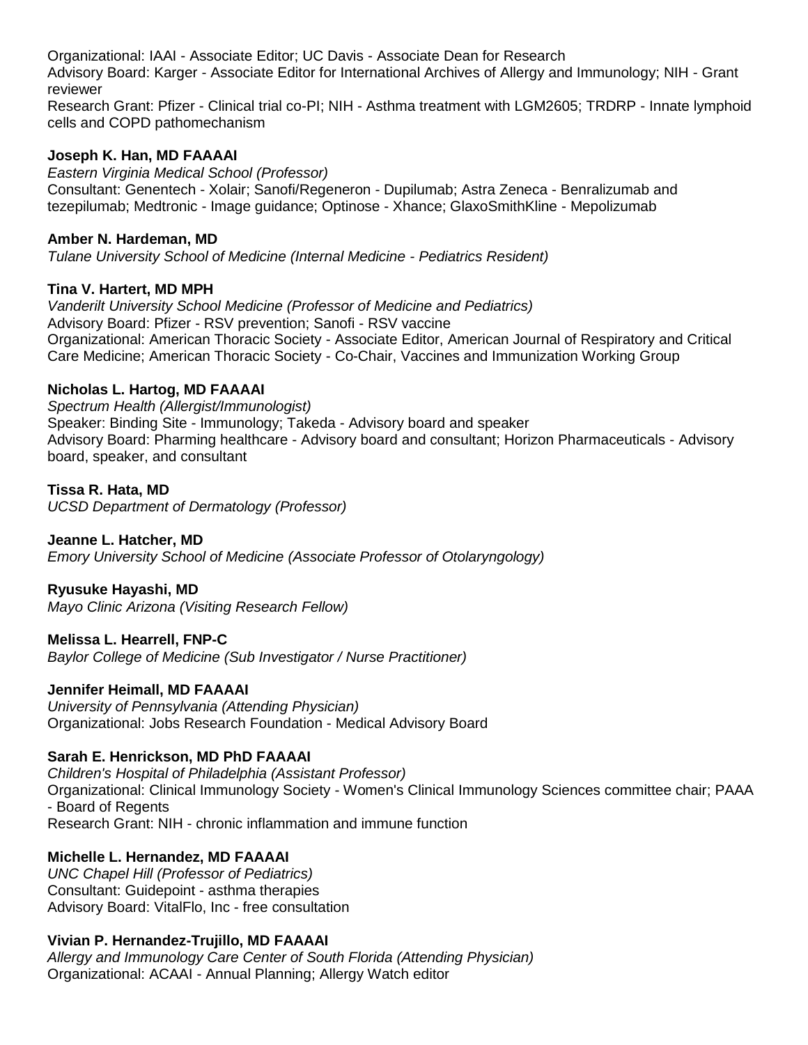Organizational: IAAI - Associate Editor; UC Davis - Associate Dean for Research
Advisory Board: Karger - Associate Editor for International Archives of Allergy and Immunology; NIH - Grant reviewer
Research Grant: Pfizer - Clinical trial co-PI; NIH - Asthma treatment with LGM2605; TRDRP - Innate lymphoid cells and COPD pathomechanism

**Joseph K. Han, MD FAAAAI**
*Eastern Virginia Medical School (Professor)*
Consultant: Genentech - Xolair; Sanofi/Regeneron - Dupilumab; Astra Zeneca - Benralizumab and tezepilumab; Medtronic - Image guidance; Optinose - Xhance; GlaxoSmithKline - Mepolizumab

**Amber N. Hardeman, MD**
*Tulane University School of Medicine (Internal Medicine - Pediatrics Resident)*

**Tina V. Hartert, MD MPH**
*Vanderilt University School Medicine (Professor of Medicine and Pediatrics)*
Advisory Board: Pfizer - RSV prevention; Sanofi - RSV vaccine
Organizational: American Thoracic Society - Associate Editor, American Journal of Respiratory and Critical Care Medicine; American Thoracic Society - Co-Chair, Vaccines and Immunization Working Group

**Nicholas L. Hartog, MD FAAAAI**
*Spectrum Health (Allergist/Immunologist)*
Speaker: Binding Site - Immunology; Takeda - Advisory board and speaker
Advisory Board: Pharming healthcare - Advisory board and consultant; Horizon Pharmaceuticals - Advisory board, speaker, and consultant

**Tissa R. Hata, MD**
*UCSD Department of Dermatology (Professor)*

**Jeanne L. Hatcher, MD**
*Emory University School of Medicine (Associate Professor of Otolaryngology)*

**Ryusuke Hayashi, MD**
*Mayo Clinic Arizona (Visiting Research Fellow)*

**Melissa L. Hearrell, FNP-C**
*Baylor College of Medicine (Sub Investigator / Nurse Practitioner)*

**Jennifer Heimall, MD FAAAAI**
*University of Pennsylvania (Attending Physician)*
Organizational: Jobs Research Foundation - Medical Advisory Board

**Sarah E. Henrickson, MD PhD FAAAAI**
*Children's Hospital of Philadelphia (Assistant Professor)*
Organizational: Clinical Immunology Society - Women's Clinical Immunology Sciences committee chair; PAAA - Board of Regents
Research Grant: NIH - chronic inflammation and immune function

**Michelle L. Hernandez, MD FAAAAI**
*UNC Chapel Hill (Professor of Pediatrics)*
Consultant: Guidepoint - asthma therapies
Advisory Board: VitalFlo, Inc - free consultation

**Vivian P. Hernandez-Trujillo, MD FAAAAI**
*Allergy and Immunology Care Center of South Florida (Attending Physician)*
Organizational: ACAAI - Annual Planning; Allergy Watch editor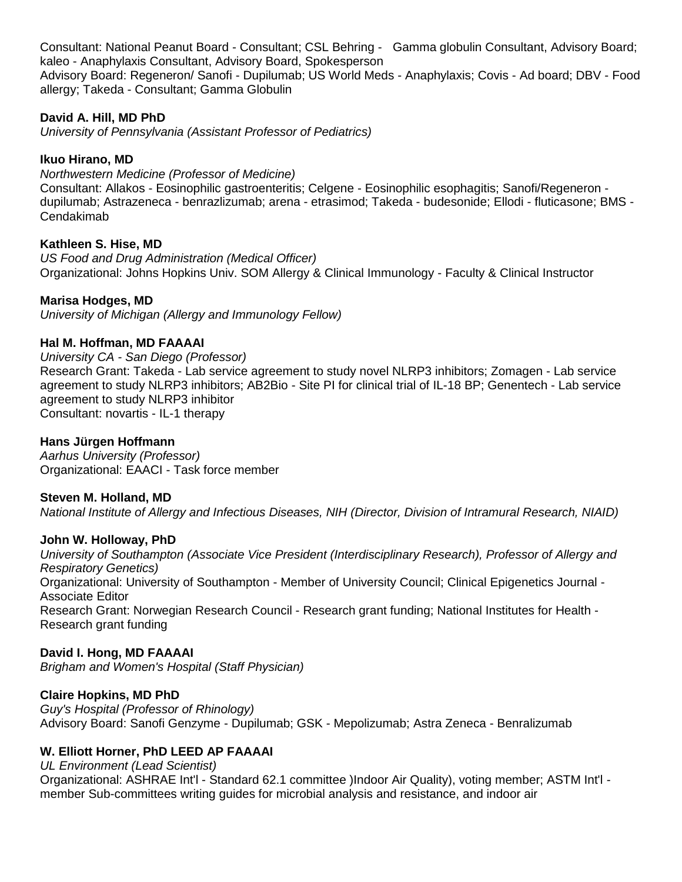Consultant: National Peanut Board - Consultant; CSL Behring - Gamma globulin Consultant, Advisory Board; kaleo - Anaphylaxis Consultant, Advisory Board, Spokesperson
Advisory Board: Regeneron/ Sanofi - Dupilumab; US World Meds - Anaphylaxis; Covis - Ad board; DBV - Food allergy; Takeda - Consultant; Gamma Globulin

**David A. Hill, MD PhD**
*University of Pennsylvania (Assistant Professor of Pediatrics)*

**Ikuo Hirano, MD**
*Northwestern Medicine (Professor of Medicine)*
Consultant: Allakos - Eosinophilic gastroenteritis; Celgene - Eosinophilic esophagitis; Sanofi/Regeneron - dupilumab; Astrazeneca - benrazlizumab; arena - etrasimod; Takeda - budesonide; Ellodi - fluticasone; BMS - Cendakimab

**Kathleen S. Hise, MD**
*US Food and Drug Administration (Medical Officer)*
Organizational: Johns Hopkins Univ. SOM Allergy & Clinical Immunology - Faculty & Clinical Instructor

**Marisa Hodges, MD**
*University of Michigan (Allergy and Immunology Fellow)*

**Hal M. Hoffman, MD FAAAAI**
*University CA - San Diego (Professor)*
Research Grant: Takeda - Lab service agreement to study novel NLRP3 inhibitors; Zomagen - Lab service agreement to study NLRP3 inhibitors; AB2Bio - Site PI for clinical trial of IL-18 BP; Genentech - Lab service agreement to study NLRP3 inhibitor
Consultant: novartis - IL-1 therapy

**Hans Jürgen Hoffmann**
*Aarhus University (Professor)*
Organizational: EAACI - Task force member

**Steven M. Holland, MD**
*National Institute of Allergy and Infectious Diseases, NIH (Director, Division of Intramural Research, NIAID)*

**John W. Holloway, PhD**
*University of Southampton (Associate Vice President (Interdisciplinary Research), Professor of Allergy and Respiratory Genetics)*
Organizational: University of Southampton - Member of University Council; Clinical Epigenetics Journal - Associate Editor
Research Grant: Norwegian Research Council - Research grant funding; National Institutes for Health - Research grant funding

**David I. Hong, MD FAAAAI**
*Brigham and Women's Hospital (Staff Physician)*

**Claire Hopkins, MD PhD**
*Guy's Hospital (Professor of Rhinology)*
Advisory Board: Sanofi Genzyme - Dupilumab; GSK - Mepolizumab; Astra Zeneca - Benralizumab

**W. Elliott Horner, PhD LEED AP FAAAAI**
*UL Environment (Lead Scientist)*
Organizational: ASHRAE Int'l - Standard 62.1 committee )Indoor Air Quality), voting member; ASTM Int'l - member Sub-committees writing guides for microbial analysis and resistance, and indoor air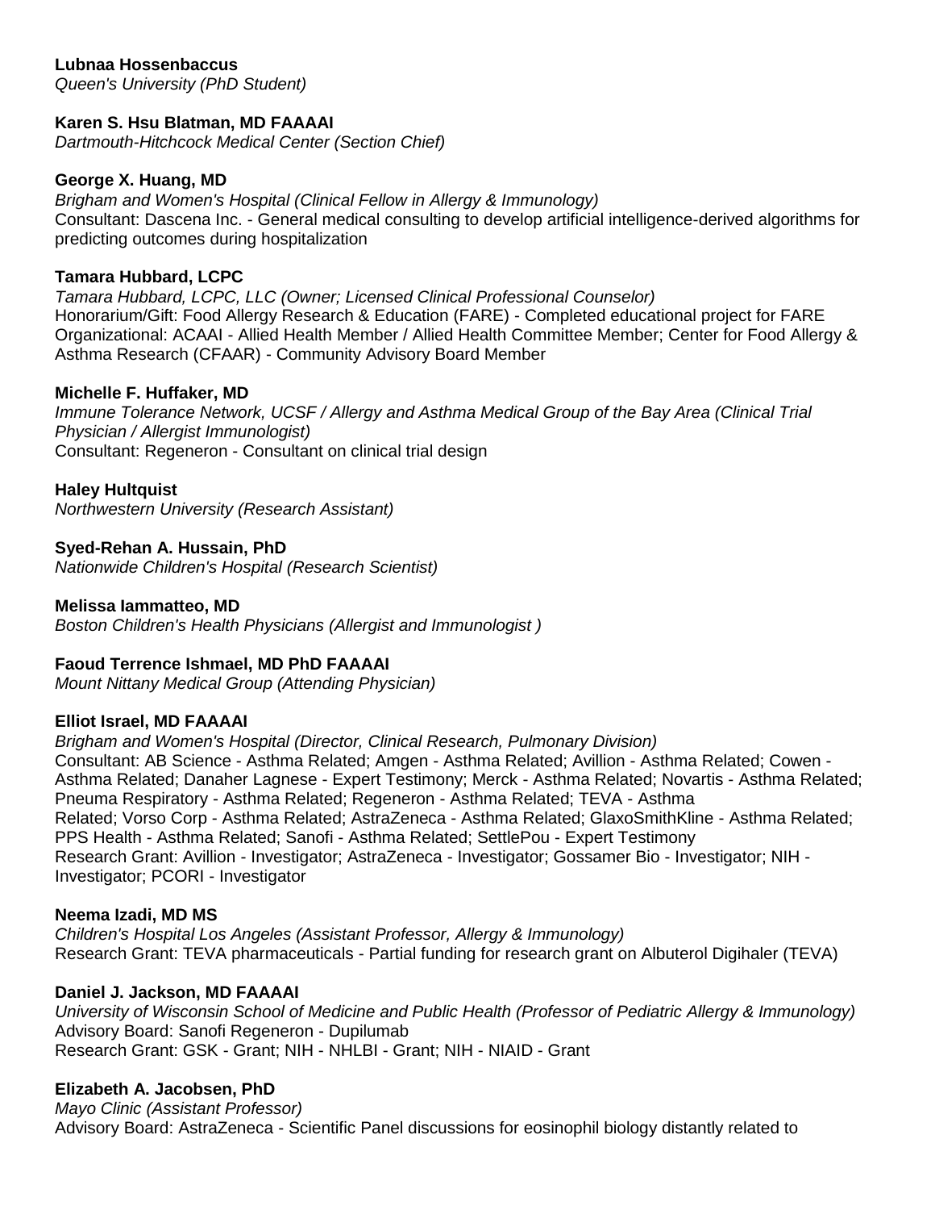**Lubnaa Hossenbaccus**
*Queen's University (PhD Student)*

**Karen S. Hsu Blatman, MD FAAAAI**
*Dartmouth-Hitchcock Medical Center (Section Chief)*

**George X. Huang, MD**
*Brigham and Women's Hospital (Clinical Fellow in Allergy & Immunology)*
Consultant: Dascena Inc. - General medical consulting to develop artificial intelligence-derived algorithms for predicting outcomes during hospitalization

**Tamara Hubbard, LCPC**
*Tamara Hubbard, LCPC, LLC (Owner; Licensed Clinical Professional Counselor)*
Honorarium/Gift: Food Allergy Research & Education (FARE) - Completed educational project for FARE
Organizational: ACAAI - Allied Health Member / Allied Health Committee Member; Center for Food Allergy & Asthma Research (CFAAR) - Community Advisory Board Member

**Michelle F. Huffaker, MD**
*Immune Tolerance Network, UCSF / Allergy and Asthma Medical Group of the Bay Area (Clinical Trial Physician / Allergist Immunologist)*
Consultant: Regeneron - Consultant on clinical trial design

**Haley Hultquist**
*Northwestern University (Research Assistant)*

**Syed-Rehan A. Hussain, PhD**
*Nationwide Children's Hospital (Research Scientist)*

**Melissa Iammatteo, MD**
*Boston Children's Health Physicians (Allergist and Immunologist )*

**Faoud Terrence Ishmael, MD PhD FAAAAI**
*Mount Nittany Medical Group (Attending Physician)*

**Elliot Israel, MD FAAAAI**
*Brigham and Women's Hospital (Director, Clinical Research, Pulmonary Division)*
Consultant: AB Science - Asthma Related; Amgen - Asthma Related; Avillion - Asthma Related; Cowen - Asthma Related; Danaher Lagnese - Expert Testimony; Merck - Asthma Related; Novartis - Asthma Related; Pneuma Respiratory - Asthma Related; Regeneron - Asthma Related; TEVA - Asthma Related; Vorso Corp - Asthma Related; AstraZeneca - Asthma Related; GlaxoSmithKline - Asthma Related; PPS Health - Asthma Related; Sanofi - Asthma Related; SettlePou - Expert Testimony
Research Grant: Avillion - Investigator; AstraZeneca - Investigator; Gossamer Bio - Investigator; NIH - Investigator; PCORI - Investigator

**Neema Izadi, MD MS**
*Children's Hospital Los Angeles (Assistant Professor, Allergy & Immunology)*
Research Grant: TEVA pharmaceuticals - Partial funding for research grant on Albuterol Digihaler (TEVA)

**Daniel J. Jackson, MD FAAAAI**
*University of Wisconsin School of Medicine and Public Health (Professor of Pediatric Allergy & Immunology)*
Advisory Board: Sanofi Regeneron - Dupilumab
Research Grant: GSK - Grant; NIH - NHLBI - Grant; NIH - NIAID - Grant

**Elizabeth A. Jacobsen, PhD**
*Mayo Clinic (Assistant Professor)*
Advisory Board: AstraZeneca - Scientific Panel discussions for eosinophil biology distantly related to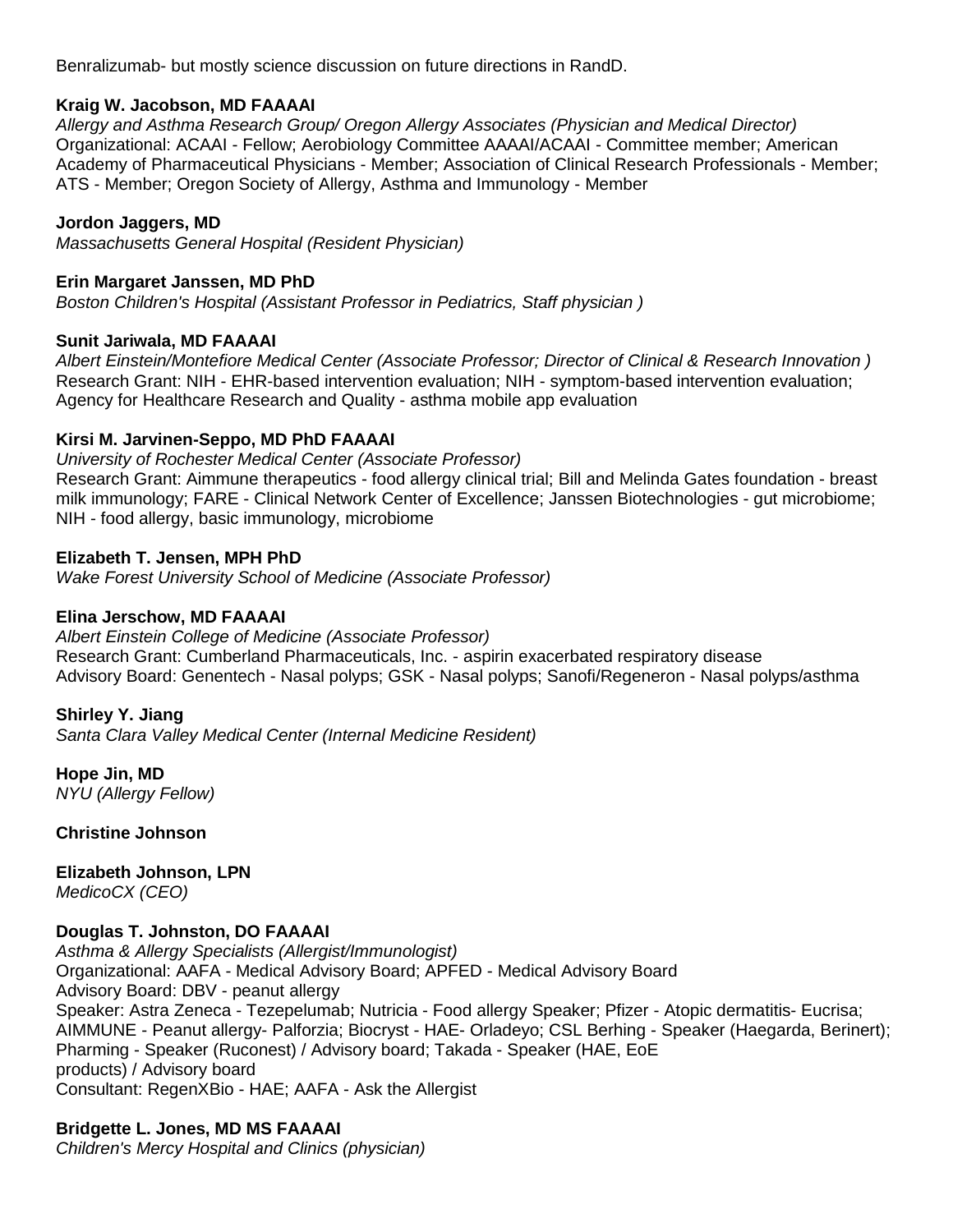Benralizumab- but mostly science discussion on future directions in RandD.

**Kraig W. Jacobson, MD FAAAAI**
*Allergy and Asthma Research Group/ Oregon Allergy Associates (Physician and Medical Director)*
Organizational: ACAAI - Fellow; Aerobiology Committee AAAAI/ACAAI - Committee member; American Academy of Pharmaceutical Physicians - Member; Association of Clinical Research Professionals - Member; ATS - Member; Oregon Society of Allergy, Asthma and Immunology - Member

**Jordon Jaggers, MD**
*Massachusetts General Hospital (Resident Physician)*

**Erin Margaret Janssen, MD PhD**
*Boston Children's Hospital (Assistant Professor in Pediatrics, Staff physician )*

**Sunit Jariwala, MD FAAAAI**
*Albert Einstein/Montefiore Medical Center (Associate Professor; Director of Clinical & Research Innovation )*
Research Grant: NIH - EHR-based intervention evaluation; NIH - symptom-based intervention evaluation; Agency for Healthcare Research and Quality - asthma mobile app evaluation

**Kirsi M. Jarvinen-Seppo, MD PhD FAAAAI**
*University of Rochester Medical Center (Associate Professor)*
Research Grant: Aimmune therapeutics - food allergy clinical trial; Bill and Melinda Gates foundation - breast milk immunology; FARE - Clinical Network Center of Excellence; Janssen Biotechnologies - gut microbiome; NIH - food allergy, basic immunology, microbiome

**Elizabeth T. Jensen, MPH PhD**
*Wake Forest University School of Medicine (Associate Professor)*

**Elina Jerschow, MD FAAAAI**
*Albert Einstein College of Medicine (Associate Professor)*
Research Grant: Cumberland Pharmaceuticals, Inc. - aspirin exacerbated respiratory disease
Advisory Board: Genentech - Nasal polyps; GSK - Nasal polyps; Sanofi/Regeneron - Nasal polyps/asthma

**Shirley Y. Jiang**
*Santa Clara Valley Medical Center (Internal Medicine Resident)*

**Hope Jin, MD**
*NYU (Allergy Fellow)*

**Christine Johnson**

**Elizabeth Johnson, LPN**
*MedicoCX (CEO)*

**Douglas T. Johnston, DO FAAAAI**
*Asthma & Allergy Specialists (Allergist/Immunologist)*
Organizational: AAFA - Medical Advisory Board; APFED - Medical Advisory Board
Advisory Board: DBV - peanut allergy
Speaker: Astra Zeneca - Tezepelumab; Nutricia - Food allergy Speaker; Pfizer - Atopic dermatitis- Eucrisa; AIMMUNE - Peanut allergy- Palforzia; Biocryst - HAE- Orladeyo; CSL Berhing - Speaker (Haegarda, Berinert); Pharming - Speaker (Ruconest) / Advisory board; Takada - Speaker (HAE, EoE products) / Advisory board
Consultant: RegenXBio - HAE; AAFA - Ask the Allergist

**Bridgette L. Jones, MD MS FAAAAI**
*Children's Mercy Hospital and Clinics (physician)*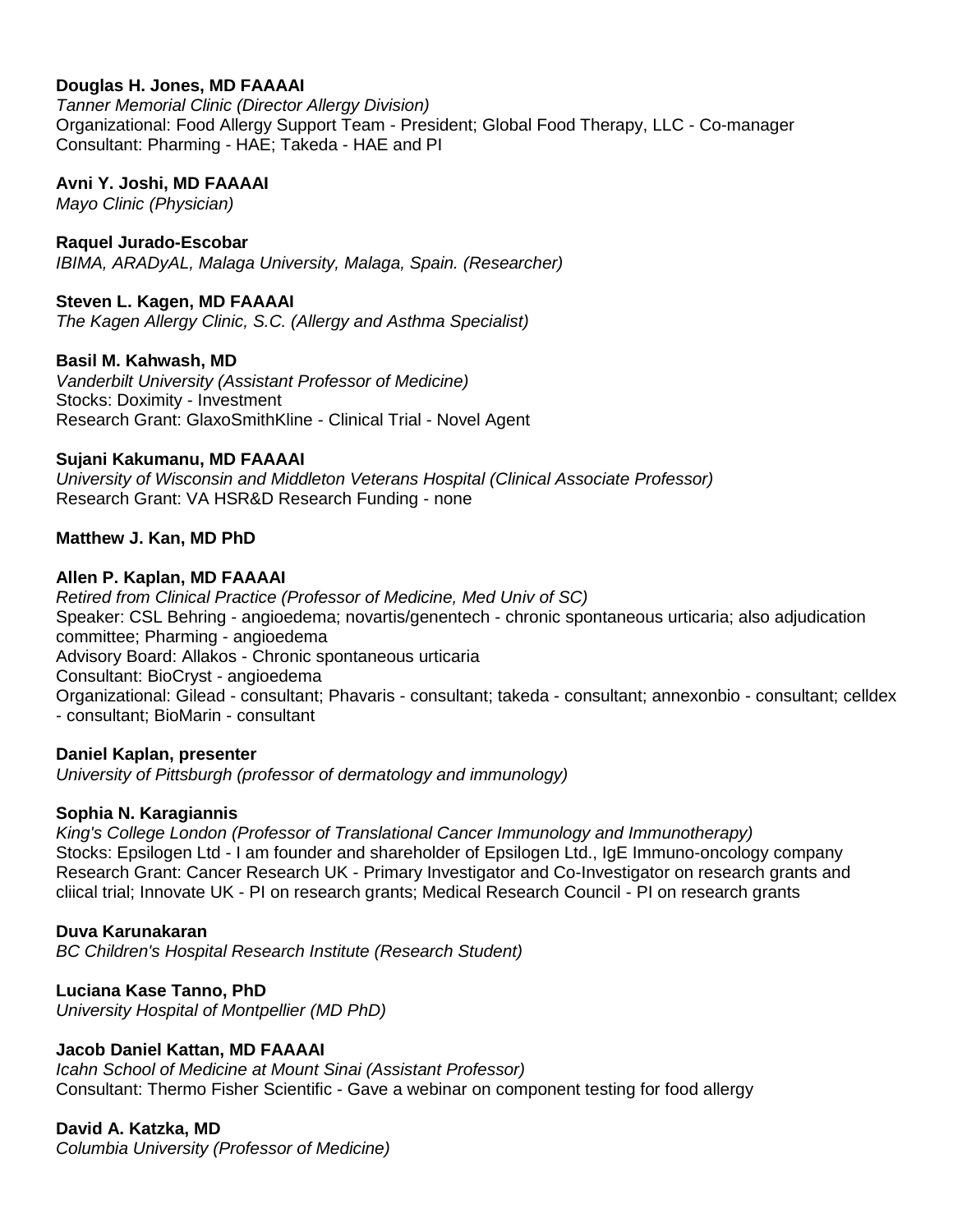**Douglas H. Jones, MD FAAAAI**
*Tanner Memorial Clinic (Director Allergy Division)*
Organizational: Food Allergy Support Team - President; Global Food Therapy, LLC - Co-manager
Consultant: Pharming - HAE; Takeda - HAE and PI

**Avni Y. Joshi, MD FAAAAI**
*Mayo Clinic (Physician)*

**Raquel Jurado-Escobar**
*IBIMA, ARADyAL, Malaga University, Malaga, Spain. (Researcher)*

**Steven L. Kagen, MD FAAAAI**
*The Kagen Allergy Clinic, S.C. (Allergy and Asthma Specialist)*

**Basil M. Kahwash, MD**
*Vanderbilt University (Assistant Professor of Medicine)*
Stocks: Doximity - Investment
Research Grant: GlaxoSmithKline - Clinical Trial - Novel Agent

**Sujani Kakumanu, MD FAAAAI**
*University of Wisconsin and Middleton Veterans Hospital (Clinical Associate Professor)*
Research Grant: VA HSR&D Research Funding - none

**Matthew J. Kan, MD PhD**

**Allen P. Kaplan, MD FAAAAI**
*Retired from Clinical Practice (Professor of Medicine, Med Univ of SC)*
Speaker: CSL Behring - angioedema; novartis/genentech - chronic spontaneous urticaria; also adjudication committee; Pharming - angioedema
Advisory Board: Allakos - Chronic spontaneous urticaria
Consultant: BioCryst - angioedema
Organizational: Gilead - consultant; Phavaris - consultant; takeda - consultant; annexonbio - consultant; celldex - consultant; BioMarin - consultant

**Daniel Kaplan, presenter**
*University of Pittsburgh (professor of dermatology and immunology)*

**Sophia N. Karagiannis**
*King's College London (Professor of Translational Cancer Immunology and Immunotherapy)*
Stocks: Epsilogen Ltd - I am founder and shareholder of Epsilogen Ltd., IgE Immuno-oncology company
Research Grant: Cancer Research UK - Primary Investigator and Co-Investigator on research grants and cliical trial; Innovate UK - PI on research grants; Medical Research Council - PI on research grants

**Duva Karunakaran**
*BC Children's Hospital Research Institute (Research Student)*

**Luciana Kase Tanno, PhD**
*University Hospital of Montpellier (MD PhD)*

**Jacob Daniel Kattan, MD FAAAAI**
*Icahn School of Medicine at Mount Sinai (Assistant Professor)*
Consultant: Thermo Fisher Scientific - Gave a webinar on component testing for food allergy

**David A. Katzka, MD**
*Columbia University (Professor of Medicine)*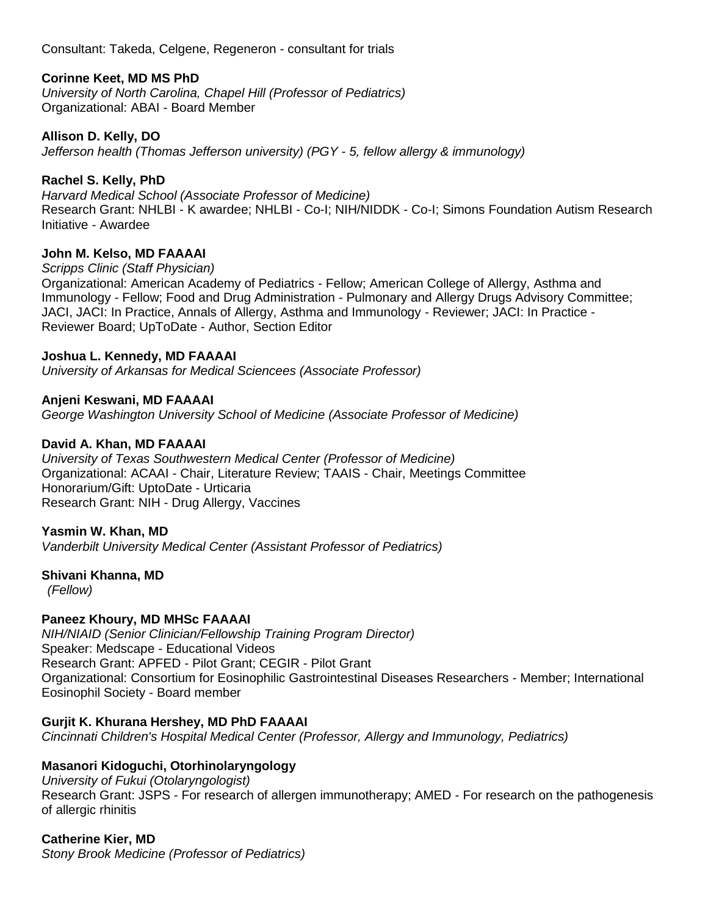Consultant: Takeda, Celgene, Regeneron - consultant for trials

**Corinne Keet, MD MS PhD**
*University of North Carolina, Chapel Hill (Professor of Pediatrics)*
Organizational: ABAI - Board Member

**Allison D. Kelly, DO**
*Jefferson health (Thomas Jefferson university) (PGY - 5, fellow allergy & immunology)*

**Rachel S. Kelly, PhD**
*Harvard Medical School (Associate Professor of Medicine)*
Research Grant: NHLBI - K awardee; NHLBI - Co-I; NIH/NIDDK - Co-I; Simons Foundation Autism Research Initiative - Awardee

**John M. Kelso, MD FAAAAI**
*Scripps Clinic (Staff Physician)*
Organizational: American Academy of Pediatrics - Fellow; American College of Allergy, Asthma and Immunology - Fellow; Food and Drug Administration - Pulmonary and Allergy Drugs Advisory Committee; JACI, JACI: In Practice, Annals of Allergy, Asthma and Immunology - Reviewer; JACI: In Practice - Reviewer Board; UpToDate - Author, Section Editor

**Joshua L. Kennedy, MD FAAAAI**
*University of Arkansas for Medical Sciencees (Associate Professor)*

**Anjeni Keswani, MD FAAAAI**
*George Washington University School of Medicine (Associate Professor of Medicine)*

**David A. Khan, MD FAAAAI**
*University of Texas Southwestern Medical Center (Professor of Medicine)*
Organizational: ACAAI - Chair, Literature Review; TAAIS - Chair, Meetings Committee
Honorarium/Gift: UptoDate - Urticaria
Research Grant: NIH - Drug Allergy, Vaccines

**Yasmin W. Khan, MD**
*Vanderbilt University Medical Center (Assistant Professor of Pediatrics)*

**Shivani Khanna, MD**
*(Fellow)*

**Paneez Khoury, MD MHSc FAAAAI**
*NIH/NIAID (Senior Clinician/Fellowship Training Program Director)*
Speaker: Medscape - Educational Videos
Research Grant: APFED - Pilot Grant; CEGIR - Pilot Grant
Organizational: Consortium for Eosinophilic Gastrointestinal Diseases Researchers - Member; International Eosinophil Society - Board member

**Gurjit K. Khurana Hershey, MD PhD FAAAAI**
*Cincinnati Children's Hospital Medical Center (Professor, Allergy and Immunology, Pediatrics)*

**Masanori Kidoguchi, Otorhinolaryngology**
*University of Fukui (Otolaryngologist)*
Research Grant: JSPS - For research of allergen immunotherapy; AMED - For research on the pathogenesis of allergic rhinitis

**Catherine Kier, MD**
*Stony Brook Medicine (Professor of Pediatrics)*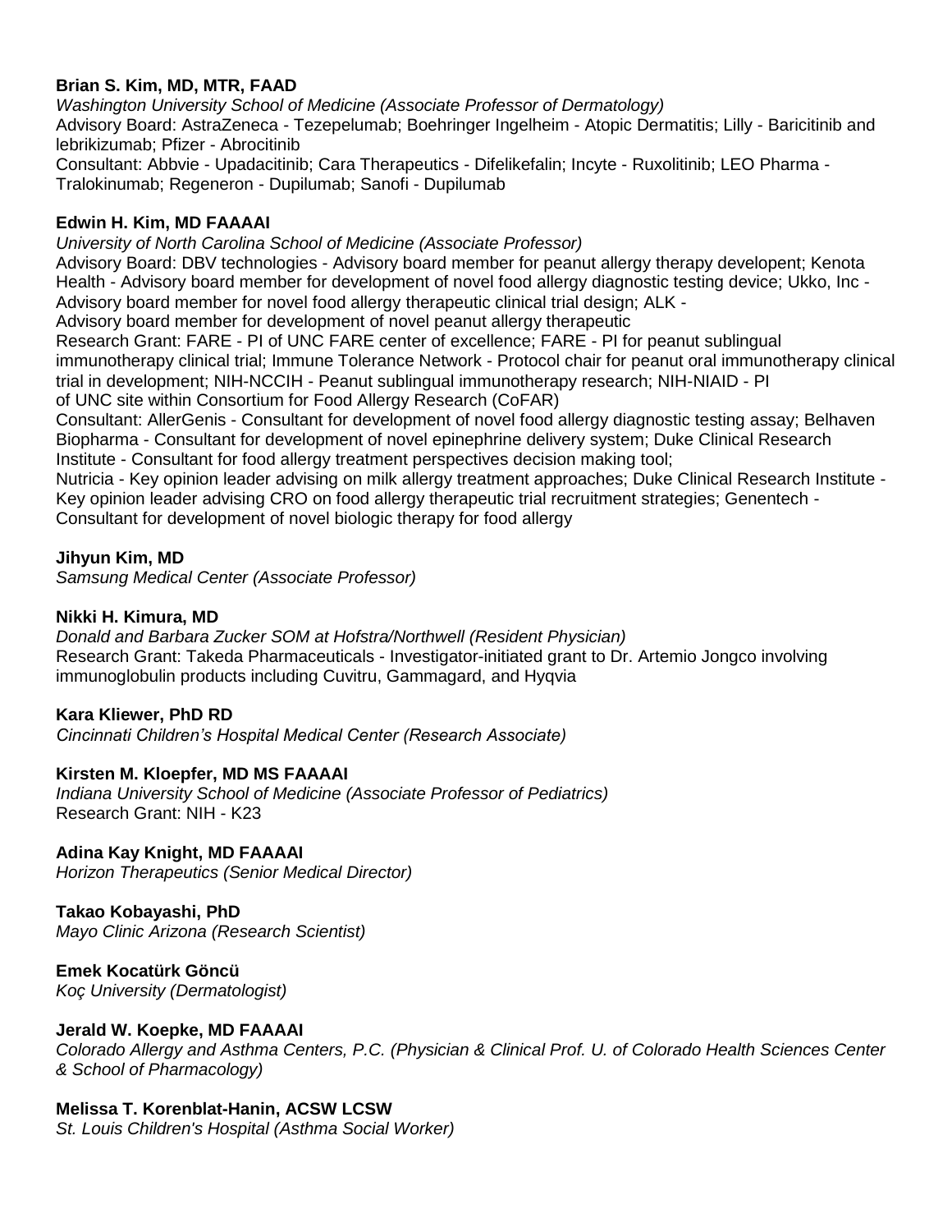**Brian S. Kim, MD, MTR, FAAD**
*Washington University School of Medicine (Associate Professor of Dermatology)*
Advisory Board: AstraZeneca - Tezepelumab; Boehringer Ingelheim - Atopic Dermatitis; Lilly - Baricitinib and lebrikizumab; Pfizer - Abrocitinib
Consultant: Abbvie - Upadacitinib; Cara Therapeutics - Difelikefalin; Incyte - Ruxolitinib; LEO Pharma - Tralokinumab; Regeneron - Dupilumab; Sanofi - Dupilumab

**Edwin H. Kim, MD FAAAAI**
*University of North Carolina School of Medicine (Associate Professor)*
Advisory Board: DBV technologies - Advisory board member for peanut allergy therapy developent; Kenota Health - Advisory board member for development of novel food allergy diagnostic testing device; Ukko, Inc - Advisory board member for novel food allergy therapeutic clinical trial design; ALK -
Advisory board member for development of novel peanut allergy therapeutic
Research Grant: FARE - PI of UNC FARE center of excellence; FARE - PI for peanut sublingual immunotherapy clinical trial; Immune Tolerance Network - Protocol chair for peanut oral immunotherapy clinical trial in development; NIH-NCCIH - Peanut sublingual immunotherapy research; NIH-NIAID - PI of UNC site within Consortium for Food Allergy Research (CoFAR)
Consultant: AllerGenis - Consultant for development of novel food allergy diagnostic testing assay; Belhaven Biopharma - Consultant for development of novel epinephrine delivery system; Duke Clinical Research Institute - Consultant for food allergy treatment perspectives decision making tool;
Nutricia - Key opinion leader advising on milk allergy treatment approaches; Duke Clinical Research Institute - Key opinion leader advising CRO on food allergy therapeutic trial recruitment strategies; Genentech - Consultant for development of novel biologic therapy for food allergy

**Jihyun Kim, MD**
*Samsung Medical Center (Associate Professor)*

**Nikki H. Kimura, MD**
*Donald and Barbara Zucker SOM at Hofstra/Northwell (Resident Physician)*
Research Grant: Takeda Pharmaceuticals - Investigator-initiated grant to Dr. Artemio Jongco involving immunoglobulin products including Cuvitru, Gammagard, and Hyqvia

**Kara Kliewer, PhD RD**
*Cincinnati Children's Hospital Medical Center (Research Associate)*

**Kirsten M. Kloepfer, MD MS FAAAAI**
*Indiana University School of Medicine (Associate Professor of Pediatrics)*
Research Grant: NIH - K23

**Adina Kay Knight, MD FAAAAI**
*Horizon Therapeutics (Senior Medical Director)*

**Takao Kobayashi, PhD**
*Mayo Clinic Arizona (Research Scientist)*

**Emek Kocatürk Göncü**
*Koç University (Dermatologist)*

**Jerald W. Koepke, MD FAAAAI**
*Colorado Allergy and Asthma Centers, P.C. (Physician & Clinical Prof. U. of Colorado Health Sciences Center & School of Pharmacology)*

**Melissa T. Korenblat-Hanin, ACSW LCSW**
*St. Louis Children's Hospital (Asthma Social Worker)*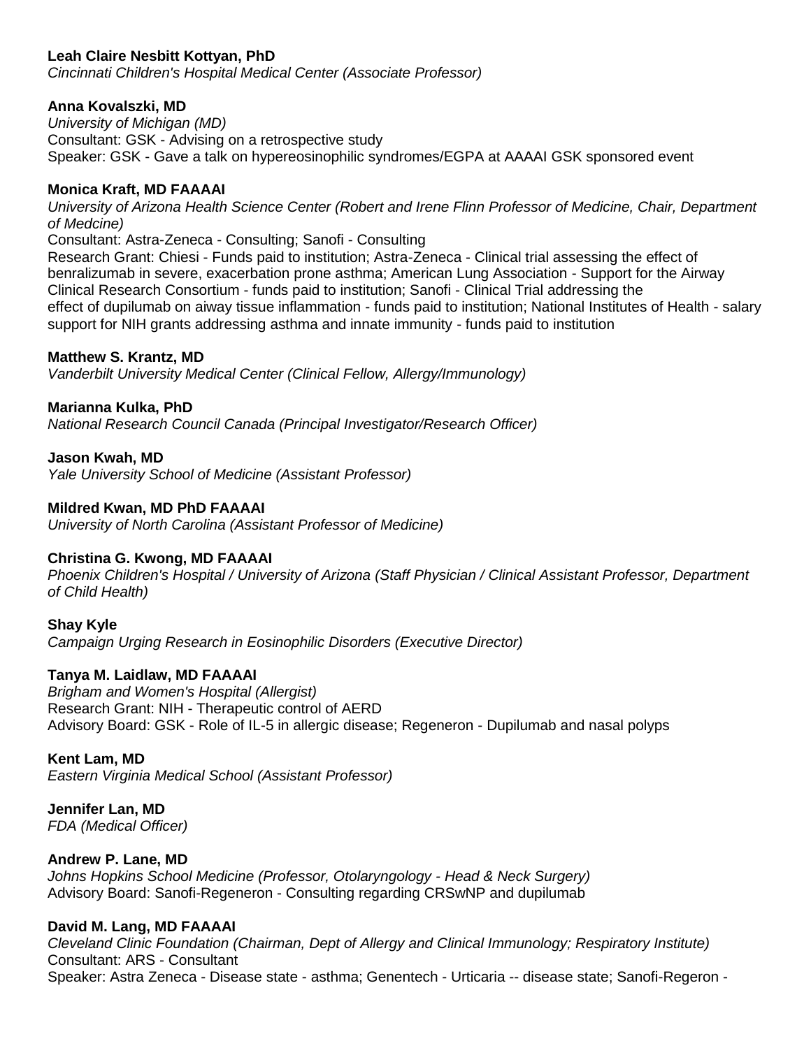**Leah Claire Nesbitt Kottyan, PhD**
*Cincinnati Children's Hospital Medical Center (Associate Professor)*

**Anna Kovalszki, MD**
*University of Michigan (MD)*
Consultant: GSK - Advising on a retrospective study
Speaker: GSK - Gave a talk on hypereosinophilic syndromes/EGPA at AAAAI GSK sponsored event

**Monica Kraft, MD FAAAAI**
*University of Arizona Health Science Center (Robert and Irene Flinn Professor of Medicine, Chair, Department of Medcine)*
Consultant: Astra-Zeneca - Consulting; Sanofi - Consulting
Research Grant: Chiesi - Funds paid to institution; Astra-Zeneca - Clinical trial assessing the effect of benralizumab in severe, exacerbation prone asthma; American Lung Association - Support for the Airway Clinical Research Consortium - funds paid to institution; Sanofi - Clinical Trial addressing the effect of dupilumab on aiway tissue inflammation - funds paid to institution; National Institutes of Health - salary support for NIH grants addressing asthma and innate immunity - funds paid to institution

**Matthew S. Krantz, MD**
*Vanderbilt University Medical Center (Clinical Fellow, Allergy/Immunology)*

**Marianna Kulka, PhD**
*National Research Council Canada (Principal Investigator/Research Officer)*

**Jason Kwah, MD**
*Yale University School of Medicine (Assistant Professor)*

**Mildred Kwan, MD PhD FAAAAI**
*University of North Carolina (Assistant Professor of Medicine)*

**Christina G. Kwong, MD FAAAAI**
*Phoenix Children's Hospital / University of Arizona (Staff Physician / Clinical Assistant Professor, Department of Child Health)*

**Shay Kyle**
*Campaign Urging Research in Eosinophilic Disorders (Executive Director)*

**Tanya M. Laidlaw, MD FAAAAI**
*Brigham and Women's Hospital (Allergist)*
Research Grant: NIH - Therapeutic control of AERD
Advisory Board: GSK - Role of IL-5 in allergic disease; Regeneron - Dupilumab and nasal polyps

**Kent Lam, MD**
*Eastern Virginia Medical School (Assistant Professor)*

**Jennifer Lan, MD**
*FDA (Medical Officer)*

**Andrew P. Lane, MD**
*Johns Hopkins School Medicine (Professor, Otolaryngology - Head & Neck Surgery)*
Advisory Board: Sanofi-Regeneron - Consulting regarding CRSwNP and dupilumab

**David M. Lang, MD FAAAAI**
*Cleveland Clinic Foundation (Chairman, Dept of Allergy and Clinical Immunology; Respiratory Institute)*
Consultant: ARS - Consultant
Speaker: Astra Zeneca - Disease state - asthma; Genentech - Urticaria -- disease state; Sanofi-Regeron -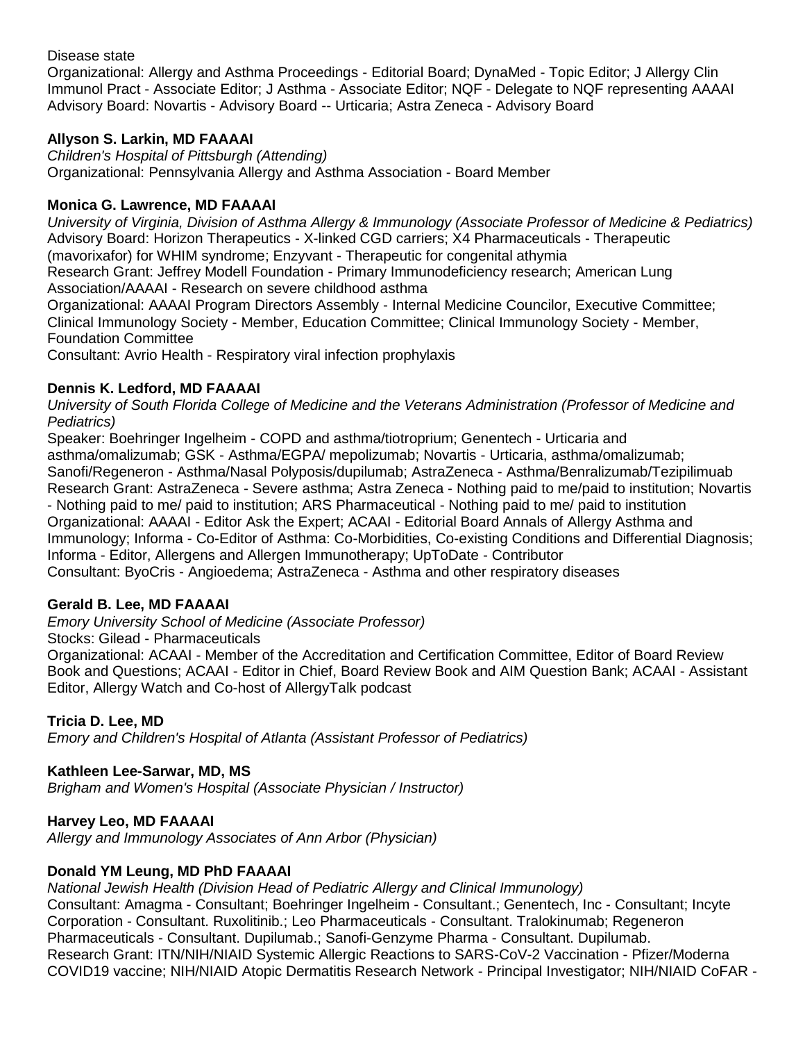Disease state
Organizational: Allergy and Asthma Proceedings - Editorial Board; DynaMed - Topic Editor; J Allergy Clin Immunol Pract - Associate Editor; J Asthma - Associate Editor; NQF - Delegate to NQF representing AAAAI
Advisory Board: Novartis - Advisory Board -- Urticaria; Astra Zeneca - Advisory Board

**Allyson S. Larkin, MD FAAAAI**
*Children's Hospital of Pittsburgh (Attending)*
Organizational: Pennsylvania Allergy and Asthma Association - Board Member

**Monica G. Lawrence, MD FAAAAI**
*University of Virginia, Division of Asthma Allergy & Immunology (Associate Professor of Medicine & Pediatrics)*
Advisory Board: Horizon Therapeutics - X-linked CGD carriers; X4 Pharmaceuticals - Therapeutic (mavorixafor) for WHIM syndrome; Enzyvant - Therapeutic for congenital athymia
Research Grant: Jeffrey Modell Foundation - Primary Immunodeficiency research; American Lung Association/AAAAI - Research on severe childhood asthma
Organizational: AAAAI Program Directors Assembly - Internal Medicine Councilor, Executive Committee; Clinical Immunology Society - Member, Education Committee; Clinical Immunology Society - Member, Foundation Committee
Consultant: Avrio Health - Respiratory viral infection prophylaxis

**Dennis K. Ledford, MD FAAAAI**
*University of South Florida College of Medicine and the Veterans Administration (Professor of Medicine and Pediatrics)*
Speaker: Boehringer Ingelheim - COPD and asthma/tiotroprium; Genentech - Urticaria and asthma/omalizumab; GSK - Asthma/EGPA/ mepolizumab; Novartis - Urticaria, asthma/omalizumab; Sanofi/Regeneron - Asthma/Nasal Polyposis/dupilumab; AstraZeneca - Asthma/Benralizumab/Tezipilimuab
Research Grant: AstraZeneca - Severe asthma; Astra Zeneca - Nothing paid to me/paid to institution; Novartis - Nothing paid to me/ paid to institution; ARS Pharmaceutical - Nothing paid to me/ paid to institution
Organizational: AAAAI - Editor Ask the Expert; ACAAI - Editorial Board Annals of Allergy Asthma and Immunology; Informa - Co-Editor of Asthma: Co-Morbidities, Co-existing Conditions and Differential Diagnosis; Informa - Editor, Allergens and Allergen Immunotherapy; UpToDate - Contributor
Consultant: ByoCris - Angioedema; AstraZeneca - Asthma and other respiratory diseases

**Gerald B. Lee, MD FAAAAI**
*Emory University School of Medicine (Associate Professor)*
Stocks: Gilead - Pharmaceuticals
Organizational: ACAAI - Member of the Accreditation and Certification Committee, Editor of Board Review Book and Questions; ACAAI - Editor in Chief, Board Review Book and AIM Question Bank; ACAAI - Assistant Editor, Allergy Watch and Co-host of AllergyTalk podcast

**Tricia D. Lee, MD**
*Emory and Children's Hospital of Atlanta (Assistant Professor of Pediatrics)*

**Kathleen Lee-Sarwar, MD, MS**
*Brigham and Women's Hospital (Associate Physician / Instructor)*

**Harvey Leo, MD FAAAAI**
*Allergy and Immunology Associates of Ann Arbor (Physician)*

**Donald YM Leung, MD PhD FAAAAI**
*National Jewish Health (Division Head of Pediatric Allergy and Clinical Immunology)*
Consultant: Amagma - Consultant; Boehringer Ingelheim - Consultant.; Genentech, Inc - Consultant; Incyte Corporation - Consultant. Ruxolitinib.; Leo Pharmaceuticals - Consultant. Tralokinumab; Regeneron Pharmaceuticals - Consultant. Dupilumab.; Sanofi-Genzyme Pharma - Consultant. Dupilumab.
Research Grant: ITN/NIH/NIAID Systemic Allergic Reactions to SARS-CoV-2 Vaccination - Pfizer/Moderna COVID19 vaccine; NIH/NIAID Atopic Dermatitis Research Network - Principal Investigator; NIH/NIAID CoFAR -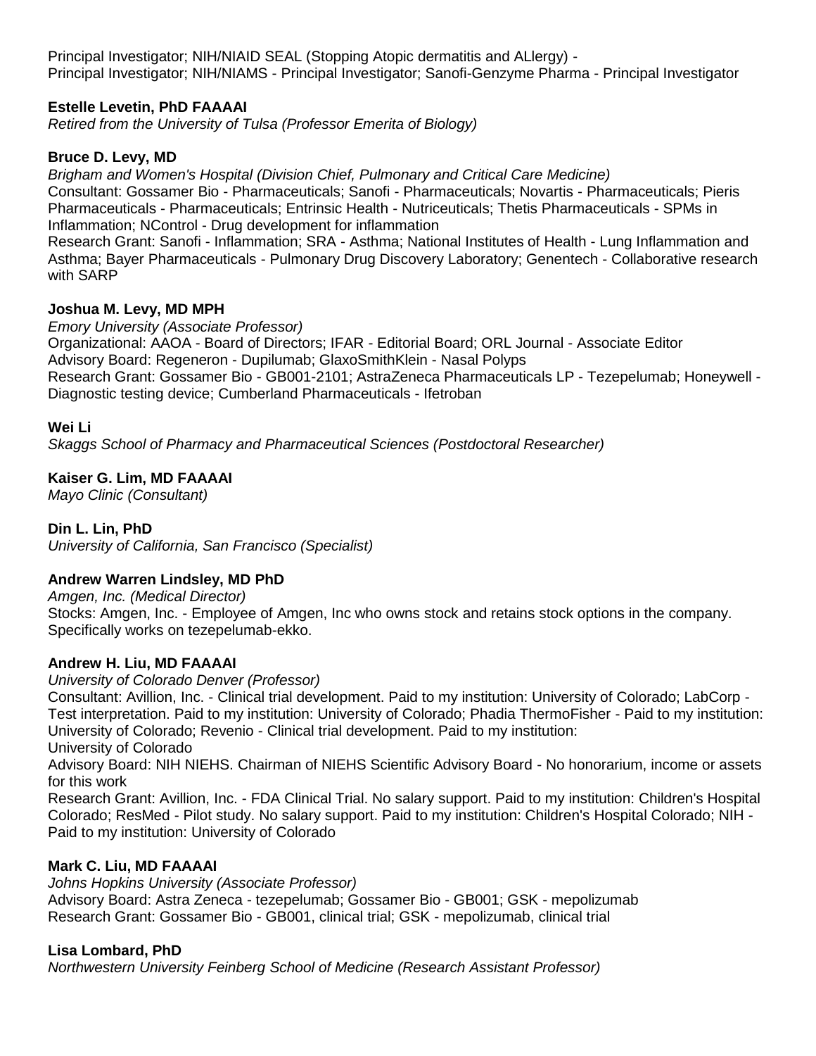Principal Investigator; NIH/NIAID SEAL (Stopping Atopic dermatitis and ALlergy) - Principal Investigator; NIH/NIAMS - Principal Investigator; Sanofi-Genzyme Pharma - Principal Investigator

**Estelle Levetin, PhD FAAAAI**
*Retired from the University of Tulsa (Professor Emerita of Biology)*

**Bruce D. Levy, MD**
*Brigham and Women's Hospital (Division Chief, Pulmonary and Critical Care Medicine)*
Consultant: Gossamer Bio - Pharmaceuticals; Sanofi - Pharmaceuticals; Novartis - Pharmaceuticals; Pieris Pharmaceuticals - Pharmaceuticals; Entrinsic Health - Nutriceuticals; Thetis Pharmaceuticals - SPMs in Inflammation; NControl - Drug development for inflammation
Research Grant: Sanofi - Inflammation; SRA - Asthma; National Institutes of Health - Lung Inflammation and Asthma; Bayer Pharmaceuticals - Pulmonary Drug Discovery Laboratory; Genentech - Collaborative research with SARP

**Joshua M. Levy, MD MPH**
*Emory University (Associate Professor)*
Organizational: AAOA - Board of Directors; IFAR - Editorial Board; ORL Journal - Associate Editor
Advisory Board: Regeneron - Dupilumab; GlaxoSmithKlein - Nasal Polyps
Research Grant: Gossamer Bio - GB001-2101; AstraZeneca Pharmaceuticals LP - Tezepelumab; Honeywell - Diagnostic testing device; Cumberland Pharmaceuticals - Ifetroban

**Wei Li**
*Skaggs School of Pharmacy and Pharmaceutical Sciences (Postdoctoral Researcher)*

**Kaiser G. Lim, MD FAAAAI**
*Mayo Clinic (Consultant)*

**Din L. Lin, PhD**
*University of California, San Francisco (Specialist)*

**Andrew Warren Lindsley, MD PhD**
*Amgen, Inc. (Medical Director)*
Stocks: Amgen, Inc. - Employee of Amgen, Inc who owns stock and retains stock options in the company. Specifically works on tezepelumab-ekko.

**Andrew H. Liu, MD FAAAAI**
*University of Colorado Denver (Professor)*
Consultant: Avillion, Inc. - Clinical trial development. Paid to my institution: University of Colorado; LabCorp - Test interpretation. Paid to my institution: University of Colorado; Phadia ThermoFisher - Paid to my institution: University of Colorado; Revenio - Clinical trial development. Paid to my institution: University of Colorado
Advisory Board: NIH NIEHS. Chairman of NIEHS Scientific Advisory Board - No honorarium, income or assets for this work
Research Grant: Avillion, Inc. - FDA Clinical Trial. No salary support. Paid to my institution: Children's Hospital Colorado; ResMed - Pilot study. No salary support. Paid to my institution: Children's Hospital Colorado; NIH - Paid to my institution: University of Colorado

**Mark C. Liu, MD FAAAAI**
*Johns Hopkins University (Associate Professor)*
Advisory Board: Astra Zeneca - tezepelumab; Gossamer Bio - GB001; GSK - mepolizumab
Research Grant: Gossamer Bio - GB001, clinical trial; GSK - mepolizumab, clinical trial

**Lisa Lombard, PhD**
*Northwestern University Feinberg School of Medicine (Research Assistant Professor)*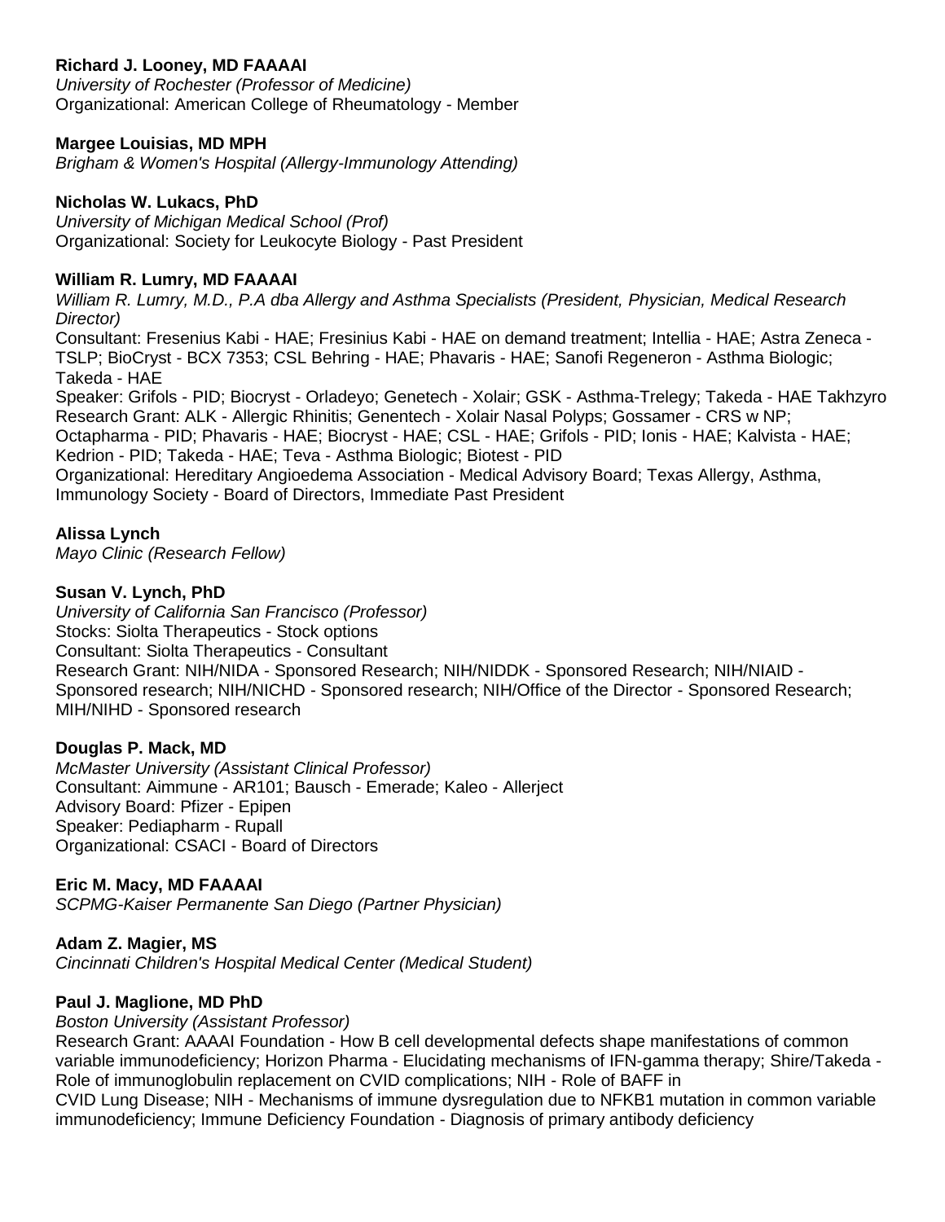**Richard J. Looney, MD FAAAAI**
*University of Rochester (Professor of Medicine)*
Organizational: American College of Rheumatology - Member

**Margee Louisias, MD MPH**
*Brigham & Women's Hospital (Allergy-Immunology Attending)*

**Nicholas W. Lukacs, PhD**
*University of Michigan Medical School (Prof)*
Organizational: Society for Leukocyte Biology - Past President

**William R. Lumry, MD FAAAAI**
*William R. Lumry, M.D., P.A dba Allergy and Asthma Specialists (President, Physician, Medical Research Director)*
Consultant: Fresenius Kabi - HAE; Fresinius Kabi - HAE on demand treatment; Intellia - HAE; Astra Zeneca - TSLP; BioCryst - BCX 7353; CSL Behring - HAE; Phavaris - HAE; Sanofi Regeneron - Asthma Biologic; Takeda - HAE
Speaker: Grifols - PID; Biocryst - Orladeyo; Genetech - Xolair; GSK - Asthma-Trelegy; Takeda - HAE Takhzyro
Research Grant: ALK - Allergic Rhinitis; Genentech - Xolair Nasal Polyps; Gossamer - CRS w NP; Octapharma - PID; Phavaris - HAE; Biocryst - HAE; CSL - HAE; Grifols - PID; Ionis - HAE; Kalvista - HAE; Kedrion - PID; Takeda - HAE; Teva - Asthma Biologic; Biotest - PID
Organizational: Hereditary Angioedema Association - Medical Advisory Board; Texas Allergy, Asthma, Immunology Society - Board of Directors, Immediate Past President

**Alissa Lynch**
*Mayo Clinic (Research Fellow)*

**Susan V. Lynch, PhD**
*University of California San Francisco (Professor)*
Stocks: Siolta Therapeutics - Stock options
Consultant: Siolta Therapeutics - Consultant
Research Grant: NIH/NIDA - Sponsored Research; NIH/NIDDK - Sponsored Research; NIH/NIAID - Sponsored research; NIH/NICHD - Sponsored research; NIH/Office of the Director - Sponsored Research; MIH/NIHD - Sponsored research

**Douglas P. Mack, MD**
*McMaster University (Assistant Clinical Professor)*
Consultant: Aimmune - AR101; Bausch - Emerade; Kaleo - Allerject
Advisory Board: Pfizer - Epipen
Speaker: Pediapharm - Rupall
Organizational: CSACI - Board of Directors

**Eric M. Macy, MD FAAAAI**
*SCPMG-Kaiser Permanente San Diego (Partner Physician)*

**Adam Z. Magier, MS**
*Cincinnati Children's Hospital Medical Center (Medical Student)*

**Paul J. Maglione, MD PhD**
*Boston University (Assistant Professor)*
Research Grant: AAAAI Foundation - How B cell developmental defects shape manifestations of common variable immunodeficiency; Horizon Pharma - Elucidating mechanisms of IFN-gamma therapy; Shire/Takeda - Role of immunoglobulin replacement on CVID complications; NIH - Role of BAFF in CVID Lung Disease; NIH - Mechanisms of immune dysregulation due to NFKB1 mutation in common variable immunodeficiency; Immune Deficiency Foundation - Diagnosis of primary antibody deficiency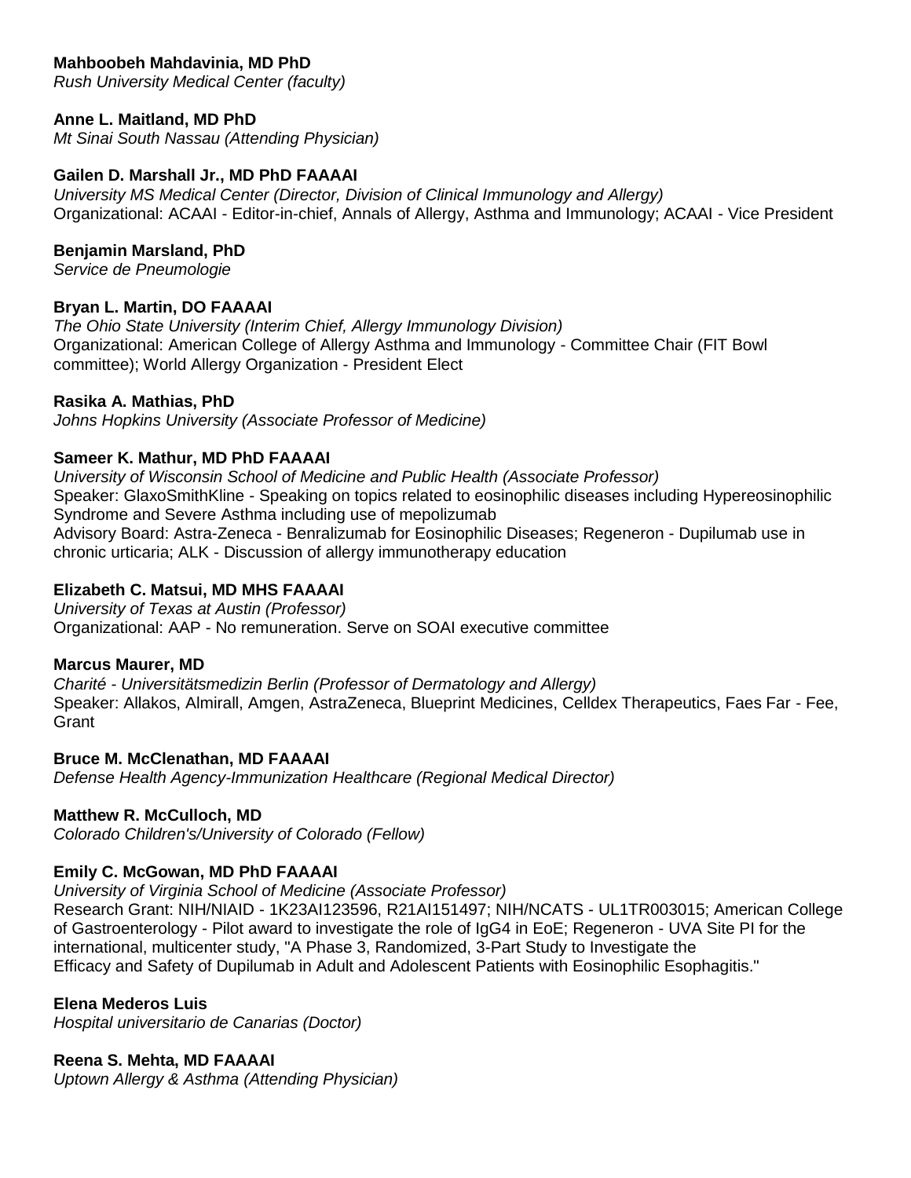**Mahboobeh Mahdavinia, MD PhD**
*Rush University Medical Center (faculty)*

**Anne L. Maitland, MD PhD**
*Mt Sinai South Nassau (Attending Physician)*

**Gailen D. Marshall Jr., MD PhD FAAAAI**
*University MS Medical Center (Director, Division of Clinical Immunology and Allergy)*
Organizational: ACAAI - Editor-in-chief, Annals of Allergy, Asthma and Immunology; ACAAI - Vice President

**Benjamin Marsland, PhD**
*Service de Pneumologie*

**Bryan L. Martin, DO FAAAAI**
*The Ohio State University (Interim Chief, Allergy Immunology Division)*
Organizational: American College of Allergy Asthma and Immunology - Committee Chair (FIT Bowl committee); World Allergy Organization - President Elect

**Rasika A. Mathias, PhD**
*Johns Hopkins University (Associate Professor of Medicine)*

**Sameer K. Mathur, MD PhD FAAAAI**
*University of Wisconsin School of Medicine and Public Health (Associate Professor)*
Speaker: GlaxoSmithKline - Speaking on topics related to eosinophilic diseases including Hypereosinophilic Syndrome and Severe Asthma including use of mepolizumab
Advisory Board: Astra-Zeneca - Benralizumab for Eosinophilic Diseases; Regeneron - Dupilumab use in chronic urticaria; ALK - Discussion of allergy immunotherapy education

**Elizabeth C. Matsui, MD MHS FAAAAI**
*University of Texas at Austin (Professor)*
Organizational: AAP - No remuneration. Serve on SOAI executive committee

**Marcus Maurer, MD**
*Charité - Universitätsmedizin Berlin (Professor of Dermatology and Allergy)*
Speaker: Allakos, Almirall, Amgen, AstraZeneca, Blueprint Medicines, Celldex Therapeutics, Faes Far - Fee, Grant

**Bruce M. McClenathan, MD FAAAAI**
*Defense Health Agency-Immunization Healthcare (Regional Medical Director)*

**Matthew R. McCulloch, MD**
*Colorado Children's/University of Colorado (Fellow)*

**Emily C. McGowan, MD PhD FAAAAI**
*University of Virginia School of Medicine (Associate Professor)*
Research Grant: NIH/NIAID - 1K23AI123596, R21AI151497; NIH/NCATS - UL1TR003015; American College of Gastroenterology - Pilot award to investigate the role of IgG4 in EoE; Regeneron - UVA Site PI for the international, multicenter study, "A Phase 3, Randomized, 3-Part Study to Investigate the Efficacy and Safety of Dupilumab in Adult and Adolescent Patients with Eosinophilic Esophagitis."

**Elena Mederos Luis**
*Hospital universitario de Canarias (Doctor)*

**Reena S. Mehta, MD FAAAAI**
*Uptown Allergy & Asthma (Attending Physician)*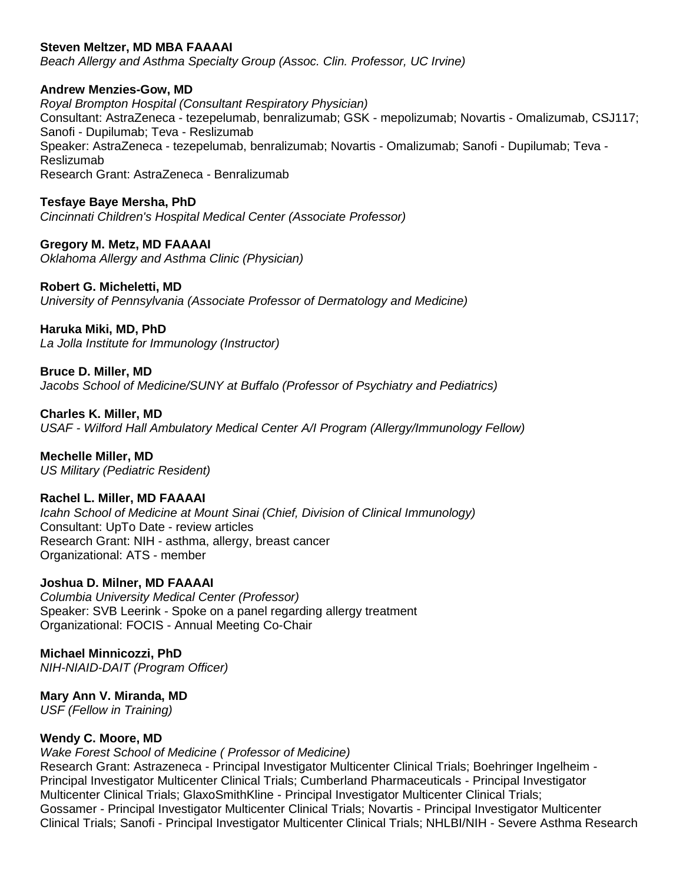**Steven Meltzer, MD MBA FAAAAI**
*Beach Allergy and Asthma Specialty Group (Assoc. Clin. Professor, UC Irvine)*

**Andrew Menzies-Gow, MD**
*Royal Brompton Hospital (Consultant Respiratory Physician)*
Consultant: AstraZeneca - tezepelumab, benralizumab; GSK - mepolizumab; Novartis - Omalizumab, CSJ117; Sanofi - Dupilumab; Teva - Reslizumab
Speaker: AstraZeneca - tezepelumab, benralizumab; Novartis - Omalizumab; Sanofi - Dupilumab; Teva - Reslizumab
Research Grant: AstraZeneca - Benralizumab

**Tesfaye Baye Mersha, PhD**
*Cincinnati Children's Hospital Medical Center (Associate Professor)*

**Gregory M. Metz, MD FAAAAI**
*Oklahoma Allergy and Asthma Clinic (Physician)*

**Robert G. Micheletti, MD**
*University of Pennsylvania (Associate Professor of Dermatology and Medicine)*

**Haruka Miki, MD, PhD**
*La Jolla Institute for Immunology (Instructor)*

**Bruce D. Miller, MD**
*Jacobs School of Medicine/SUNY at Buffalo (Professor of Psychiatry and Pediatrics)*

**Charles K. Miller, MD**
*USAF - Wilford Hall Ambulatory Medical Center A/I Program (Allergy/Immunology Fellow)*

**Mechelle Miller, MD**
*US Military (Pediatric Resident)*

**Rachel L. Miller, MD FAAAAI**
*Icahn School of Medicine at Mount Sinai (Chief, Division of Clinical Immunology)*
Consultant: UpTo Date - review articles
Research Grant: NIH - asthma, allergy, breast cancer
Organizational: ATS - member

**Joshua D. Milner, MD FAAAAI**
*Columbia University Medical Center (Professor)*
Speaker: SVB Leerink - Spoke on a panel regarding allergy treatment
Organizational: FOCIS - Annual Meeting Co-Chair

**Michael Minnicozzi, PhD**
*NIH-NIAID-DAIT (Program Officer)*

**Mary Ann V. Miranda, MD**
*USF (Fellow in Training)*

**Wendy C. Moore, MD**
*Wake Forest School of Medicine ( Professor of Medicine)*
Research Grant: Astrazeneca - Principal Investigator Multicenter Clinical Trials; Boehringer Ingelheim - Principal Investigator Multicenter Clinical Trials; Cumberland Pharmaceuticals - Principal Investigator Multicenter Clinical Trials; GlaxoSmithKline - Principal Investigator Multicenter Clinical Trials; Gossamer - Principal Investigator Multicenter Clinical Trials; Novartis - Principal Investigator Multicenter Clinical Trials; Sanofi - Principal Investigator Multicenter Clinical Trials; NHLBI/NIH - Severe Asthma Research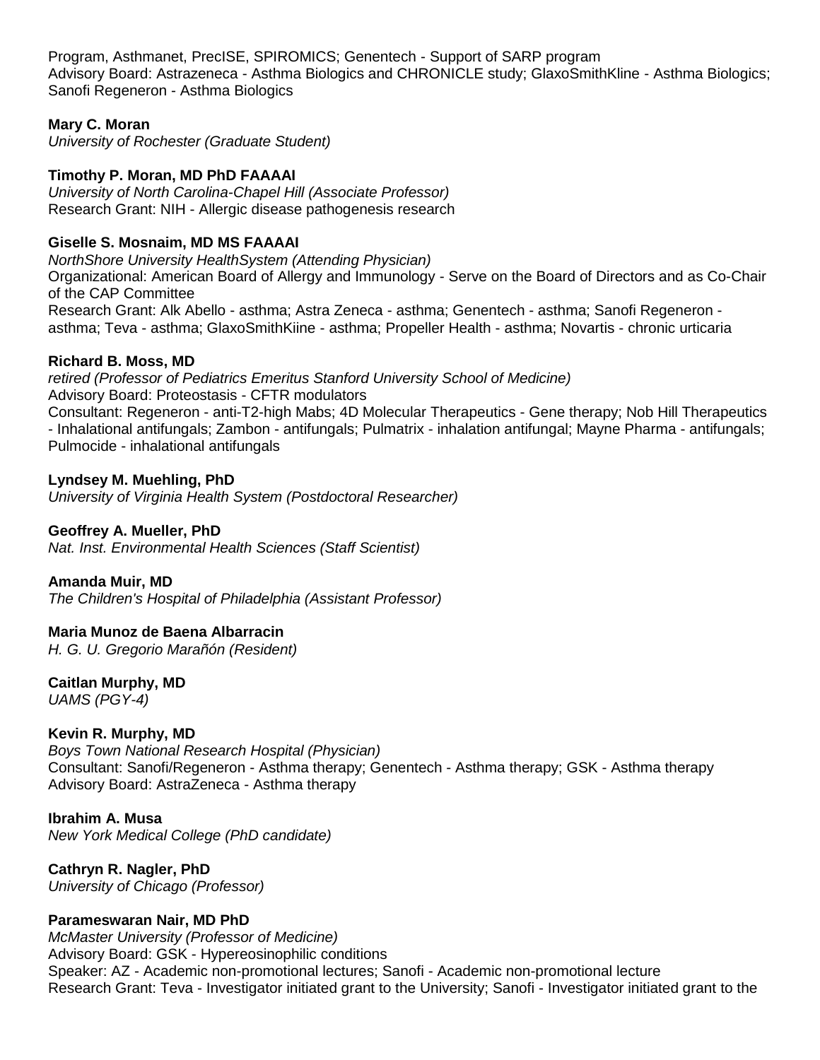Program, Asthmanet, PrecISE, SPIROMICS; Genentech - Support of SARP program
Advisory Board: Astrazeneca - Asthma Biologics and CHRONICLE study; GlaxoSmithKline - Asthma Biologics; Sanofi Regeneron - Asthma Biologics

**Mary C. Moran**
*University of Rochester (Graduate Student)*

**Timothy P. Moran, MD PhD FAAAAI**
*University of North Carolina-Chapel Hill (Associate Professor)*
Research Grant: NIH - Allergic disease pathogenesis research

**Giselle S. Mosnaim, MD MS FAAAAI**
*NorthShore University HealthSystem (Attending Physician)*
Organizational: American Board of Allergy and Immunology - Serve on the Board of Directors and as Co-Chair of the CAP Committee
Research Grant: Alk Abello - asthma; Astra Zeneca - asthma; Genentech - asthma; Sanofi Regeneron - asthma; Teva - asthma; GlaxoSmithKiine - asthma; Propeller Health - asthma; Novartis - chronic urticaria

**Richard B. Moss, MD**
*retired (Professor of Pediatrics Emeritus Stanford University School of Medicine)*
Advisory Board: Proteostasis - CFTR modulators
Consultant: Regeneron - anti-T2-high Mabs; 4D Molecular Therapeutics - Gene therapy; Nob Hill Therapeutics - Inhalational antifungals; Zambon - antifungals; Pulmatrix - inhalation antifungal; Mayne Pharma - antifungals; Pulmocide - inhalational antifungals

**Lyndsey M. Muehling, PhD**
*University of Virginia Health System (Postdoctoral Researcher)*

**Geoffrey A. Mueller, PhD**
*Nat. Inst. Environmental Health Sciences (Staff Scientist)*

**Amanda Muir, MD**
*The Children's Hospital of Philadelphia (Assistant Professor)*

**Maria Munoz de Baena Albarracin**
*H. G. U. Gregorio Marañón (Resident)*

**Caitlan Murphy, MD**
*UAMS (PGY-4)*

**Kevin R. Murphy, MD**
*Boys Town National Research Hospital (Physician)*
Consultant: Sanofi/Regeneron - Asthma therapy; Genentech - Asthma therapy; GSK - Asthma therapy
Advisory Board: AstraZeneca - Asthma therapy

**Ibrahim A. Musa**
*New York Medical College (PhD candidate)*

**Cathryn R. Nagler, PhD**
*University of Chicago (Professor)*

**Parameswaran Nair, MD PhD**
*McMaster University (Professor of Medicine)*
Advisory Board: GSK - Hypereosinophilic conditions
Speaker: AZ - Academic non-promotional lectures; Sanofi - Academic non-promotional lecture
Research Grant: Teva - Investigator initiated grant to the University; Sanofi - Investigator initiated grant to the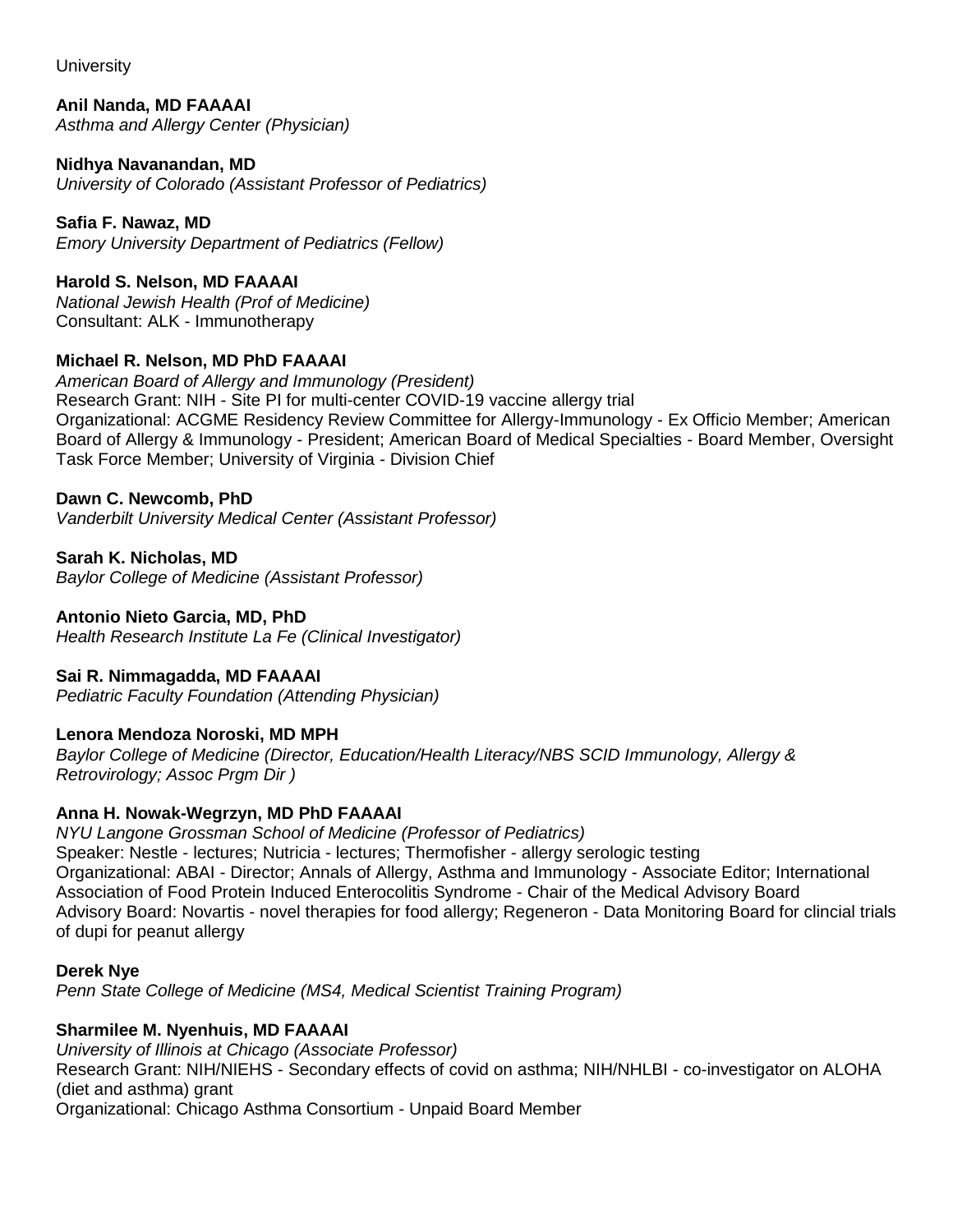University

**Anil Nanda, MD FAAAAI**
*Asthma and Allergy Center (Physician)*

**Nidhya Navanandan, MD**
*University of Colorado (Assistant Professor of Pediatrics)*

**Safia F. Nawaz, MD**
*Emory University Department of Pediatrics (Fellow)*

**Harold S. Nelson, MD FAAAAI**
*National Jewish Health (Prof of Medicine)*
Consultant: ALK - Immunotherapy

**Michael R. Nelson, MD PhD FAAAAI**
*American Board of Allergy and Immunology (President)*
Research Grant: NIH - Site PI for multi-center COVID-19 vaccine allergy trial
Organizational: ACGME Residency Review Committee for Allergy-Immunology - Ex Officio Member; American Board of Allergy & Immunology - President; American Board of Medical Specialties - Board Member, Oversight Task Force Member; University of Virginia - Division Chief

**Dawn C. Newcomb, PhD**
*Vanderbilt University Medical Center (Assistant Professor)*

**Sarah K. Nicholas, MD**
*Baylor College of Medicine (Assistant Professor)*

**Antonio Nieto Garcia, MD, PhD**
*Health Research Institute La Fe (Clinical Investigator)*

**Sai R. Nimmagadda, MD FAAAAI**
*Pediatric Faculty Foundation (Attending Physician)*

**Lenora Mendoza Noroski, MD MPH**
*Baylor College of Medicine (Director, Education/Health Literacy/NBS SCID Immunology, Allergy & Retrovirology; Assoc Prgm Dir )*

**Anna H. Nowak-Wegrzyn, MD PhD FAAAAI**
*NYU Langone Grossman School of Medicine (Professor of Pediatrics)*
Speaker: Nestle - lectures; Nutricia - lectures; Thermofisher - allergy serologic testing
Organizational: ABAI - Director; Annals of Allergy, Asthma and Immunology - Associate Editor; International Association of Food Protein Induced Enterocolitis Syndrome - Chair of the Medical Advisory Board
Advisory Board: Novartis - novel therapies for food allergy; Regeneron - Data Monitoring Board for clincial trials of dupi for peanut allergy

**Derek Nye**
*Penn State College of Medicine (MS4, Medical Scientist Training Program)*

**Sharmilee M. Nyenhuis, MD FAAAAI**
*University of Illinois at Chicago (Associate Professor)*
Research Grant: NIH/NIEHS - Secondary effects of covid on asthma; NIH/NHLBI - co-investigator on ALOHA (diet and asthma) grant
Organizational: Chicago Asthma Consortium - Unpaid Board Member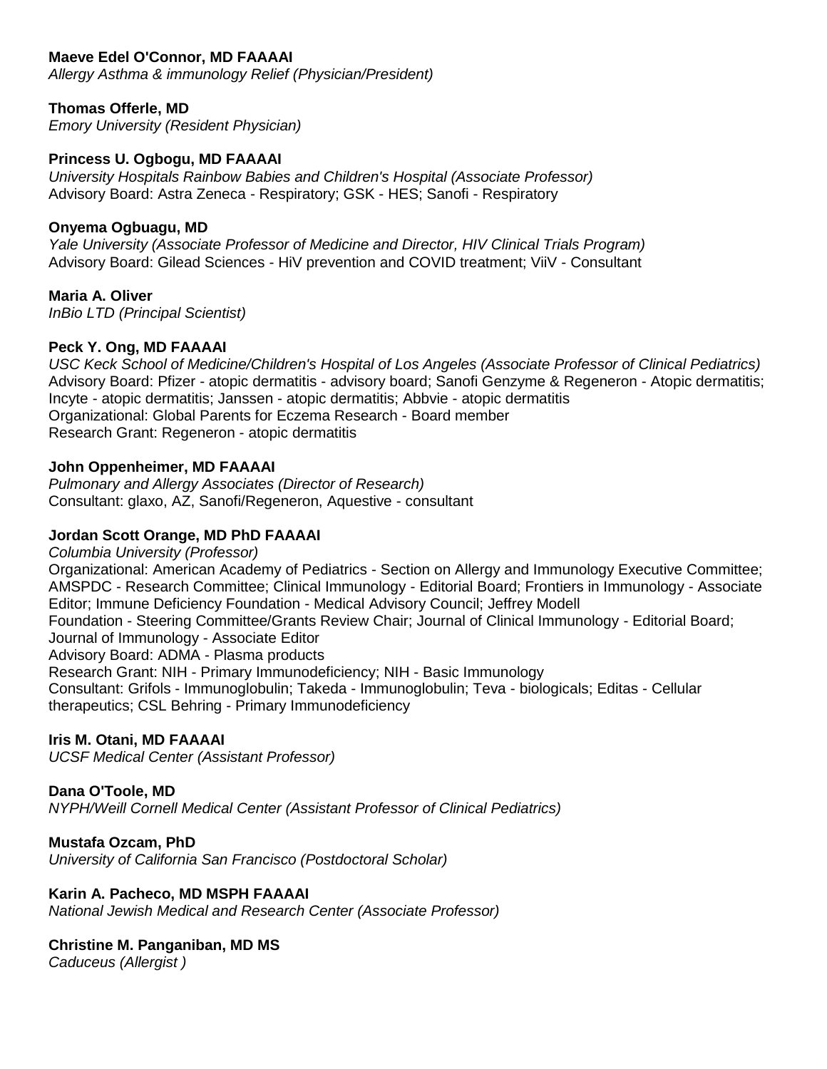**Maeve Edel O'Connor, MD FAAAAI**
*Allergy Asthma & immunology Relief (Physician/President)*

**Thomas Offerle, MD**
*Emory University (Resident Physician)*

**Princess U. Ogbogu, MD FAAAAI**
*University Hospitals Rainbow Babies and Children's Hospital (Associate Professor)*
Advisory Board: Astra Zeneca - Respiratory; GSK - HES; Sanofi - Respiratory

**Onyema Ogbuagu, MD**
*Yale University (Associate Professor of Medicine and Director, HIV Clinical Trials Program)*
Advisory Board: Gilead Sciences - HiV prevention and COVID treatment; ViiV - Consultant

**Maria A. Oliver**
*InBio LTD (Principal Scientist)*

**Peck Y. Ong, MD FAAAAI**
*USC Keck School of Medicine/Children's Hospital of Los Angeles (Associate Professor of Clinical Pediatrics)*
Advisory Board: Pfizer - atopic dermatitis - advisory board; Sanofi Genzyme & Regeneron - Atopic dermatitis; Incyte - atopic dermatitis; Janssen - atopic dermatitis; Abbvie - atopic dermatitis
Organizational: Global Parents for Eczema Research - Board member
Research Grant: Regeneron - atopic dermatitis

**John Oppenheimer, MD FAAAAI**
*Pulmonary and Allergy Associates (Director of Research)*
Consultant: glaxo, AZ, Sanofi/Regeneron, Aquestive - consultant

**Jordan Scott Orange, MD PhD FAAAAI**
*Columbia University (Professor)*
Organizational: American Academy of Pediatrics - Section on Allergy and Immunology Executive Committee; AMSPDC - Research Committee; Clinical Immunology - Editorial Board; Frontiers in Immunology - Associate Editor; Immune Deficiency Foundation - Medical Advisory Council; Jeffrey Modell Foundation - Steering Committee/Grants Review Chair; Journal of Clinical Immunology - Editorial Board; Journal of Immunology - Associate Editor
Advisory Board: ADMA - Plasma products
Research Grant: NIH - Primary Immunodeficiency; NIH - Basic Immunology
Consultant: Grifols - Immunoglobulin; Takeda - Immunoglobulin; Teva - biologicals; Editas - Cellular therapeutics; CSL Behring - Primary Immunodeficiency

**Iris M. Otani, MD FAAAAI**
*UCSF Medical Center (Assistant Professor)*

**Dana O'Toole, MD**
*NYPH/Weill Cornell Medical Center (Assistant Professor of Clinical Pediatrics)*

**Mustafa Ozcam, PhD**
*University of California San Francisco (Postdoctoral Scholar)*

**Karin A. Pacheco, MD MSPH FAAAAI**
*National Jewish Medical and Research Center (Associate Professor)*

**Christine M. Panganiban, MD MS**
*Caduceus (Allergist )*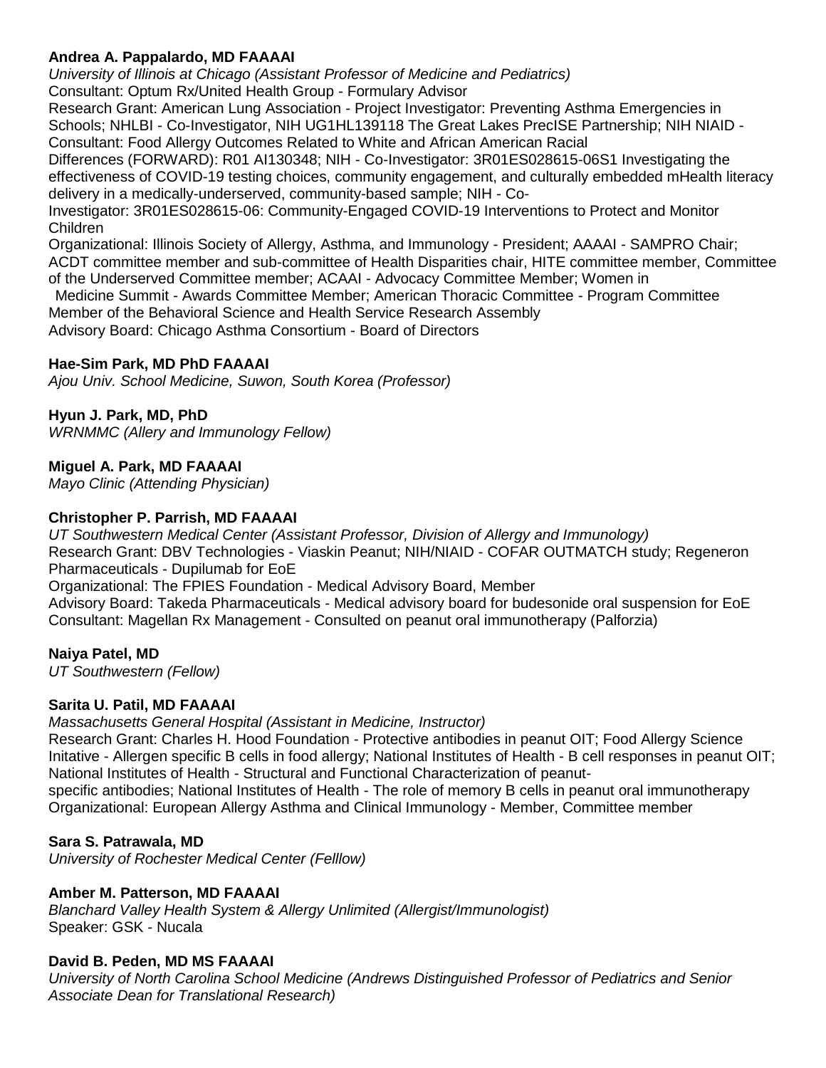**Andrea A. Pappalardo, MD FAAAAI**
*University of Illinois at Chicago (Assistant Professor of Medicine and Pediatrics)*
Consultant: Optum Rx/United Health Group - Formulary Advisor
Research Grant: American Lung Association - Project Investigator: Preventing Asthma Emergencies in Schools; NHLBI - Co-Investigator, NIH UG1HL139118 The Great Lakes PrecISE Partnership; NIH NIAID - Consultant: Food Allergy Outcomes Related to White and African American Racial Differences (FORWARD): R01 AI130348; NIH - Co-Investigator: 3R01ES028615-06S1 Investigating the effectiveness of COVID-19 testing choices, community engagement, and culturally embedded mHealth literacy delivery in a medically-underserved, community-based sample; NIH - Co-Investigator: 3R01ES028615-06: Community-Engaged COVID-19 Interventions to Protect and Monitor Children
Organizational: Illinois Society of Allergy, Asthma, and Immunology - President; AAAAI - SAMPRO Chair; ACDT committee member and sub-committee of Health Disparities chair, HITE committee member, Committee of the Underserved Committee member; ACAAI - Advocacy Committee Member; Women in Medicine Summit - Awards Committee Member; American Thoracic Committee - Program Committee Member of the Behavioral Science and Health Service Research Assembly
Advisory Board: Chicago Asthma Consortium - Board of Directors

**Hae-Sim Park, MD PhD FAAAAI**
*Ajou Univ. School Medicine, Suwon, South Korea (Professor)*

**Hyun J. Park, MD, PhD**
*WRNMMC (Allery and Immunology Fellow)*

**Miguel A. Park, MD FAAAAI**
*Mayo Clinic (Attending Physician)*

**Christopher P. Parrish, MD FAAAAI**
*UT Southwestern Medical Center (Assistant Professor, Division of Allergy and Immunology)*
Research Grant: DBV Technologies - Viaskin Peanut; NIH/NIAID - COFAR OUTMATCH study; Regeneron Pharmaceuticals - Dupilumab for EoE
Organizational: The FPIES Foundation - Medical Advisory Board, Member
Advisory Board: Takeda Pharmaceuticals - Medical advisory board for budesonide oral suspension for EoE
Consultant: Magellan Rx Management - Consulted on peanut oral immunotherapy (Palforzia)

**Naiya Patel, MD**
*UT Southwestern (Fellow)*

**Sarita U. Patil, MD FAAAAI**
*Massachusetts General Hospital (Assistant in Medicine, Instructor)*
Research Grant: Charles H. Hood Foundation - Protective antibodies in peanut OIT; Food Allergy Science Initative - Allergen specific B cells in food allergy; National Institutes of Health - B cell responses in peanut OIT; National Institutes of Health - Structural and Functional Characterization of peanut-specific antibodies; National Institutes of Health - The role of memory B cells in peanut oral immunotherapy
Organizational: European Allergy Asthma and Clinical Immunology - Member, Committee member

**Sara S. Patrawala, MD**
*University of Rochester Medical Center (Felllow)*

**Amber M. Patterson, MD FAAAAI**
*Blanchard Valley Health System & Allergy Unlimited (Allergist/Immunologist)*
Speaker: GSK - Nucala

**David B. Peden, MD MS FAAAAI**
*University of North Carolina School Medicine (Andrews Distinguished Professor of Pediatrics and Senior Associate Dean for Translational Research)*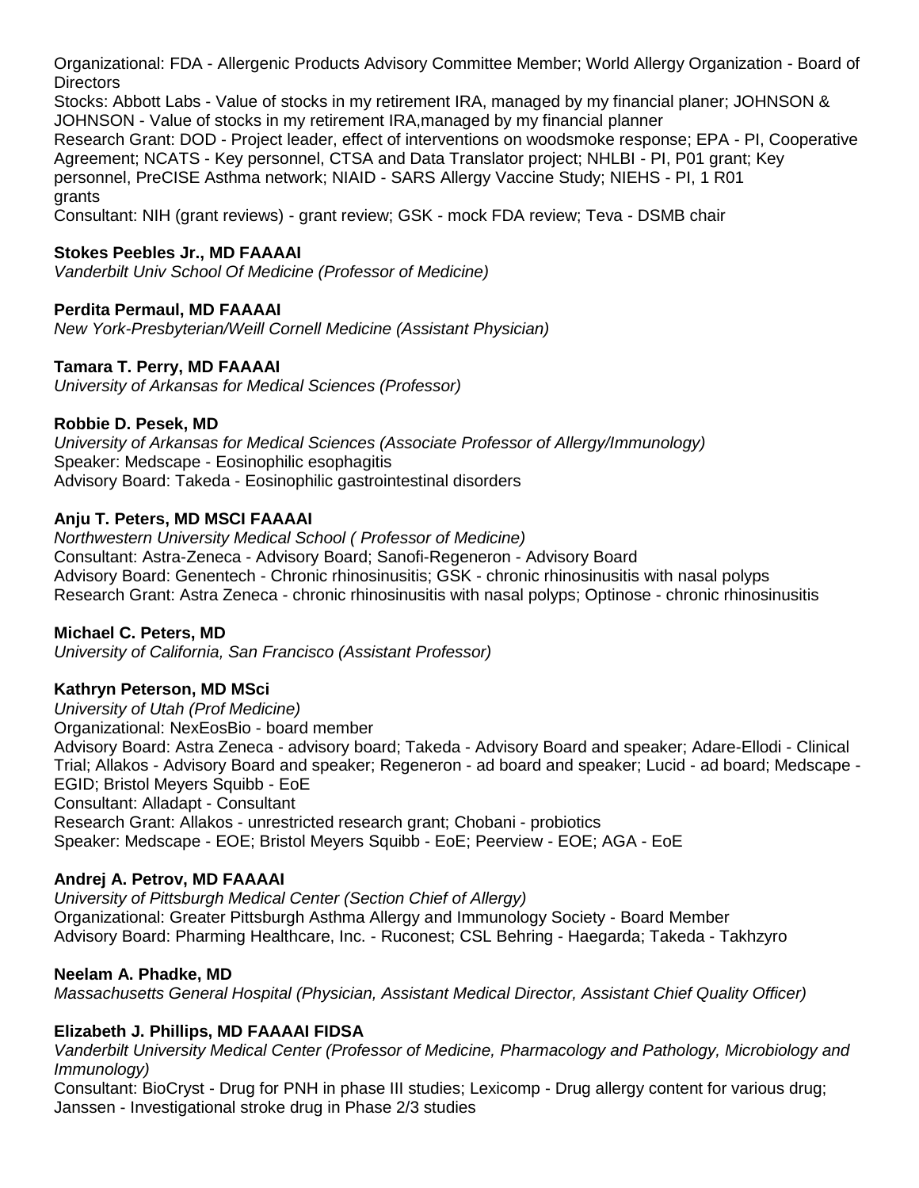Organizational: FDA - Allergenic Products Advisory Committee Member; World Allergy Organization - Board of Directors
Stocks: Abbott Labs - Value of stocks in my retirement IRA, managed by my financial planer; JOHNSON & JOHNSON - Value of stocks in my retirement IRA,managed by my financial planner
Research Grant: DOD - Project leader, effect of interventions on woodsmoke response; EPA - PI, Cooperative Agreement; NCATS - Key personnel, CTSA and Data Translator project; NHLBI - PI, P01 grant; Key personnel, PreCISE Asthma network; NIAID - SARS Allergy Vaccine Study; NIEHS - PI, 1 R01 grants
Consultant: NIH (grant reviews) - grant review; GSK - mock FDA review; Teva - DSMB chair

**Stokes Peebles Jr., MD FAAAAI**
*Vanderbilt Univ School Of Medicine (Professor of Medicine)*

**Perdita Permaul, MD FAAAAI**
*New York-Presbyterian/Weill Cornell Medicine (Assistant Physician)*

**Tamara T. Perry, MD FAAAAI**
*University of Arkansas for Medical Sciences (Professor)*

**Robbie D. Pesek, MD**
*University of Arkansas for Medical Sciences (Associate Professor of Allergy/Immunology)*
Speaker: Medscape - Eosinophilic esophagitis
Advisory Board: Takeda - Eosinophilic gastrointestinal disorders

**Anju T. Peters, MD MSCI FAAAAI**
*Northwestern University Medical School ( Professor of Medicine)*
Consultant: Astra-Zeneca - Advisory Board; Sanofi-Regeneron - Advisory Board
Advisory Board: Genentech - Chronic rhinosinusitis; GSK - chronic rhinosinusitis with nasal polyps
Research Grant: Astra Zeneca - chronic rhinosinusitis with nasal polyps; Optinose - chronic rhinosinusitis

**Michael C. Peters, MD**
*University of California, San Francisco (Assistant Professor)*

**Kathryn Peterson, MD MSci**
*University of Utah (Prof Medicine)*
Organizational: NexEosBio - board member
Advisory Board: Astra Zeneca - advisory board; Takeda - Advisory Board and speaker; Adare-Ellodi - Clinical Trial; Allakos - Advisory Board and speaker; Regeneron - ad board and speaker; Lucid - ad board; Medscape - EGID; Bristol Meyers Squibb - EoE
Consultant: Alladapt - Consultant
Research Grant: Allakos - unrestricted research grant; Chobani - probiotics
Speaker: Medscape - EOE; Bristol Meyers Squibb - EoE; Peerview - EOE; AGA - EoE

**Andrej A. Petrov, MD FAAAAI**
*University of Pittsburgh Medical Center (Section Chief of Allergy)*
Organizational: Greater Pittsburgh Asthma Allergy and Immunology Society - Board Member
Advisory Board: Pharming Healthcare, Inc. - Ruconest; CSL Behring - Haegarda; Takeda - Takhzyro

**Neelam A. Phadke, MD**
*Massachusetts General Hospital (Physician, Assistant Medical Director, Assistant Chief Quality Officer)*

**Elizabeth J. Phillips, MD FAAAAI FIDSA**
*Vanderbilt University Medical Center (Professor of Medicine, Pharmacology and Pathology, Microbiology and Immunology)*
Consultant: BioCryst - Drug for PNH in phase III studies; Lexicomp - Drug allergy content for various drug; Janssen - Investigational stroke drug in Phase 2/3 studies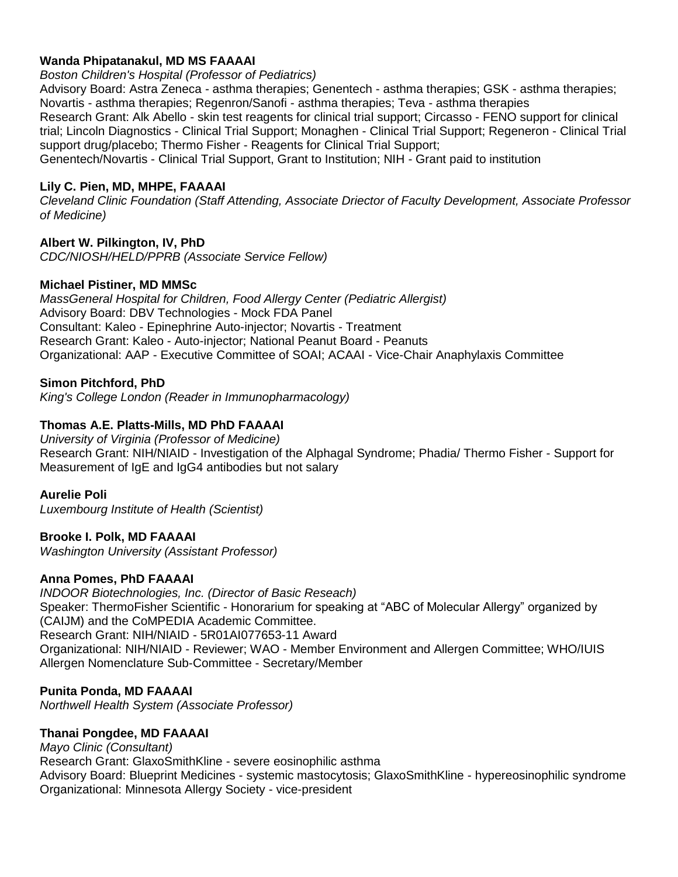**Wanda Phipatanakul, MD MS FAAAAI**

*Boston Children's Hospital (Professor of Pediatrics)*

Advisory Board: Astra Zeneca - asthma therapies; Genentech - asthma therapies; GSK - asthma therapies; Novartis - asthma therapies; Regenron/Sanofi - asthma therapies; Teva - asthma therapies
Research Grant: Alk Abello - skin test reagents for clinical trial support; Circasso - FENO support for clinical trial; Lincoln Diagnostics - Clinical Trial Support; Monaghen - Clinical Trial Support; Regeneron - Clinical Trial support drug/placebo; Thermo Fisher - Reagents for Clinical Trial Support;
Genentech/Novartis - Clinical Trial Support, Grant to Institution; NIH - Grant paid to institution

**Lily C. Pien, MD, MHPE, FAAAAI**

*Cleveland Clinic Foundation (Staff Attending, Associate Driector of Faculty Development, Associate Professor of Medicine)*

**Albert W. Pilkington, IV, PhD**

*CDC/NIOSH/HELD/PPRB (Associate Service Fellow)*

**Michael Pistiner, MD MMSc**

*MassGeneral Hospital for Children, Food Allergy Center (Pediatric Allergist)*

Advisory Board: DBV Technologies - Mock FDA Panel
Consultant: Kaleo - Epinephrine Auto-injector; Novartis - Treatment
Research Grant: Kaleo - Auto-injector; National Peanut Board - Peanuts
Organizational: AAP - Executive Committee of SOAI; ACAAI - Vice-Chair Anaphylaxis Committee

**Simon Pitchford, PhD**

*King's College London (Reader in Immunopharmacology)*

**Thomas A.E. Platts-Mills, MD PhD FAAAAI**

*University of Virginia (Professor of Medicine)*

Research Grant: NIH/NIAID - Investigation of the Alphagal Syndrome; Phadia/ Thermo Fisher - Support for Measurement of IgE and IgG4 antibodies but not salary

**Aurelie Poli**

*Luxembourg Institute of Health (Scientist)*

**Brooke I. Polk, MD FAAAAI**

*Washington University (Assistant Professor)*

**Anna Pomes, PhD FAAAAI**

*INDOOR Biotechnologies, Inc. (Director of Basic Reseach)*

Speaker: ThermoFisher Scientific - Honorarium for speaking at "ABC of Molecular Allergy" organized by (CAIJM) and the CoMPEDIA Academic Committee.
Research Grant: NIH/NIAID - 5R01AI077653-11 Award
Organizational: NIH/NIAID - Reviewer; WAO - Member Environment and Allergen Committee; WHO/IUIS Allergen Nomenclature Sub-Committee - Secretary/Member

**Punita Ponda, MD FAAAAI**

*Northwell Health System (Associate Professor)*

**Thanai Pongdee, MD FAAAAI**

*Mayo Clinic (Consultant)*

Research Grant: GlaxoSmithKline - severe eosinophilic asthma
Advisory Board: Blueprint Medicines - systemic mastocytosis; GlaxoSmithKline - hypereosinophilic syndrome
Organizational: Minnesota Allergy Society - vice-president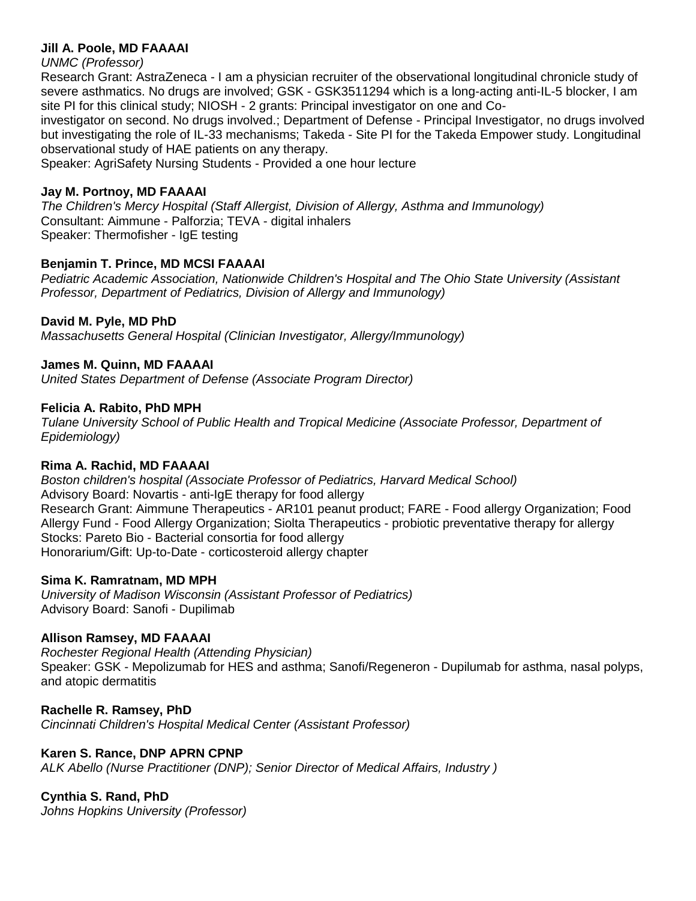**Jill A. Poole, MD FAAAAI**
*UNMC (Professor)*
Research Grant: AstraZeneca - I am a physician recruiter of the observational longitudinal chronicle study of severe asthmatics. No drugs are involved; GSK - GSK3511294 which is a long-acting anti-IL-5 blocker, I am site PI for this clinical study; NIOSH - 2 grants: Principal investigator on one and Co-investigator on second. No drugs involved.; Department of Defense - Principal Investigator, no drugs involved but investigating the role of IL-33 mechanisms; Takeda - Site PI for the Takeda Empower study. Longitudinal observational study of HAE patients on any therapy.
Speaker: AgriSafety Nursing Students - Provided a one hour lecture

**Jay M. Portnoy, MD FAAAAI**
*The Children's Mercy Hospital (Staff Allergist, Division of Allergy, Asthma and Immunology)*
Consultant: Aimmune - Palforzia; TEVA - digital inhalers
Speaker: Thermofisher - IgE testing

**Benjamin T. Prince, MD MCSI FAAAAI**
*Pediatric Academic Association, Nationwide Children's Hospital and The Ohio State University (Assistant Professor, Department of Pediatrics, Division of Allergy and Immunology)*

**David M. Pyle, MD PhD**
*Massachusetts General Hospital (Clinician Investigator, Allergy/Immunology)*

**James M. Quinn, MD FAAAAI**
*United States Department of Defense (Associate Program Director)*

**Felicia A. Rabito, PhD MPH**
*Tulane University School of Public Health and Tropical Medicine (Associate Professor, Department of Epidemiology)*

**Rima A. Rachid, MD FAAAAI**
*Boston children's hospital (Associate Professor of Pediatrics, Harvard Medical School)*
Advisory Board: Novartis - anti-IgE therapy for food allergy
Research Grant: Aimmune Therapeutics - AR101 peanut product; FARE - Food allergy Organization; Food Allergy Fund - Food Allergy Organization; Siolta Therapeutics - probiotic preventative therapy for allergy
Stocks: Pareto Bio - Bacterial consortia for food allergy
Honorarium/Gift: Up-to-Date - corticosteroid allergy chapter

**Sima K. Ramratnam, MD MPH**
*University of Madison Wisconsin (Assistant Professor of Pediatrics)*
Advisory Board: Sanofi - Dupilimab

**Allison Ramsey, MD FAAAAI**
*Rochester Regional Health (Attending Physician)*
Speaker: GSK - Mepolizumab for HES and asthma; Sanofi/Regeneron - Dupilumab for asthma, nasal polyps, and atopic dermatitis

**Rachelle R. Ramsey, PhD**
*Cincinnati Children's Hospital Medical Center (Assistant Professor)*

**Karen S. Rance, DNP APRN CPNP**
*ALK Abello (Nurse Practitioner (DNP); Senior Director of Medical Affairs, Industry )*

**Cynthia S. Rand, PhD**
*Johns Hopkins University (Professor)*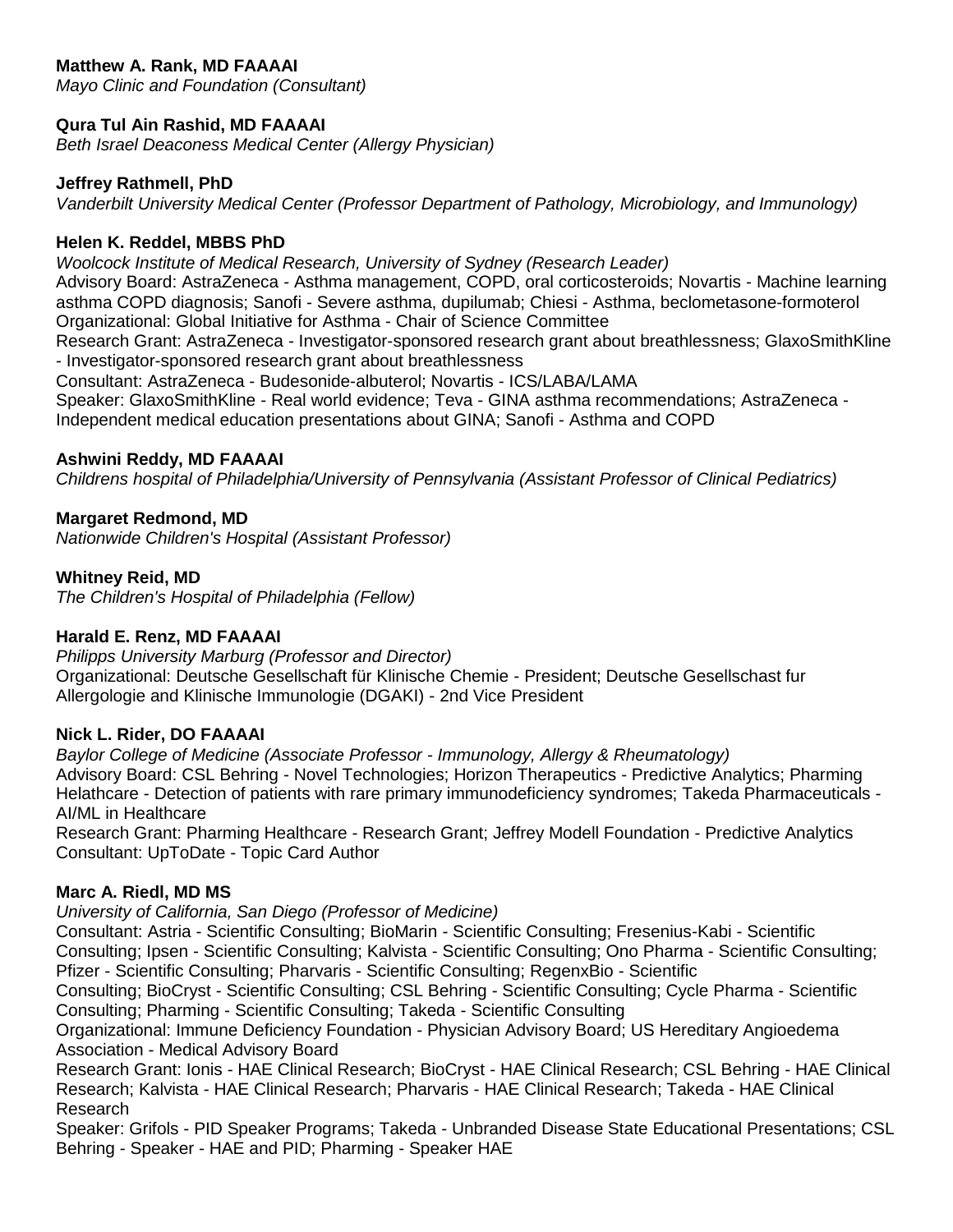**Matthew A. Rank, MD FAAAAI**
*Mayo Clinic and Foundation (Consultant)*

**Qura Tul Ain Rashid, MD FAAAAI**
*Beth Israel Deaconess Medical Center (Allergy Physician)*

**Jeffrey Rathmell, PhD**
*Vanderbilt University Medical Center (Professor Department of Pathology, Microbiology, and Immunology)*

**Helen K. Reddel, MBBS PhD**
*Woolcock Institute of Medical Research, University of Sydney (Research Leader)*
Advisory Board: AstraZeneca - Asthma management, COPD, oral corticosteroids; Novartis - Machine learning asthma COPD diagnosis; Sanofi - Severe asthma, dupilumab; Chiesi - Asthma, beclometasone-formoterol
Organizational: Global Initiative for Asthma - Chair of Science Committee
Research Grant: AstraZeneca - Investigator-sponsored research grant about breathlessness; GlaxoSmithKline - Investigator-sponsored research grant about breathlessness
Consultant: AstraZeneca - Budesonide-albuterol; Novartis - ICS/LABA/LAMA
Speaker: GlaxoSmithKline - Real world evidence; Teva - GINA asthma recommendations; AstraZeneca - Independent medical education presentations about GINA; Sanofi - Asthma and COPD

**Ashwini Reddy, MD FAAAAI**
*Childrens hospital of Philadelphia/University of Pennsylvania (Assistant Professor of Clinical Pediatrics)*

**Margaret Redmond, MD**
*Nationwide Children's Hospital (Assistant Professor)*

**Whitney Reid, MD**
*The Children's Hospital of Philadelphia (Fellow)*

**Harald E. Renz, MD FAAAAI**
*Philipps University Marburg (Professor and Director)*
Organizational: Deutsche Gesellschaft für Klinische Chemie - President; Deutsche Gesellschast fur Allergologie and Klinische Immunologie (DGAKI) - 2nd Vice President

**Nick L. Rider, DO FAAAAI**
*Baylor College of Medicine (Associate Professor - Immunology, Allergy & Rheumatology)*
Advisory Board: CSL Behring - Novel Technologies; Horizon Therapeutics - Predictive Analytics; Pharming Helathcare - Detection of patients with rare primary immunodeficiency syndromes; Takeda Pharmaceuticals - AI/ML in Healthcare
Research Grant: Pharming Healthcare - Research Grant; Jeffrey Modell Foundation - Predictive Analytics
Consultant: UpToDate - Topic Card Author

**Marc A. Riedl, MD MS**
*University of California, San Diego (Professor of Medicine)*
Consultant: Astria - Scientific Consulting; BioMarin - Scientific Consulting; Fresenius-Kabi - Scientific Consulting; Ipsen - Scientific Consulting; Kalvista - Scientific Consulting; Ono Pharma - Scientific Consulting; Pfizer - Scientific Consulting; Pharvaris - Scientific Consulting; RegenxBio - Scientific Consulting; BioCryst - Scientific Consulting; CSL Behring - Scientific Consulting; Cycle Pharma - Scientific Consulting; Pharming - Scientific Consulting; Takeda - Scientific Consulting
Organizational: Immune Deficiency Foundation - Physician Advisory Board; US Hereditary Angioedema Association - Medical Advisory Board
Research Grant: Ionis - HAE Clinical Research; BioCryst - HAE Clinical Research; CSL Behring - HAE Clinical Research; Kalvista - HAE Clinical Research; Pharvaris - HAE Clinical Research; Takeda - HAE Clinical Research
Speaker: Grifols - PID Speaker Programs; Takeda - Unbranded Disease State Educational Presentations; CSL Behring - Speaker - HAE and PID; Pharming - Speaker HAE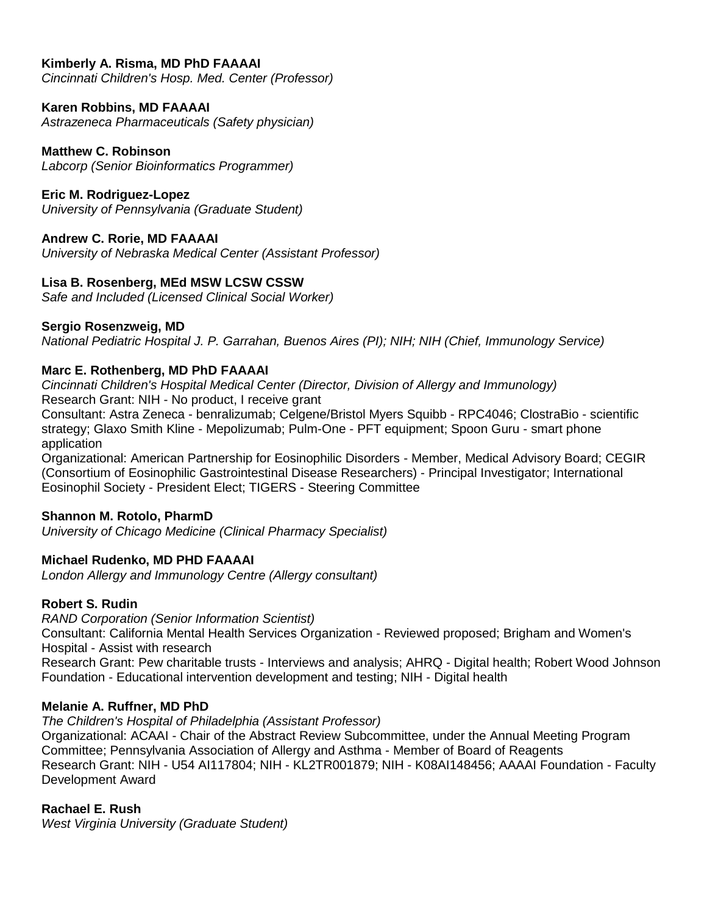**Kimberly A. Risma, MD PhD FAAAAI**
*Cincinnati Children's Hosp. Med. Center (Professor)*

**Karen Robbins, MD FAAAAI**
*Astrazeneca Pharmaceuticals (Safety physician)*

**Matthew C. Robinson**
*Labcorp (Senior Bioinformatics Programmer)*

**Eric M. Rodriguez-Lopez**
*University of Pennsylvania (Graduate Student)*

**Andrew C. Rorie, MD FAAAAI**
*University of Nebraska Medical Center (Assistant Professor)*

**Lisa B. Rosenberg, MEd MSW LCSW CSSW**
*Safe and Included (Licensed Clinical Social Worker)*

**Sergio Rosenzweig, MD**
*National Pediatric Hospital J. P. Garrahan, Buenos Aires (PI); NIH; NIH (Chief, Immunology Service)*

**Marc E. Rothenberg, MD PhD FAAAAI**
*Cincinnati Children's Hospital Medical Center (Director, Division of Allergy and Immunology)*
Research Grant: NIH - No product, I receive grant
Consultant: Astra Zeneca - benralizumab; Celgene/Bristol Myers Squibb - RPC4046; ClostraBio - scientific strategy; Glaxo Smith Kline - Mepolizumab; Pulm-One - PFT equipment; Spoon Guru - smart phone application
Organizational: American Partnership for Eosinophilic Disorders - Member, Medical Advisory Board; CEGIR (Consortium of Eosinophilic Gastrointestinal Disease Researchers) - Principal Investigator; International Eosinophil Society - President Elect; TIGERS - Steering Committee

**Shannon M. Rotolo, PharmD**
*University of Chicago Medicine (Clinical Pharmacy Specialist)*

**Michael Rudenko, MD PHD FAAAAI**
*London Allergy and Immunology Centre (Allergy consultant)*

**Robert S. Rudin**
*RAND Corporation (Senior Information Scientist)*
Consultant: California Mental Health Services Organization - Reviewed proposed; Brigham and Women's Hospital - Assist with research
Research Grant: Pew charitable trusts - Interviews and analysis; AHRQ - Digital health; Robert Wood Johnson Foundation - Educational intervention development and testing; NIH - Digital health

**Melanie A. Ruffner, MD PhD**
*The Children's Hospital of Philadelphia (Assistant Professor)*
Organizational: ACAAI - Chair of the Abstract Review Subcommittee, under the Annual Meeting Program Committee; Pennsylvania Association of Allergy and Asthma - Member of Board of Reagents
Research Grant: NIH - U54 AI117804; NIH - KL2TR001879; NIH - K08AI148456; AAAAI Foundation - Faculty Development Award

**Rachael E. Rush**
*West Virginia University (Graduate Student)*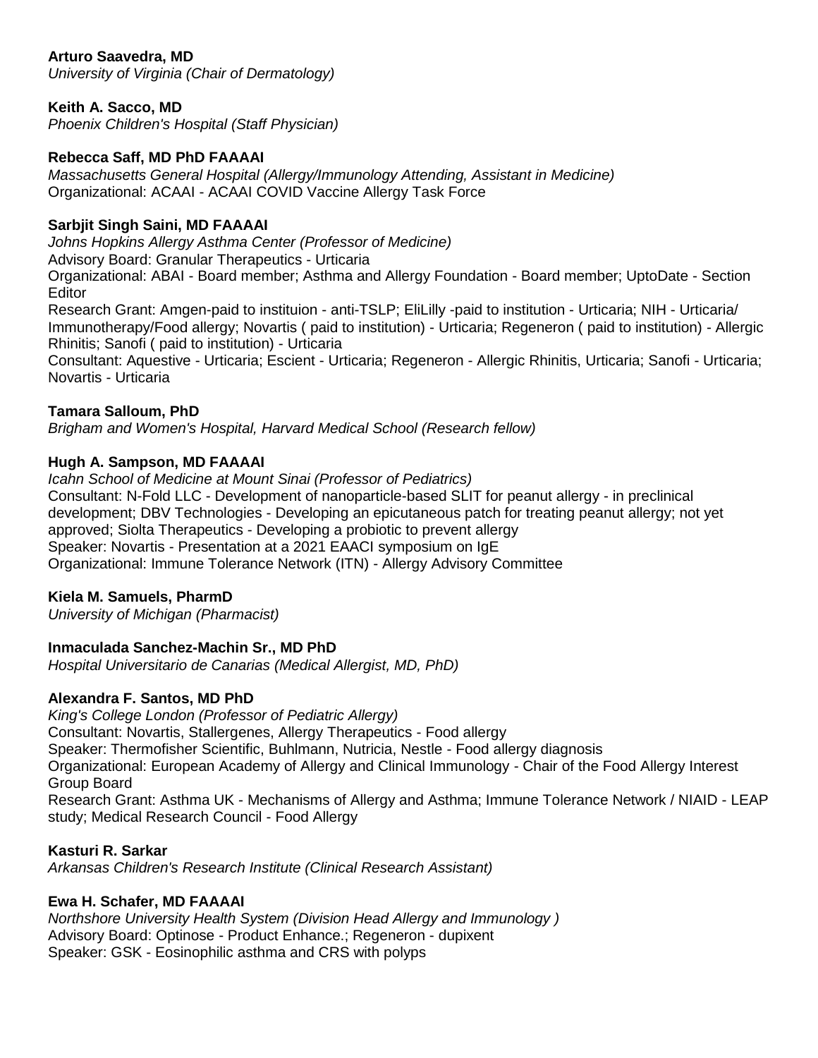**Arturo Saavedra, MD**
*University of Virginia (Chair of Dermatology)*

**Keith A. Sacco, MD**
*Phoenix Children's Hospital (Staff Physician)*

**Rebecca Saff, MD PhD FAAAAI**
*Massachusetts General Hospital (Allergy/Immunology Attending, Assistant in Medicine)*
Organizational: ACAAI - ACAAI COVID Vaccine Allergy Task Force

**Sarbjit Singh Saini, MD FAAAAI**
*Johns Hopkins Allergy Asthma Center (Professor of Medicine)*
Advisory Board: Granular Therapeutics - Urticaria
Organizational: ABAI - Board member; Asthma and Allergy Foundation - Board member; UptoDate - Section Editor
Research Grant: Amgen-paid to instituion - anti-TSLP; EliLilly -paid to institution - Urticaria; NIH - Urticaria/ Immunotherapy/Food allergy; Novartis ( paid to institution) - Urticaria; Regeneron ( paid to institution) - Allergic Rhinitis; Sanofi ( paid to institution) - Urticaria
Consultant: Aquestive - Urticaria; Escient - Urticaria; Regeneron - Allergic Rhinitis, Urticaria; Sanofi - Urticaria; Novartis - Urticaria

**Tamara Salloum, PhD**
*Brigham and Women's Hospital, Harvard Medical School (Research fellow)*

**Hugh A. Sampson, MD FAAAAI**
*Icahn School of Medicine at Mount Sinai (Professor of Pediatrics)*
Consultant: N-Fold LLC - Development of nanoparticle-based SLIT for peanut allergy - in preclinical development; DBV Technologies - Developing an epicutaneous patch for treating peanut allergy; not yet approved; Siolta Therapeutics - Developing a probiotic to prevent allergy
Speaker: Novartis - Presentation at a 2021 EAACI symposium on IgE
Organizational: Immune Tolerance Network (ITN) - Allergy Advisory Committee

**Kiela M. Samuels, PharmD**
*University of Michigan (Pharmacist)*

**Inmaculada Sanchez-Machin Sr., MD PhD**
*Hospital Universitario de Canarias (Medical Allergist, MD, PhD)*

**Alexandra F. Santos, MD PhD**
*King's College London (Professor of Pediatric Allergy)*
Consultant: Novartis, Stallergenes, Allergy Therapeutics - Food allergy
Speaker: Thermofisher Scientific, Buhlmann, Nutricia, Nestle - Food allergy diagnosis
Organizational: European Academy of Allergy and Clinical Immunology - Chair of the Food Allergy Interest Group Board
Research Grant: Asthma UK - Mechanisms of Allergy and Asthma; Immune Tolerance Network / NIAID - LEAP study; Medical Research Council - Food Allergy

**Kasturi R. Sarkar**
*Arkansas Children's Research Institute (Clinical Research Assistant)*

**Ewa H. Schafer, MD FAAAAI**
*Northshore University Health System (Division Head Allergy and Immunology )*
Advisory Board: Optinose - Product Enhance.; Regeneron - dupixent
Speaker: GSK - Eosinophilic asthma and CRS with polyps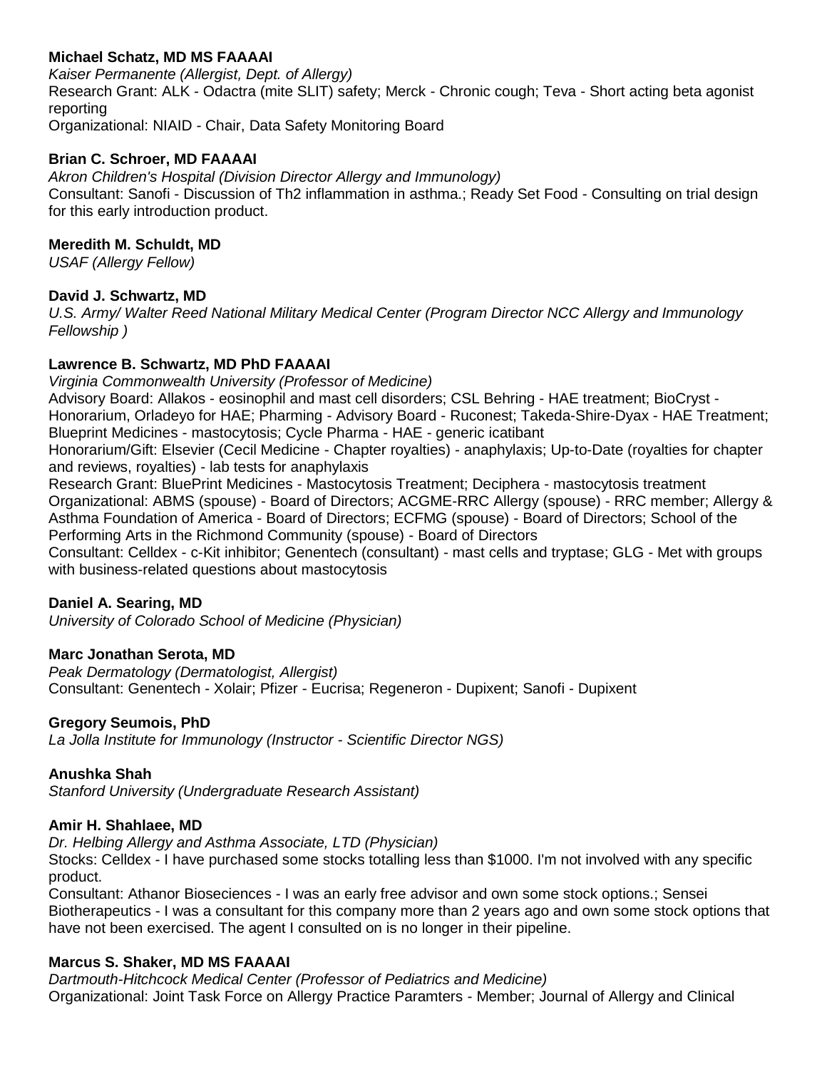**Michael Schatz, MD MS FAAAAI**
*Kaiser Permanente (Allergist, Dept. of Allergy)*
Research Grant: ALK - Odactra (mite SLIT) safety; Merck - Chronic cough; Teva - Short acting beta agonist reporting
Organizational: NIAID - Chair, Data Safety Monitoring Board

**Brian C. Schroer, MD FAAAAI**
*Akron Children's Hospital (Division Director Allergy and Immunology)*
Consultant: Sanofi - Discussion of Th2 inflammation in asthma.; Ready Set Food - Consulting on trial design for this early introduction product.

**Meredith M. Schuldt, MD**
*USAF (Allergy Fellow)*

**David J. Schwartz, MD**
*U.S. Army/ Walter Reed National Military Medical Center (Program Director NCC Allergy and Immunology Fellowship )*

**Lawrence B. Schwartz, MD PhD FAAAAI**
*Virginia Commonwealth University (Professor of Medicine)*
Advisory Board: Allakos - eosinophil and mast cell disorders; CSL Behring - HAE treatment; BioCryst - Honorarium, Orladeyo for HAE; Pharming - Advisory Board - Ruconest; Takeda-Shire-Dyax - HAE Treatment; Blueprint Medicines - mastocytosis; Cycle Pharma - HAE - generic icatibant
Honorarium/Gift: Elsevier (Cecil Medicine - Chapter royalties) - anaphylaxis; Up-to-Date (royalties for chapter and reviews, royalties) - lab tests for anaphylaxis
Research Grant: BluePrint Medicines - Mastocytosis Treatment; Deciphera - mastocytosis treatment
Organizational: ABMS (spouse) - Board of Directors; ACGME-RRC Allergy (spouse) - RRC member; Allergy & Asthma Foundation of America - Board of Directors; ECFMG (spouse) - Board of Directors; School of the Performing Arts in the Richmond Community (spouse) - Board of Directors
Consultant: Celldex - c-Kit inhibitor; Genentech (consultant) - mast cells and tryptase; GLG - Met with groups with business-related questions about mastocytosis

**Daniel A. Searing, MD**
*University of Colorado School of Medicine (Physician)*

**Marc Jonathan Serota, MD**
*Peak Dermatology (Dermatologist, Allergist)*
Consultant: Genentech - Xolair; Pfizer - Eucrisa; Regeneron - Dupixent; Sanofi - Dupixent

**Gregory Seumois, PhD**
*La Jolla Institute for Immunology (Instructor - Scientific Director NGS)*

**Anushka Shah**
*Stanford University (Undergraduate Research Assistant)*

**Amir H. Shahlaee, MD**
*Dr. Helbing Allergy and Asthma Associate, LTD (Physician)*
Stocks: Celldex - I have purchased some stocks totalling less than $1000. I'm not involved with any specific product.
Consultant: Athanor Bioseciences - I was an early free advisor and own some stock options.; Sensei Biotherapeutics - I was a consultant for this company more than 2 years ago and own some stock options that have not been exercised. The agent I consulted on is no longer in their pipeline.

**Marcus S. Shaker, MD MS FAAAAI**
*Dartmouth-Hitchcock Medical Center (Professor of Pediatrics and Medicine)*
Organizational: Joint Task Force on Allergy Practice Paramters - Member; Journal of Allergy and Clinical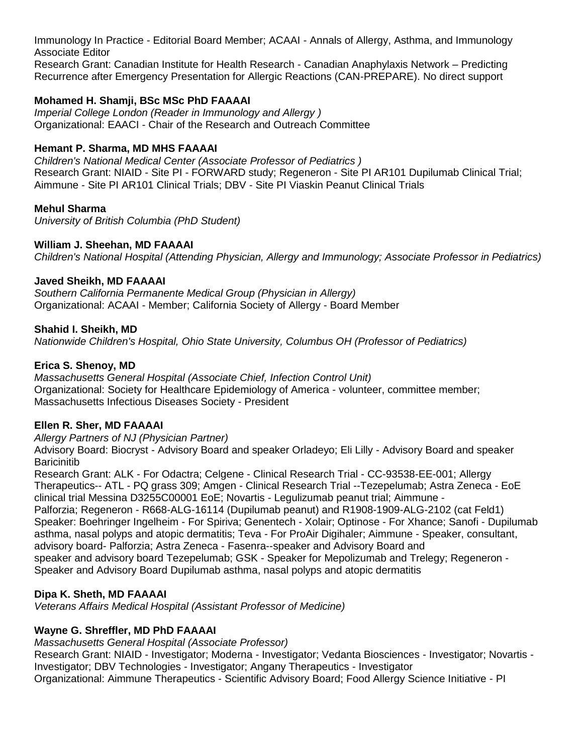Immunology In Practice - Editorial Board Member; ACAAI - Annals of Allergy, Asthma, and Immunology Associate Editor
Research Grant: Canadian Institute for Health Research - Canadian Anaphylaxis Network – Predicting Recurrence after Emergency Presentation for Allergic Reactions (CAN-PREPARE). No direct support

**Mohamed H. Shamji, BSc MSc PhD FAAAAI**
*Imperial College London (Reader in Immunology and Allergy )*
Organizational: EAACI - Chair of the Research and Outreach Committee

**Hemant P. Sharma, MD MHS FAAAAI**
*Children's National Medical Center (Associate Professor of Pediatrics )*
Research Grant: NIAID - Site PI - FORWARD study; Regeneron - Site PI AR101 Dupilumab Clinical Trial; Aimmune - Site PI AR101 Clinical Trials; DBV - Site PI Viaskin Peanut Clinical Trials

**Mehul Sharma**
*University of British Columbia (PhD Student)*

**William J. Sheehan, MD FAAAAI**
*Children's National Hospital (Attending Physician, Allergy and Immunology; Associate Professor in Pediatrics)*

**Javed Sheikh, MD FAAAAI**
*Southern California Permanente Medical Group (Physician in Allergy)*
Organizational: ACAAI - Member; California Society of Allergy - Board Member

**Shahid I. Sheikh, MD**
*Nationwide Children's Hospital, Ohio State University, Columbus OH (Professor of Pediatrics)*

**Erica S. Shenoy, MD**
*Massachusetts General Hospital (Associate Chief, Infection Control Unit)*
Organizational: Society for Healthcare Epidemiology of America - volunteer, committee member; Massachusetts Infectious Diseases Society - President

**Ellen R. Sher, MD FAAAAI**
*Allergy Partners of NJ (Physician Partner)*
Advisory Board: Biocryst - Advisory Board and speaker Orladeyo; Eli Lilly - Advisory Board and speaker Baricinitib
Research Grant: ALK - For Odactra; Celgene - Clinical Research Trial - CC-93538-EE-001; Allergy Therapeutics-- ATL - PQ grass 309; Amgen - Clinical Research Trial --Tezepelumab; Astra Zeneca - EoE clinical trial Messina D3255C00001 EoE; Novartis - Legulizumab peanut trial; Aimmune - Palforzia; Regeneron - R668-ALG-16114 (Dupilumab peanut) and R1908-1909-ALG-2102 (cat Feld1)
Speaker: Boehringer Ingelheim - For Spiriva; Genentech - Xolair; Optinose - For Xhance; Sanofi - Dupilumab asthma, nasal polyps and atopic dermatitis; Teva - For ProAir Digihaler; Aimmune - Speaker, consultant, advisory board- Palforzia; Astra Zeneca - Fasenra--speaker and Advisory Board and speaker and advisory board Tezepelumab; GSK - Speaker for Mepolizumab and Trelegy; Regeneron - Speaker and Advisory Board Dupilumab asthma, nasal polyps and atopic dermatitis

**Dipa K. Sheth, MD FAAAAI**
*Veterans Affairs Medical Hospital (Assistant Professor of Medicine)*

**Wayne G. Shreffler, MD PhD FAAAAI**
*Massachusetts General Hospital (Associate Professor)*
Research Grant: NIAID - Investigator; Moderna - Investigator; Vedanta Biosciences - Investigator; Novartis - Investigator; DBV Technologies - Investigator; Angany Therapeutics - Investigator
Organizational: Aimmune Therapeutics - Scientific Advisory Board; Food Allergy Science Initiative - PI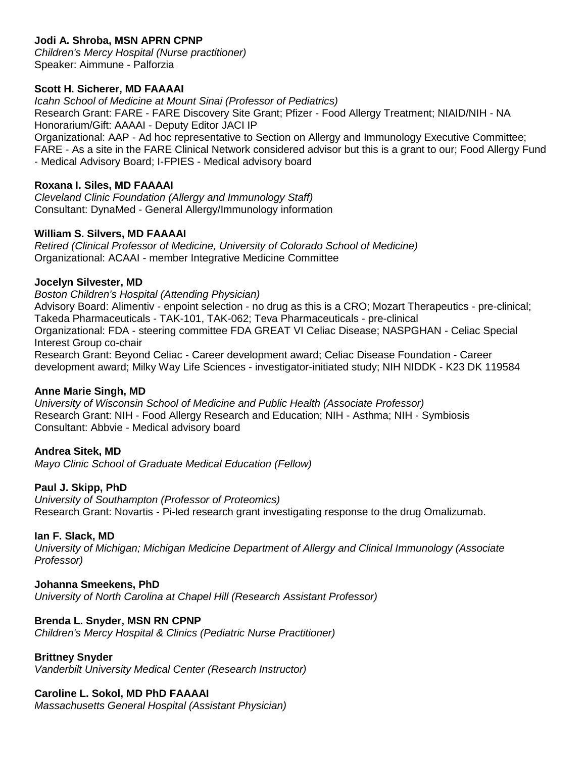**Jodi A. Shroba, MSN APRN CPNP**
*Children's Mercy Hospital (Nurse practitioner)*
Speaker: Aimmune - Palforzia

**Scott H. Sicherer, MD FAAAAI**
*Icahn School of Medicine at Mount Sinai (Professor of Pediatrics)*
Research Grant: FARE - FARE Discovery Site Grant; Pfizer - Food Allergy Treatment; NIAID/NIH - NA
Honorarium/Gift: AAAAI - Deputy Editor JACI IP
Organizational: AAP - Ad hoc representative to Section on Allergy and Immunology Executive Committee; FARE - As a site in the FARE Clinical Network considered advisor but this is a grant to our; Food Allergy Fund - Medical Advisory Board; I-FPIES - Medical advisory board

**Roxana I. Siles, MD FAAAAI**
*Cleveland Clinic Foundation (Allergy and Immunology Staff)*
Consultant: DynaMed - General Allergy/Immunology information

**William S. Silvers, MD FAAAAI**
*Retired (Clinical Professor of Medicine, University of Colorado School of Medicine)*
Organizational: ACAAI - member Integrative Medicine Committee

**Jocelyn Silvester, MD**
*Boston Children's Hospital (Attending Physician)*
Advisory Board: Alimentiv - enpoint selection - no drug as this is a CRO; Mozart Therapeutics - pre-clinical; Takeda Pharmaceuticals - TAK-101, TAK-062; Teva Pharmaceuticals - pre-clinical
Organizational: FDA - steering committee FDA GREAT VI Celiac Disease; NASPGHAN - Celiac Special Interest Group co-chair
Research Grant: Beyond Celiac - Career development award; Celiac Disease Foundation - Career development award; Milky Way Life Sciences - investigator-initiated study; NIH NIDDK - K23 DK 119584

**Anne Marie Singh, MD**
*University of Wisconsin School of Medicine and Public Health (Associate Professor)*
Research Grant: NIH - Food Allergy Research and Education; NIH - Asthma; NIH - Symbiosis
Consultant: Abbvie - Medical advisory board

**Andrea Sitek, MD**
*Mayo Clinic School of Graduate Medical Education (Fellow)*

**Paul J. Skipp, PhD**
*University of Southampton (Professor of Proteomics)*
Research Grant: Novartis - Pi-led research grant investigating response to the drug Omalizumab.

**Ian F. Slack, MD**
*University of Michigan; Michigan Medicine Department of Allergy and Clinical Immunology (Associate Professor)*

**Johanna Smeekens, PhD**
*University of North Carolina at Chapel Hill (Research Assistant Professor)*

**Brenda L. Snyder, MSN RN CPNP**
*Children's Mercy Hospital & Clinics (Pediatric Nurse Practitioner)*

**Brittney Snyder**
*Vanderbilt University Medical Center (Research Instructor)*

**Caroline L. Sokol, MD PhD FAAAAI**
*Massachusetts General Hospital (Assistant Physician)*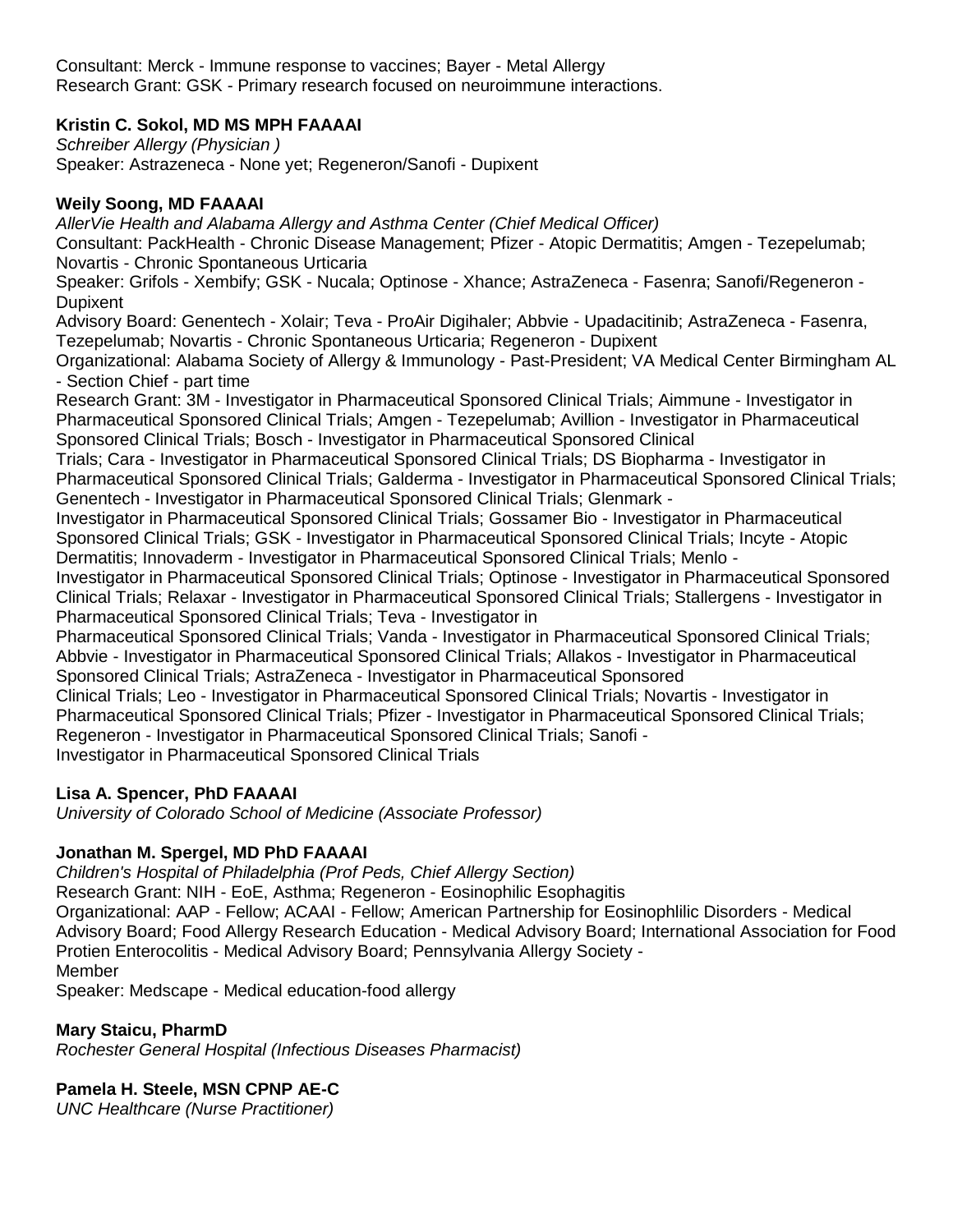Consultant: Merck - Immune response to vaccines; Bayer - Metal Allergy
Research Grant: GSK - Primary research focused on neuroimmune interactions.

**Kristin C. Sokol, MD MS MPH FAAAAI**
*Schreiber Allergy (Physician )*
Speaker: Astrazeneca - None yet; Regeneron/Sanofi - Dupixent

**Weily Soong, MD FAAAAI**
*AllerVie Health and Alabama Allergy and Asthma Center (Chief Medical Officer)*
Consultant: PackHealth - Chronic Disease Management; Pfizer - Atopic Dermatitis; Amgen - Tezepelumab; Novartis - Chronic Spontaneous Urticaria
Speaker: Grifols - Xembify; GSK - Nucala; Optinose - Xhance; AstraZeneca - Fasenra; Sanofi/Regeneron - Dupixent
Advisory Board: Genentech - Xolair; Teva - ProAir Digihaler; Abbvie - Upadacitinib; AstraZeneca - Fasenra, Tezepelumab; Novartis - Chronic Spontaneous Urticaria; Regeneron - Dupixent
Organizational: Alabama Society of Allergy & Immunology - Past-President; VA Medical Center Birmingham AL - Section Chief - part time
Research Grant: 3M - Investigator in Pharmaceutical Sponsored Clinical Trials; Aimmune - Investigator in Pharmaceutical Sponsored Clinical Trials; Amgen - Tezepelumab; Avillion - Investigator in Pharmaceutical Sponsored Clinical Trials; Bosch - Investigator in Pharmaceutical Sponsored Clinical Trials; Cara - Investigator in Pharmaceutical Sponsored Clinical Trials; DS Biopharma - Investigator in Pharmaceutical Sponsored Clinical Trials; Galderma - Investigator in Pharmaceutical Sponsored Clinical Trials; Genentech - Investigator in Pharmaceutical Sponsored Clinical Trials; Glenmark - Investigator in Pharmaceutical Sponsored Clinical Trials; Gossamer Bio - Investigator in Pharmaceutical Sponsored Clinical Trials; GSK - Investigator in Pharmaceutical Sponsored Clinical Trials; Incyte - Atopic Dermatitis; Innovaderm - Investigator in Pharmaceutical Sponsored Clinical Trials; Menlo - Investigator in Pharmaceutical Sponsored Clinical Trials; Optinose - Investigator in Pharmaceutical Sponsored Clinical Trials; Relaxar - Investigator in Pharmaceutical Sponsored Clinical Trials; Stallergens - Investigator in Pharmaceutical Sponsored Clinical Trials; Teva - Investigator in Pharmaceutical Sponsored Clinical Trials; Vanda - Investigator in Pharmaceutical Sponsored Clinical Trials; Abbvie - Investigator in Pharmaceutical Sponsored Clinical Trials; Allakos - Investigator in Pharmaceutical Sponsored Clinical Trials; AstraZeneca - Investigator in Pharmaceutical Sponsored Clinical Trials; Leo - Investigator in Pharmaceutical Sponsored Clinical Trials; Novartis - Investigator in Pharmaceutical Sponsored Clinical Trials; Pfizer - Investigator in Pharmaceutical Sponsored Clinical Trials; Regeneron - Investigator in Pharmaceutical Sponsored Clinical Trials; Sanofi - Investigator in Pharmaceutical Sponsored Clinical Trials

**Lisa A. Spencer, PhD FAAAAI**
*University of Colorado School of Medicine (Associate Professor)*

**Jonathan M. Spergel, MD PhD FAAAAI**
*Children's Hospital of Philadelphia (Prof Peds, Chief Allergy Section)*
Research Grant: NIH - EoE, Asthma; Regeneron - Eosinophilic Esophagitis
Organizational: AAP - Fellow; ACAAI - Fellow; American Partnership for Eosinophlilic Disorders - Medical Advisory Board; Food Allergy Research Education - Medical Advisory Board; International Association for Food Protien Enterocolitis - Medical Advisory Board; Pennsylvania Allergy Society - Member
Speaker: Medscape - Medical education-food allergy

**Mary Staicu, PharmD**
*Rochester General Hospital (Infectious Diseases Pharmacist)*

**Pamela H. Steele, MSN CPNP AE-C**
*UNC Healthcare (Nurse Practitioner)*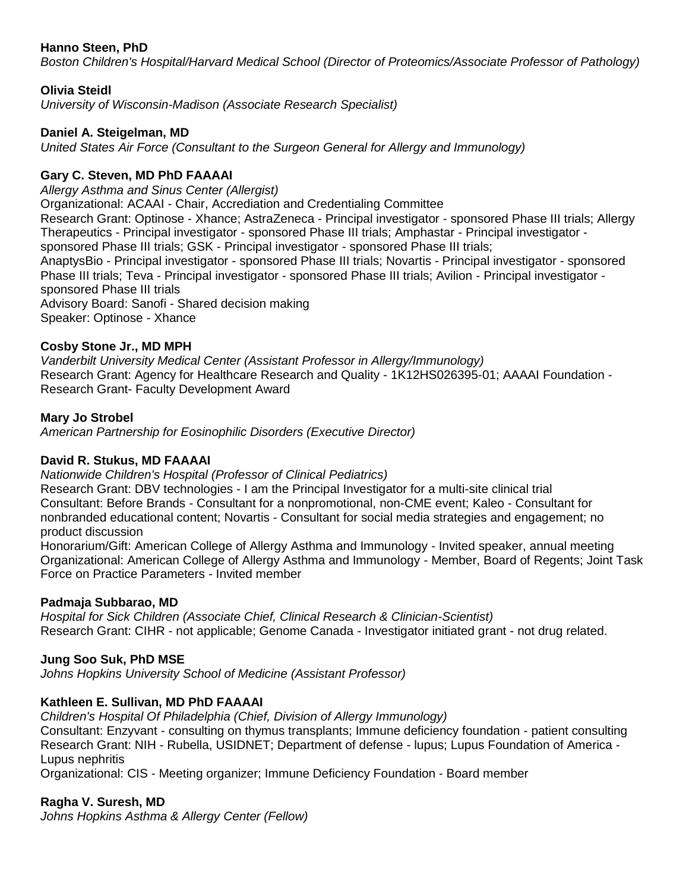**Hanno Steen, PhD**
*Boston Children's Hospital/Harvard Medical School (Director of Proteomics/Associate Professor of Pathology)*

**Olivia Steidl**
*University of Wisconsin-Madison (Associate Research Specialist)*

**Daniel A. Steigelman, MD**
*United States Air Force (Consultant to the Surgeon General for Allergy and Immunology)*

**Gary C. Steven, MD PhD FAAAAI**
*Allergy Asthma and Sinus Center (Allergist)*
Organizational: ACAAI - Chair, Accrediation and Credentialing Committee
Research Grant: Optinose - Xhance; AstraZeneca - Principal investigator - sponsored Phase III trials; Allergy Therapeutics - Principal investigator - sponsored Phase III trials; Amphastar - Principal investigator - sponsored Phase III trials; GSK - Principal investigator - sponsored Phase III trials; AnaptysBio - Principal investigator - sponsored Phase III trials; Novartis - Principal investigator - sponsored Phase III trials; Teva - Principal investigator - sponsored Phase III trials; Avilion - Principal investigator - sponsored Phase III trials
Advisory Board: Sanofi - Shared decision making
Speaker: Optinose - Xhance

**Cosby Stone Jr., MD MPH**
*Vanderbilt University Medical Center (Assistant Professor in Allergy/Immunology)*
Research Grant: Agency for Healthcare Research and Quality - 1K12HS026395-01; AAAAI Foundation - Research Grant- Faculty Development Award

**Mary Jo Strobel**
*American Partnership for Eosinophilic Disorders (Executive Director)*

**David R. Stukus, MD FAAAAI**
*Nationwide Children's Hospital (Professor of Clinical Pediatrics)*
Research Grant: DBV technologies - I am the Principal Investigator for a multi-site clinical trial
Consultant: Before Brands - Consultant for a nonpromotional, non-CME event; Kaleo - Consultant for nonbranded educational content; Novartis - Consultant for social media strategies and engagement; no product discussion
Honorarium/Gift: American College of Allergy Asthma and Immunology - Invited speaker, annual meeting
Organizational: American College of Allergy Asthma and Immunology - Member, Board of Regents; Joint Task Force on Practice Parameters - Invited member

**Padmaja Subbarao, MD**
*Hospital for Sick Children (Associate Chief, Clinical Research & Clinician-Scientist)*
Research Grant: CIHR - not applicable; Genome Canada - Investigator initiated grant - not drug related.

**Jung Soo Suk, PhD MSE**
*Johns Hopkins University School of Medicine (Assistant Professor)*

**Kathleen E. Sullivan, MD PhD FAAAAI**
*Children's Hospital Of Philadelphia (Chief, Division of Allergy Immunology)*
Consultant: Enzyvant - consulting on thymus transplants; Immune deficiency foundation - patient consulting
Research Grant: NIH - Rubella, USIDNET; Department of defense - lupus; Lupus Foundation of America - Lupus nephritis
Organizational: CIS - Meeting organizer; Immune Deficiency Foundation - Board member

**Ragha V. Suresh, MD**
*Johns Hopkins Asthma & Allergy Center (Fellow)*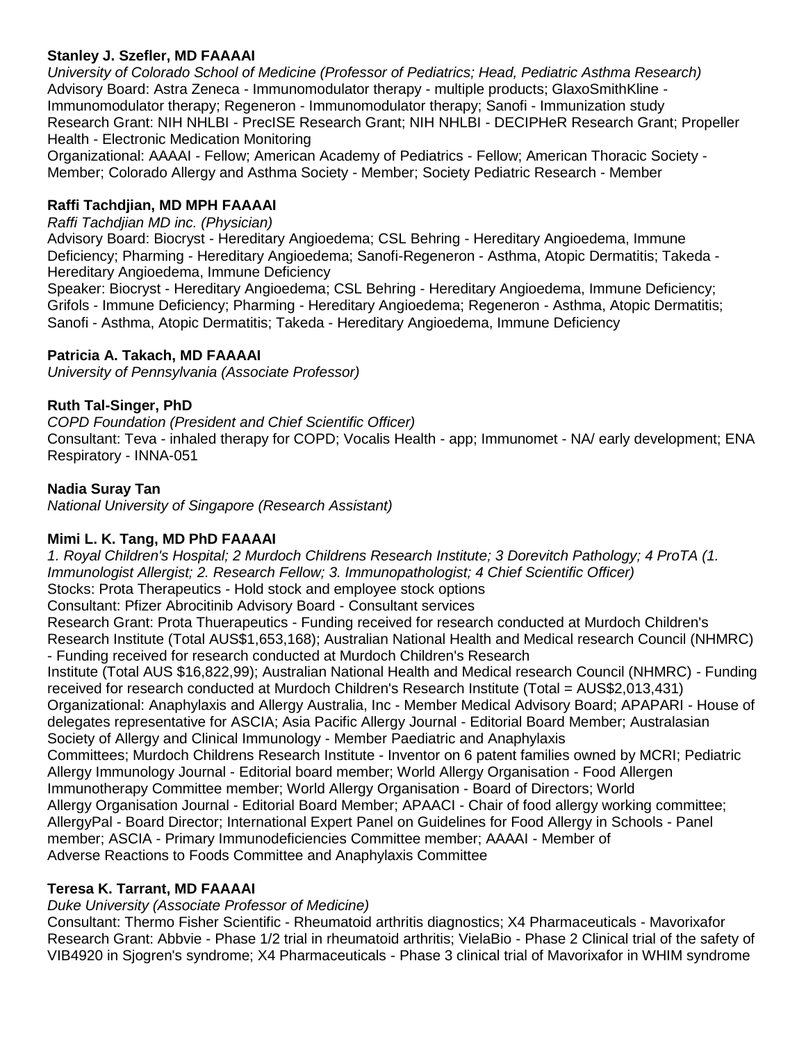**Stanley J. Szefler, MD FAAAAI**
*University of Colorado School of Medicine (Professor of Pediatrics; Head, Pediatric Asthma Research)*
Advisory Board: Astra Zeneca - Immunomodulator therapy - multiple products; GlaxoSmithKline - Immunomodulator therapy; Regeneron - Immunomodulator therapy; Sanofi - Immunization study
Research Grant: NIH NHLBI - PrecISE Research Grant; NIH NHLBI - DECIPHeR Research Grant; Propeller Health - Electronic Medication Monitoring
Organizational: AAAAI - Fellow; American Academy of Pediatrics - Fellow; American Thoracic Society - Member; Colorado Allergy and Asthma Society - Member; Society Pediatric Research - Member

**Raffi Tachdjian, MD MPH FAAAAI**
*Raffi Tachdjian MD inc. (Physician)*
Advisory Board: Biocryst - Hereditary Angioedema; CSL Behring - Hereditary Angioedema, Immune Deficiency; Pharming - Hereditary Angioedema; Sanofi-Regeneron - Asthma, Atopic Dermatitis; Takeda - Hereditary Angioedema, Immune Deficiency
Speaker: Biocryst - Hereditary Angioedema; CSL Behring - Hereditary Angioedema, Immune Deficiency; Grifols - Immune Deficiency; Pharming - Hereditary Angioedema; Regeneron - Asthma, Atopic Dermatitis; Sanofi - Asthma, Atopic Dermatitis; Takeda - Hereditary Angioedema, Immune Deficiency

**Patricia A. Takach, MD FAAAAI**
*University of Pennsylvania (Associate Professor)*

**Ruth Tal-Singer, PhD**
*COPD Foundation (President and Chief Scientific Officer)*
Consultant: Teva - inhaled therapy for COPD; Vocalis Health - app; Immunomet - NA/ early development; ENA Respiratory - INNA-051

**Nadia Suray Tan**
*National University of Singapore (Research Assistant)*

**Mimi L. K. Tang, MD PhD FAAAAI**
*1. Royal Children's Hospital; 2 Murdoch Childrens Research Institute; 3 Dorevitch Pathology; 4 ProTA (1. Immunologist Allergist; 2. Research Fellow; 3. Immunopathologist; 4 Chief Scientific Officer)*
Stocks: Prota Therapeutics - Hold stock and employee stock options
Consultant: Pfizer Abrocitinib Advisory Board - Consultant services
Research Grant: Prota Thuerapeutics - Funding received for research conducted at Murdoch Children's Research Institute (Total AUS$1,653,168); Australian National Health and Medical research Council (NHMRC) - Funding received for research conducted at Murdoch Children's Research Institute (Total AUS $16,822,99); Australian National Health and Medical research Council (NHMRC) - Funding received for research conducted at Murdoch Children's Research Institute (Total = AUS$2,013,431)
Organizational: Anaphylaxis and Allergy Australia, Inc - Member Medical Advisory Board; APAPARI - House of delegates representative for ASCIA; Asia Pacific Allergy Journal - Editorial Board Member; Australasian Society of Allergy and Clinical Immunology - Member Paediatric and Anaphylaxis Committees; Murdoch Childrens Research Institute - Inventor on 6 patent families owned by MCRI; Pediatric Allergy Immunology Journal - Editorial board member; World Allergy Organisation - Food Allergen Immunotherapy Committee member; World Allergy Organisation - Board of Directors; World Allergy Organisation Journal - Editorial Board Member; APAACI - Chair of food allergy working committee; AllergyPal - Board Director; International Expert Panel on Guidelines for Food Allergy in Schools - Panel member; ASCIA - Primary Immunodeficiencies Committee member; AAAAI - Member of Adverse Reactions to Foods Committee and Anaphylaxis Committee

**Teresa K. Tarrant, MD FAAAAI**
*Duke University (Associate Professor of Medicine)*
Consultant: Thermo Fisher Scientific - Rheumatoid arthritis diagnostics; X4 Pharmaceuticals - Mavorixafor
Research Grant: Abbvie - Phase 1/2 trial in rheumatoid arthritis; VielaBio - Phase 2 Clinical trial of the safety of VIB4920 in Sjogren's syndrome; X4 Pharmaceuticals - Phase 3 clinical trial of Mavorixafor in WHIM syndrome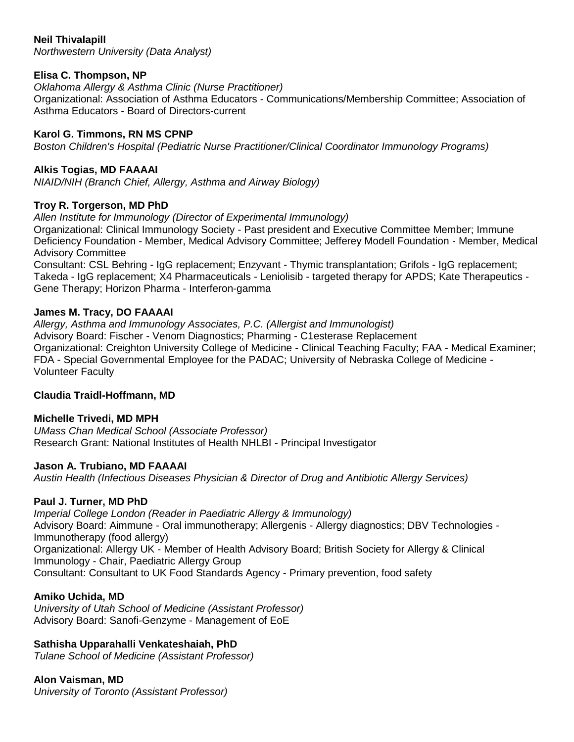**Neil Thivalapill**
*Northwestern University (Data Analyst)*

**Elisa C. Thompson, NP**
*Oklahoma Allergy & Asthma Clinic (Nurse Practitioner)*
Organizational: Association of Asthma Educators - Communications/Membership Committee; Association of Asthma Educators - Board of Directors-current

**Karol G. Timmons, RN MS CPNP**
*Boston Children's Hospital (Pediatric Nurse Practitioner/Clinical Coordinator Immunology Programs)*

**Alkis Togias, MD FAAAAI**
*NIAID/NIH (Branch Chief, Allergy, Asthma and Airway Biology)*

**Troy R. Torgerson, MD PhD**
*Allen Institute for Immunology (Director of Experimental Immunology)*
Organizational: Clinical Immunology Society - Past president and Executive Committee Member; Immune Deficiency Foundation - Member, Medical Advisory Committee; Jefferey Modell Foundation - Member, Medical Advisory Committee
Consultant: CSL Behring - IgG replacement; Enzyvant - Thymic transplantation; Grifols - IgG replacement; Takeda - IgG replacement; X4 Pharmaceuticals - Leniolisib - targeted therapy for APDS; Kate Therapeutics - Gene Therapy; Horizon Pharma - Interferon-gamma

**James M. Tracy, DO FAAAAI**
*Allergy, Asthma and Immunology Associates, P.C. (Allergist and Immunologist)*
Advisory Board: Fischer - Venom Diagnostics; Pharming - C1esterase Replacement
Organizational: Creighton University College of Medicine - Clinical Teaching Faculty; FAA - Medical Examiner; FDA - Special Governmental Employee for the PADAC; University of Nebraska College of Medicine - Volunteer Faculty

**Claudia Traidl-Hoffmann, MD**

**Michelle Trivedi, MD MPH**
*UMass Chan Medical School (Associate Professor)*
Research Grant: National Institutes of Health NHLBI - Principal Investigator

**Jason A. Trubiano, MD FAAAAI**
*Austin Health (Infectious Diseases Physician & Director of Drug and Antibiotic Allergy Services)*

**Paul J. Turner, MD PhD**
*Imperial College London (Reader in Paediatric Allergy & Immunology)*
Advisory Board: Aimmune - Oral immunotherapy; Allergenis - Allergy diagnostics; DBV Technologies - Immunotherapy (food allergy)
Organizational: Allergy UK - Member of Health Advisory Board; British Society for Allergy & Clinical Immunology - Chair, Paediatric Allergy Group
Consultant: Consultant to UK Food Standards Agency - Primary prevention, food safety

**Amiko Uchida, MD**
*University of Utah School of Medicine (Assistant Professor)*
Advisory Board: Sanofi-Genzyme - Management of EoE

**Sathisha Upparahalli Venkateshaiah, PhD**
*Tulane School of Medicine (Assistant Professor)*

**Alon Vaisman, MD**
*University of Toronto (Assistant Professor)*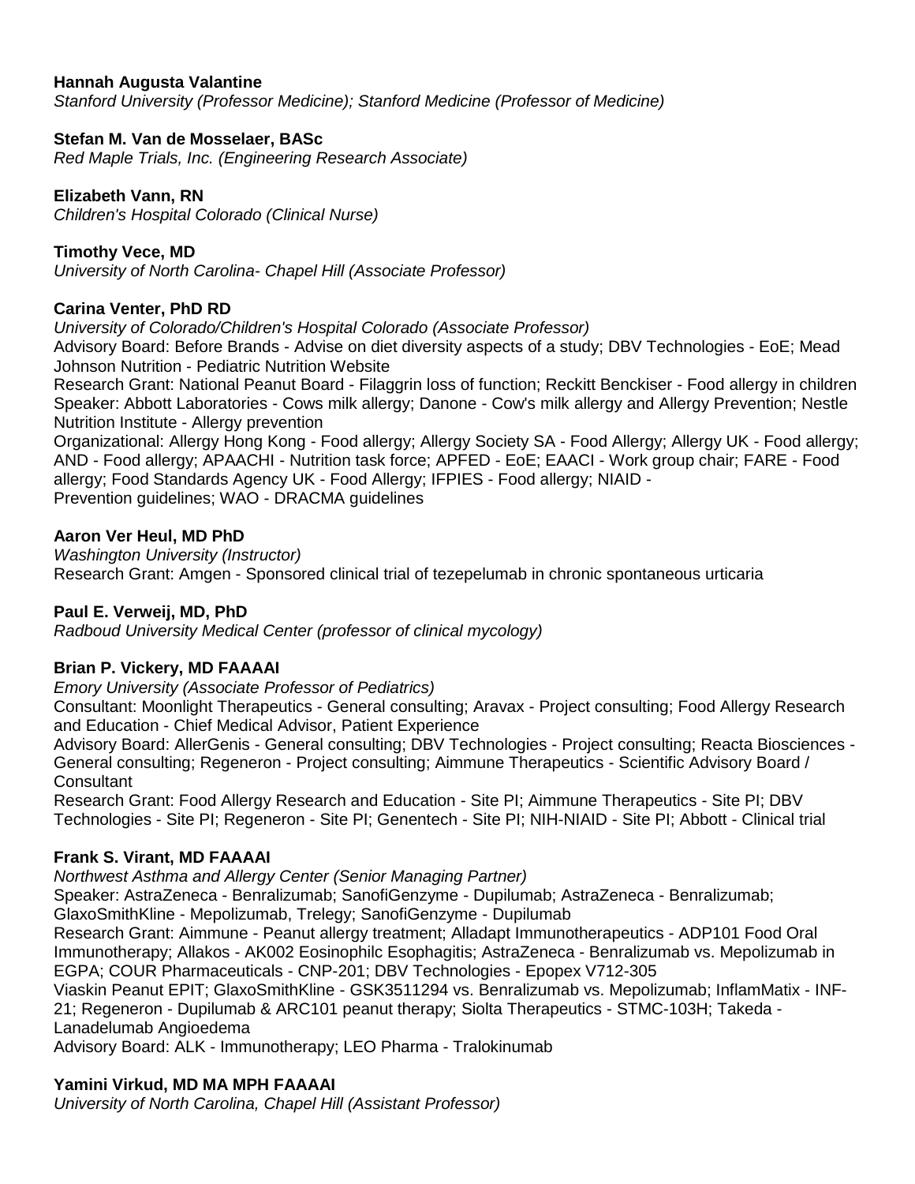**Hannah Augusta Valantine**
*Stanford University (Professor Medicine); Stanford Medicine (Professor of Medicine)*

**Stefan M. Van de Mosselaer, BASc**
*Red Maple Trials, Inc. (Engineering Research Associate)*

**Elizabeth Vann, RN**
*Children's Hospital Colorado (Clinical Nurse)*

**Timothy Vece, MD**
*University of North Carolina- Chapel Hill (Associate Professor)*

**Carina Venter, PhD RD**
*University of Colorado/Children's Hospital Colorado (Associate Professor)*
Advisory Board: Before Brands - Advise on diet diversity aspects of a study; DBV Technologies - EoE; Mead Johnson Nutrition - Pediatric Nutrition Website
Research Grant: National Peanut Board - Filaggrin loss of function; Reckitt Benckiser - Food allergy in children
Speaker: Abbott Laboratories - Cows milk allergy; Danone - Cow's milk allergy and Allergy Prevention; Nestle Nutrition Institute - Allergy prevention
Organizational: Allergy Hong Kong - Food allergy; Allergy Society SA - Food Allergy; Allergy UK - Food allergy; AND - Food allergy; APAACHI - Nutrition task force; APFED - EoE; EAACI - Work group chair; FARE - Food allergy; Food Standards Agency UK - Food Allergy; IFPIES - Food allergy; NIAID - Prevention guidelines; WAO - DRACMA guidelines

**Aaron Ver Heul, MD PhD**
*Washington University (Instructor)*
Research Grant: Amgen - Sponsored clinical trial of tezepelumab in chronic spontaneous urticaria

**Paul E. Verweij, MD, PhD**
*Radboud University Medical Center (professor of clinical mycology)*

**Brian P. Vickery, MD FAAAAI**
*Emory University (Associate Professor of Pediatrics)*
Consultant: Moonlight Therapeutics - General consulting; Aravax - Project consulting; Food Allergy Research and Education - Chief Medical Advisor, Patient Experience
Advisory Board: AllerGenis - General consulting; DBV Technologies - Project consulting; Reacta Biosciences - General consulting; Regeneron - Project consulting; Aimmune Therapeutics - Scientific Advisory Board / Consultant
Research Grant: Food Allergy Research and Education - Site PI; Aimmune Therapeutics - Site PI; DBV Technologies - Site PI; Regeneron - Site PI; Genentech - Site PI; NIH-NIAID - Site PI; Abbott - Clinical trial

**Frank S. Virant, MD FAAAAI**
*Northwest Asthma and Allergy Center (Senior Managing Partner)*
Speaker: AstraZeneca - Benralizumab; SanofiGenzyme - Dupilumab; AstraZeneca - Benralizumab; GlaxoSmithKline - Mepolizumab, Trelegy; SanofiGenzyme - Dupilumab
Research Grant: Aimmune - Peanut allergy treatment; Alladapt Immunotherapeutics - ADP101 Food Oral Immunotherapy; Allakos - AK002 Eosinophilc Esophagitis; AstraZeneca - Benralizumab vs. Mepolizumab in EGPA; COUR Pharmaceuticals - CNP-201; DBV Technologies - Epopex V712-305 Viaskin Peanut EPIT; GlaxoSmithKline - GSK3511294 vs. Benralizumab vs. Mepolizumab; InflamMatix - INF-21; Regeneron - Dupilumab & ARC101 peanut therapy; Siolta Therapeutics - STMC-103H; Takeda - Lanadelumab Angioedema
Advisory Board: ALK - Immunotherapy; LEO Pharma - Tralokinumab

**Yamini Virkud, MD MA MPH FAAAAI**
*University of North Carolina, Chapel Hill (Assistant Professor)*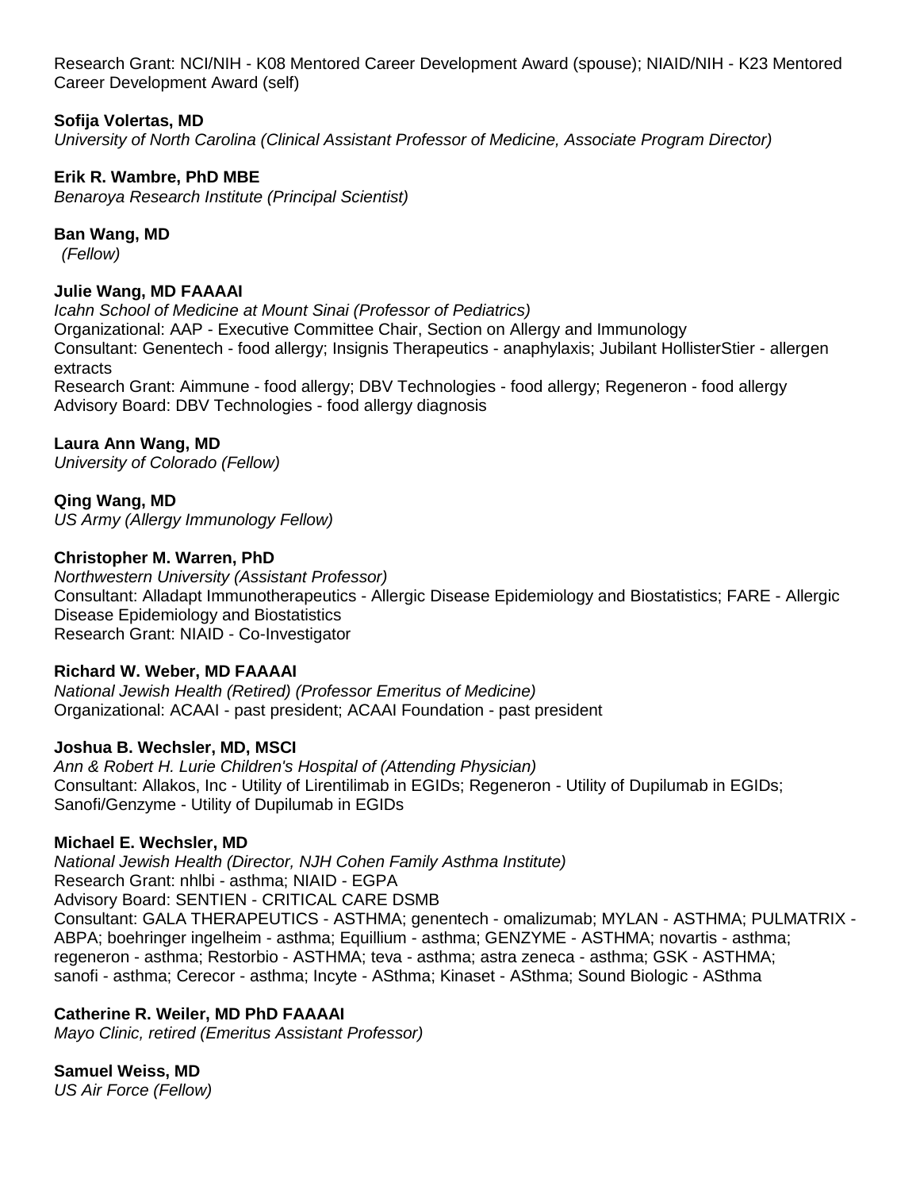Research Grant: NCI/NIH - K08 Mentored Career Development Award (spouse); NIAID/NIH - K23 Mentored Career Development Award (self)

**Sofija Volertas, MD**
*University of North Carolina (Clinical Assistant Professor of Medicine, Associate Program Director)*

**Erik R. Wambre, PhD MBE**
*Benaroya Research Institute (Principal Scientist)*

**Ban Wang, MD**
*(Fellow)*

**Julie Wang, MD FAAAAI**
*Icahn School of Medicine at Mount Sinai (Professor of Pediatrics)*
Organizational: AAP - Executive Committee Chair, Section on Allergy and Immunology
Consultant: Genentech - food allergy; Insignis Therapeutics - anaphylaxis; Jubilant HollisterStier - allergen extracts
Research Grant: Aimmune - food allergy; DBV Technologies - food allergy; Regeneron - food allergy
Advisory Board: DBV Technologies - food allergy diagnosis

**Laura Ann Wang, MD**
*University of Colorado (Fellow)*

**Qing Wang, MD**
*US Army (Allergy Immunology Fellow)*

**Christopher M. Warren, PhD**
*Northwestern University (Assistant Professor)*
Consultant: Alladapt Immunotherapeutics - Allergic Disease Epidemiology and Biostatistics; FARE - Allergic Disease Epidemiology and Biostatistics
Research Grant: NIAID - Co-Investigator

**Richard W. Weber, MD FAAAAI**
*National Jewish Health (Retired) (Professor Emeritus of Medicine)*
Organizational: ACAAI - past president; ACAAI Foundation - past president

**Joshua B. Wechsler, MD, MSCI**
*Ann & Robert H. Lurie Children's Hospital of (Attending Physician)*
Consultant: Allakos, Inc - Utility of Lirentilimab in EGIDs; Regeneron - Utility of Dupilumab in EGIDs; Sanofi/Genzyme - Utility of Dupilumab in EGIDs

**Michael E. Wechsler, MD**
*National Jewish Health (Director, NJH Cohen Family Asthma Institute)*
Research Grant: nhlbi - asthma; NIAID - EGPA
Advisory Board: SENTIEN - CRITICAL CARE DSMB
Consultant: GALA THERAPEUTICS - ASTHMA; genentech - omalizumab; MYLAN - ASTHMA; PULMATRIX - ABPA; boehringer ingelheim - asthma; Equillium - asthma; GENZYME - ASTHMA; novartis - asthma; regeneron - asthma; Restorbio - ASTHMA; teva - asthma; astra zeneca - asthma; GSK - ASTHMA; sanofi - asthma; Cerecor - asthma; Incyte - AShthma; Kinaset - ASthma; Sound Biologic - ASthma

**Catherine R. Weiler, MD PhD FAAAAI**
*Mayo Clinic, retired (Emeritus Assistant Professor)*

**Samuel Weiss, MD**
*US Air Force (Fellow)*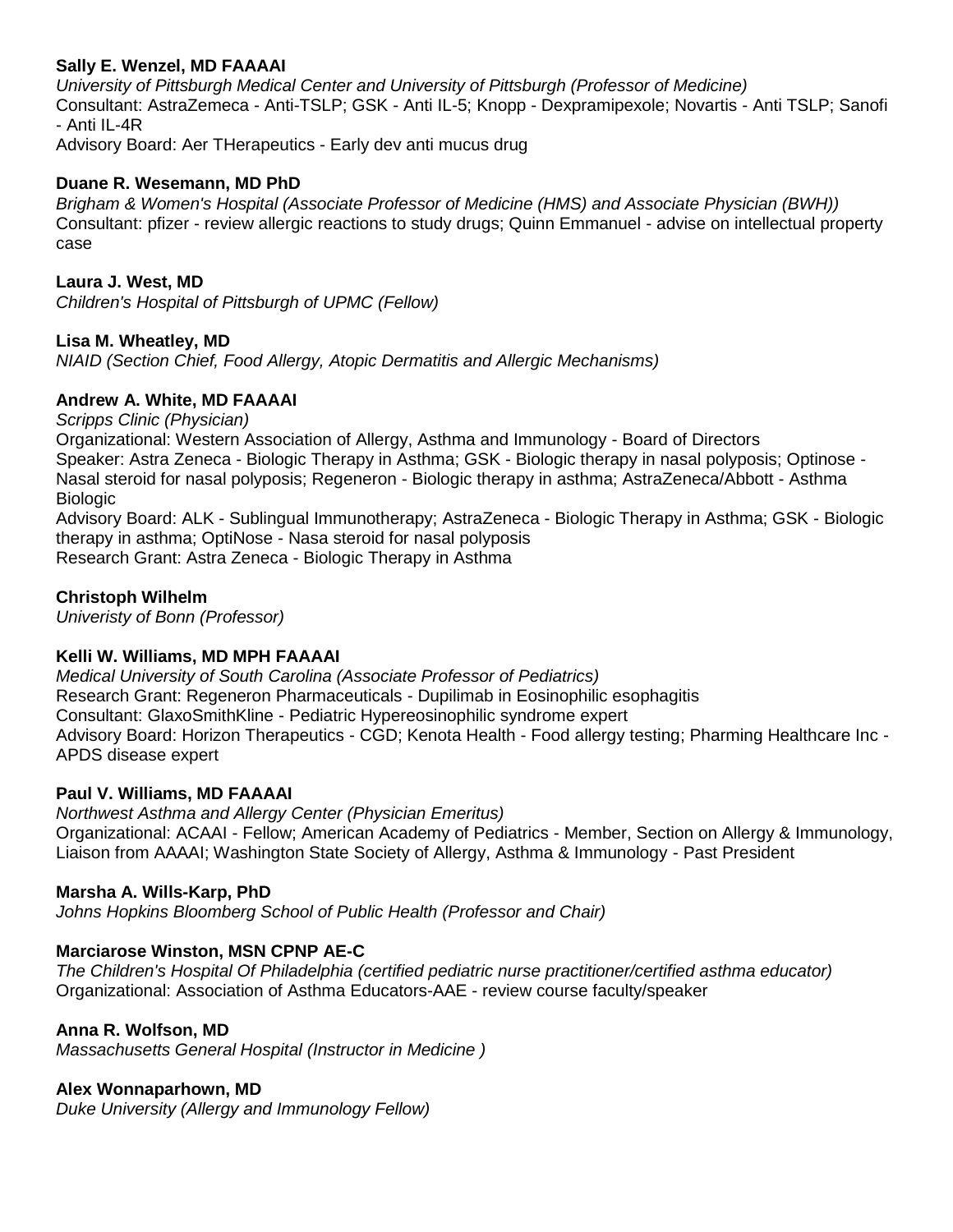**Sally E. Wenzel, MD FAAAAI**
*University of Pittsburgh Medical Center and University of Pittsburgh (Professor of Medicine)*
Consultant: AstraZemeca - Anti-TSLP; GSK - Anti IL-5; Knopp - Dexpramipexole; Novartis - Anti TSLP; Sanofi - Anti IL-4R
Advisory Board: Aer THerapeutics - Early dev anti mucus drug

**Duane R. Wesemann, MD PhD**
*Brigham & Women's Hospital (Associate Professor of Medicine (HMS) and Associate Physician (BWH))*
Consultant: pfizer - review allergic reactions to study drugs; Quinn Emmanuel - advise on intellectual property case

**Laura J. West, MD**
*Children's Hospital of Pittsburgh of UPMC (Fellow)*

**Lisa M. Wheatley, MD**
*NIAID (Section Chief, Food Allergy, Atopic Dermatitis and Allergic Mechanisms)*

**Andrew A. White, MD FAAAAI**
*Scripps Clinic (Physician)*
Organizational: Western Association of Allergy, Asthma and Immunology - Board of Directors
Speaker: Astra Zeneca - Biologic Therapy in Asthma; GSK - Biologic therapy in nasal polyposis; Optinose - Nasal steroid for nasal polyposis; Regeneron - Biologic therapy in asthma; AstraZeneca/Abbott - Asthma Biologic
Advisory Board: ALK - Sublingual Immunotherapy; AstraZeneca - Biologic Therapy in Asthma; GSK - Biologic therapy in asthma; OptiNose - Nasa steroid for nasal polyposis
Research Grant: Astra Zeneca - Biologic Therapy in Asthma

**Christoph Wilhelm**
*Univeristy of Bonn (Professor)*

**Kelli W. Williams, MD MPH FAAAAI**
*Medical University of South Carolina (Associate Professor of Pediatrics)*
Research Grant: Regeneron Pharmaceuticals - Dupilimab in Eosinophilic esophagitis
Consultant: GlaxoSmithKline - Pediatric Hypereosinophilic syndrome expert
Advisory Board: Horizon Therapeutics - CGD; Kenota Health - Food allergy testing; Pharming Healthcare Inc - APDS disease expert

**Paul V. Williams, MD FAAAAI**
*Northwest Asthma and Allergy Center (Physician Emeritus)*
Organizational: ACAAI - Fellow; American Academy of Pediatrics - Member, Section on Allergy & Immunology, Liaison from AAAAI; Washington State Society of Allergy, Asthma & Immunology - Past President

**Marsha A. Wills-Karp, PhD**
*Johns Hopkins Bloomberg School of Public Health (Professor and Chair)*

**Marciarose Winston, MSN CPNP AE-C**
*The Children's Hospital Of Philadelphia (certified pediatric nurse practitioner/certified asthma educator)*
Organizational: Association of Asthma Educators-AAE - review course faculty/speaker

**Anna R. Wolfson, MD**
*Massachusetts General Hospital (Instructor in Medicine )*

**Alex Wonnaparhown, MD**
*Duke University (Allergy and Immunology Fellow)*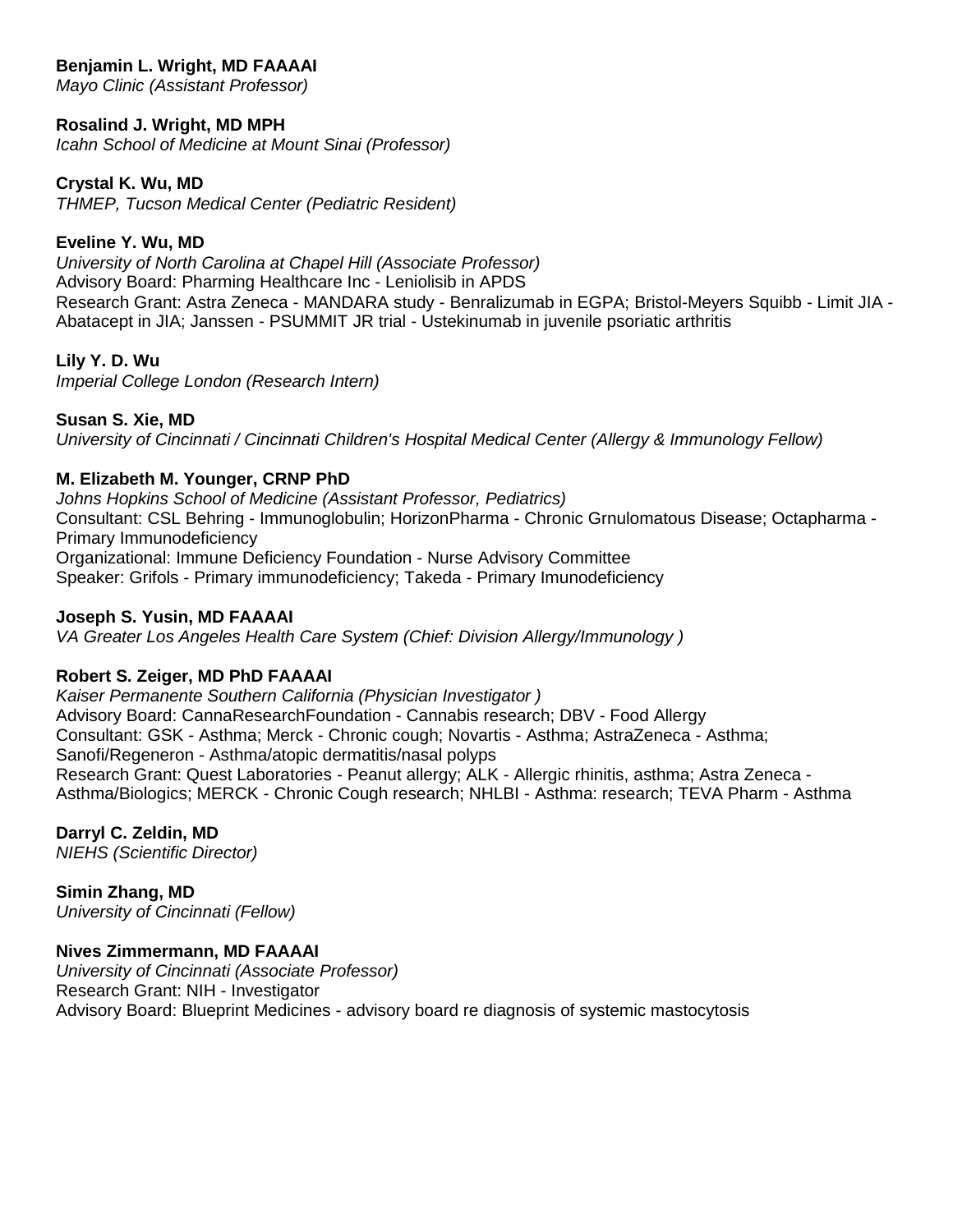**Benjamin L. Wright, MD FAAAAI**
*Mayo Clinic (Assistant Professor)*

**Rosalind J. Wright, MD MPH**
*Icahn School of Medicine at Mount Sinai (Professor)*

**Crystal K. Wu, MD**
*THMEP, Tucson Medical Center (Pediatric Resident)*

**Eveline Y. Wu, MD**
*University of North Carolina at Chapel Hill (Associate Professor)*
Advisory Board: Pharming Healthcare Inc - Leniolisib in APDS
Research Grant: Astra Zeneca - MANDARA study - Benralizumab in EGPA; Bristol-Meyers Squibb - Limit JIA - Abatacept in JIA; Janssen - PSUMMIT JR trial - Ustekinumab in juvenile psoriatic arthritis

**Lily Y. D. Wu**
*Imperial College London (Research Intern)*

**Susan S. Xie, MD**
*University of Cincinnati / Cincinnati Children's Hospital Medical Center (Allergy & Immunology Fellow)*

**M. Elizabeth M. Younger, CRNP PhD**
*Johns Hopkins School of Medicine (Assistant Professor, Pediatrics)*
Consultant: CSL Behring - Immunoglobulin; HorizonPharma - Chronic Grnulomatous Disease; Octapharma - Primary Immunodeficiency
Organizational: Immune Deficiency Foundation - Nurse Advisory Committee
Speaker: Grifols - Primary immunodeficiency; Takeda - Primary Imunodeficiency

**Joseph S. Yusin, MD FAAAAI**
*VA Greater Los Angeles Health Care System (Chief: Division Allergy/Immunology )*

**Robert S. Zeiger, MD PhD FAAAAI**
*Kaiser Permanente Southern California (Physician Investigator )*
Advisory Board: CannaResearchFoundation - Cannabis research; DBV - Food Allergy
Consultant: GSK - Asthma; Merck - Chronic cough; Novartis - Asthma; AstraZeneca - Asthma; Sanofi/Regeneron - Asthma/atopic dermatitis/nasal polyps
Research Grant: Quest Laboratories - Peanut allergy; ALK - Allergic rhinitis, asthma; Astra Zeneca - Asthma/Biologics; MERCK - Chronic Cough research; NHLBI - Asthma: research; TEVA Pharm - Asthma

**Darryl C. Zeldin, MD**
*NIEHS (Scientific Director)*

**Simin Zhang, MD**
*University of Cincinnati (Fellow)*

**Nives Zimmermann, MD FAAAAI**
*University of Cincinnati (Associate Professor)*
Research Grant: NIH - Investigator
Advisory Board: Blueprint Medicines - advisory board re diagnosis of systemic mastocytosis